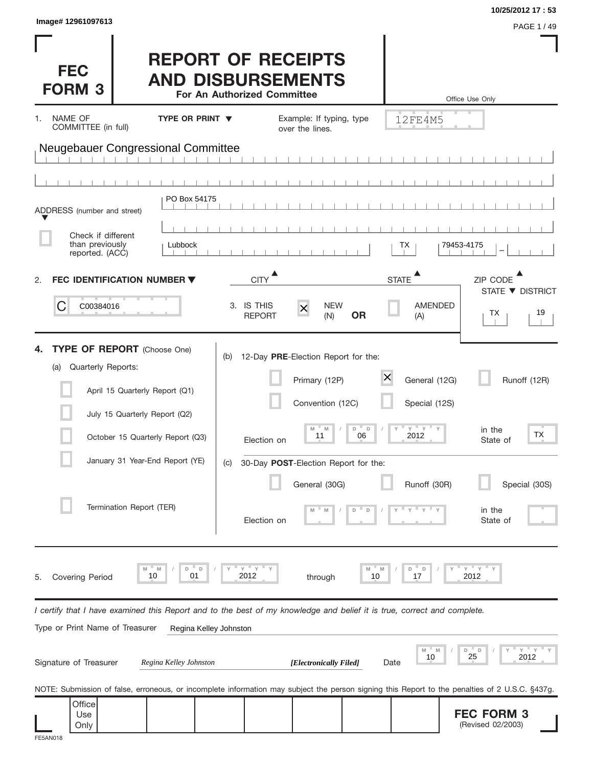Image# 12961097613

10/25/2012 17 : 53

# FEC FORM 3

# REPORT OF RECEIPTS AND DISBURSEMENTS

**For An Authorized Committee**

Office Use Only

12FE4M5

1. NAME OF COMMITTEE (in full) **TYPE OR PRINT ▼** Example: If typing, type over the lines.

Neugebauer Congressional Committee

ADDRESS (number and street): PO Box 54175

☐ Check if different than previously reported. (ACC)

| CITY | STATE | ZIP CODE |
|---|---|---|
| Lubbock | TX | 79453-4175 |

2. **FEC IDENTIFICATION NUMBER ▼**

C00384016

3. IS THIS REPORT ☒ NEW (N) **OR** ☐ AMENDED (A)

| STATE | DISTRICT |
|---|---|
| TX | 19 |

4. **TYPE OF REPORT** (Choose One)

(a) Quarterly Reports:

- ☐ April 15 Quarterly Report (Q1)
- ☐ July 15 Quarterly Report (Q2)
- ☐ October 15 Quarterly Report (Q3)
- ☐ January 31 Year-End Report (YE)
- ☐ Termination Report (TER)

(b) 12-Day **PRE**-Election Report for the:

- ☐ Primary (12P)
- ☒ General (12G)
- ☐ Runoff (12R)
- ☐ Convention (12C)
- ☐ Special (12S)

Election on 11 / 06 / 2012 in the State of TX

(c) 30-Day **POST**-Election Report for the:

- ☐ General (30G)
- ☐ Runoff (30R)
- ☐ Special (30S)

Election on MM / DD / YYYY in the State of

5. Covering Period 10 / 01 / 2012 through 10 / 17 / 2012

*I certify that I have examined this Report and to the best of my knowledge and belief it is true, correct and complete.*

Type or Print Name of Treasurer: Regina Kelley Johnston

Signature of Treasurer: *Regina Kelley Johnston* ***[Electronically Filed]*** Date 10 / 25 / 2012

NOTE: Submission of false, erroneous, or incomplete information may subject the person signing this Report to the penalties of 2 U.S.C. §437g.

Office Use Only

**FEC FORM 3** (Revised 02/2003)

FE5AN018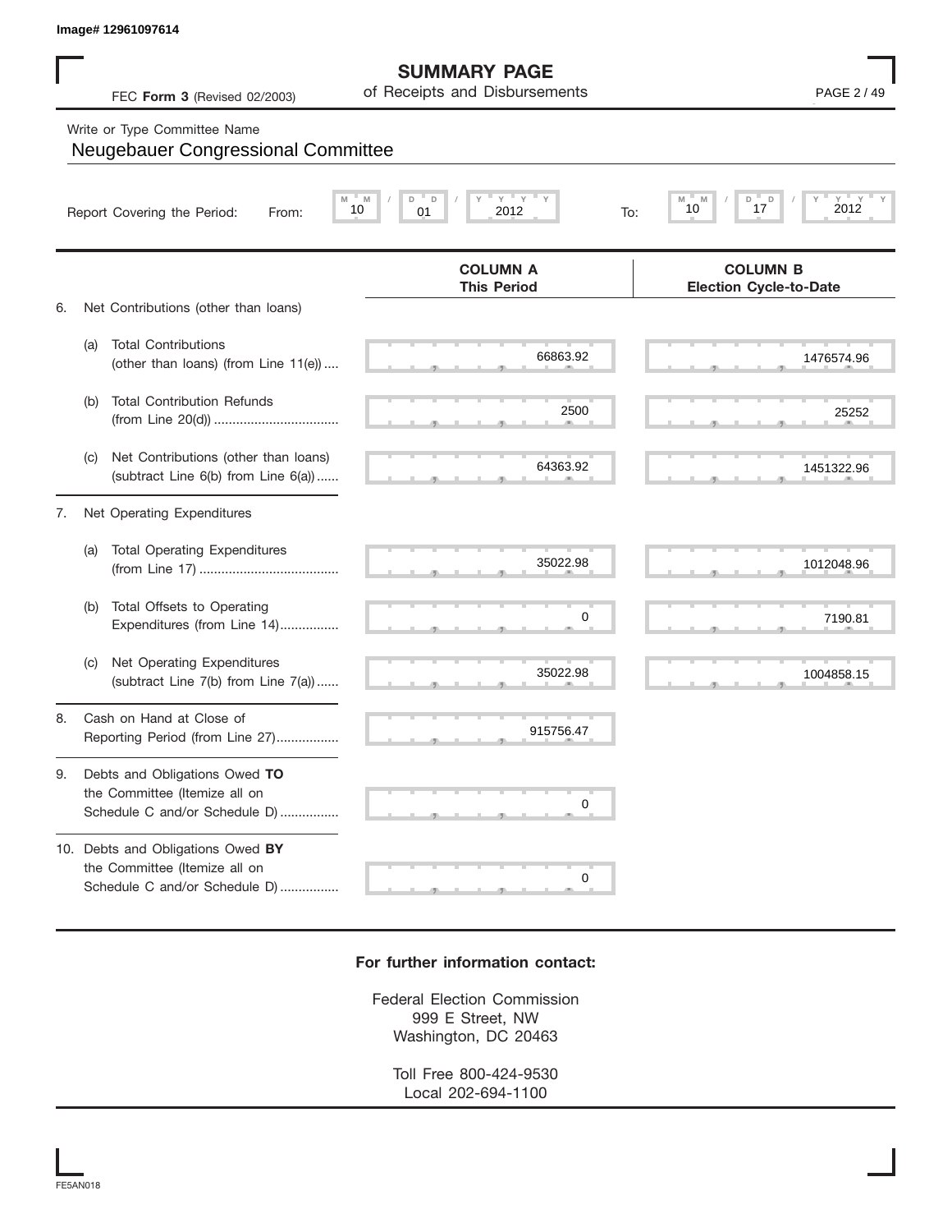Image# 12961097614

# SUMMARY PAGE
of Receipts and Disbursements

FEC **Form 3** (Revised 02/2003)

Write or Type Committee Name

Neugebauer Congressional Committee

Report Covering the Period: From: 10 / 01 / 2012 To: 10 / 17 / 2012

| | COLUMN A This Period | COLUMN B Election Cycle-to-Date |
|---|---|---|
| 6. Net Contributions (other than loans) | | |
| (a) Total Contributions (other than loans) (from Line 11(e)) .... | 66863.92 | 1476574.96 |
| (b) Total Contribution Refunds (from Line 20(d)) .................................. | 2500 | 25252 |
| (c) Net Contributions (other than loans) (subtract Line 6(b) from Line 6(a)) ...... | 64363.92 | 1451322.96 |
| 7. Net Operating Expenditures | | |
| (a) Total Operating Expenditures (from Line 17) ...................................... | 35022.98 | 1012048.96 |
| (b) Total Offsets to Operating Expenditures (from Line 14)................ | 0 | 7190.81 |
| (c) Net Operating Expenditures (subtract Line 7(b) from Line 7(a)) ...... | 35022.98 | 1004858.15 |
| 8. Cash on Hand at Close of Reporting Period (from Line 27)................. | 915756.47 | |
| 9. Debts and Obligations Owed **TO** the Committee (Itemize all on Schedule C and/or Schedule D) ................ | 0 | |
| 10. Debts and Obligations Owed **BY** the Committee (Itemize all on Schedule C and/or Schedule D) ................ | 0 | |

**For further information contact:**

Federal Election Commission
999 E Street, NW
Washington, DC 20463

Toll Free 800-424-9530
Local 202-694-1100

FE5AN018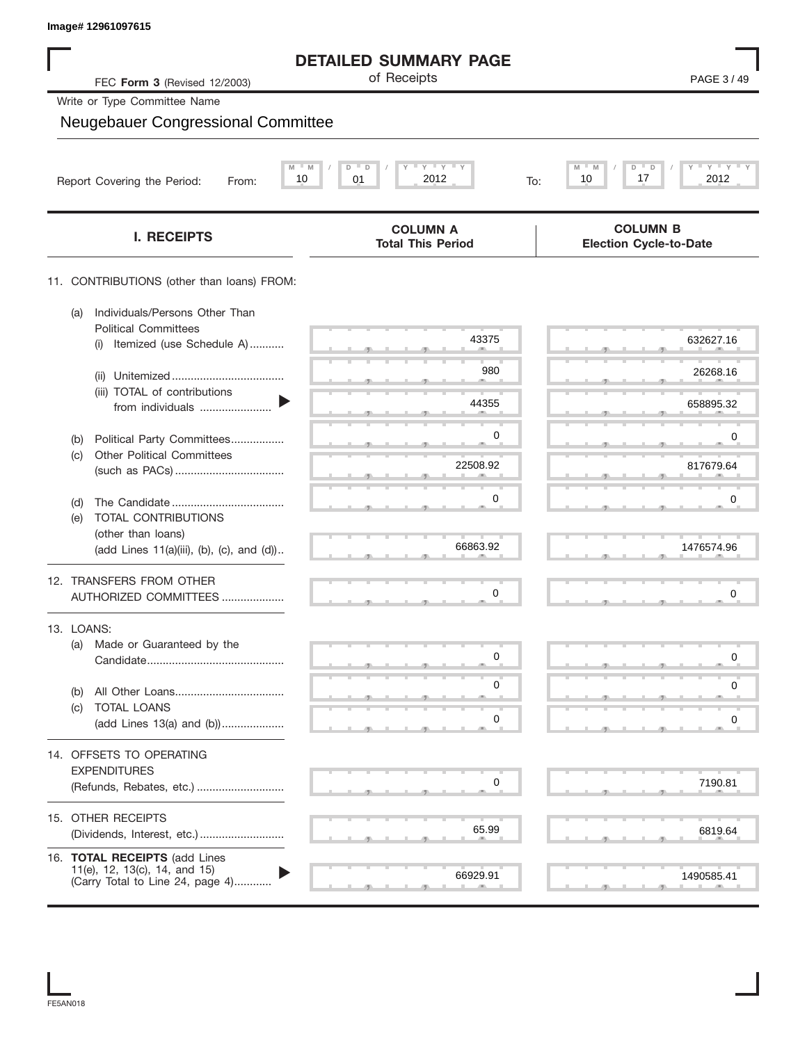Image# 12961097615

# DETAILED SUMMARY PAGE

of Receipts

FEC **Form 3** (Revised 12/2003)

Write or Type Committee Name

Neugebauer Congressional Committee

Report Covering the Period: From: 10 / 01 / 2012 To: 10 / 17 / 2012

| I. RECEIPTS | COLUMN A Total This Period | COLUMN B Election Cycle-to-Date |
|---|---|---|
| 11. CONTRIBUTIONS (other than loans) FROM: | | |
| (a) Individuals/Persons Other Than Political Committees (i) Itemized (use Schedule A) | 43375 | 632627.16 |
| (ii) Unitemized | 980 | 26268.16 |
| (iii) TOTAL of contributions from individuals | 44355 | 658895.32 |
| (b) Political Party Committees | 0 | 0 |
| (c) Other Political Committees (such as PACs) | 22508.92 | 817679.64 |
| (d) The Candidate | 0 | 0 |
| (e) TOTAL CONTRIBUTIONS (other than loans) (add Lines 11(a)(iii), (b), (c), and (d)) | 66863.92 | 1476574.96 |
| 12. TRANSFERS FROM OTHER AUTHORIZED COMMITTEES | 0 | 0 |
| 13. LOANS: | | |
| (a) Made or Guaranteed by the Candidate | 0 | 0 |
| (b) All Other Loans | 0 | 0 |
| (c) TOTAL LOANS (add Lines 13(a) and (b)) | 0 | 0 |
| 14. OFFSETS TO OPERATING EXPENDITURES (Refunds, Rebates, etc.) | 0 | 7190.81 |
| 15. OTHER RECEIPTS (Dividends, Interest, etc.) | 65.99 | 6819.64 |
| 16. **TOTAL RECEIPTS** (add Lines 11(e), 12, 13(c), 14, and 15) (Carry Total to Line 24, page 4) | 66929.91 | 1490585.41 |

FE5AN018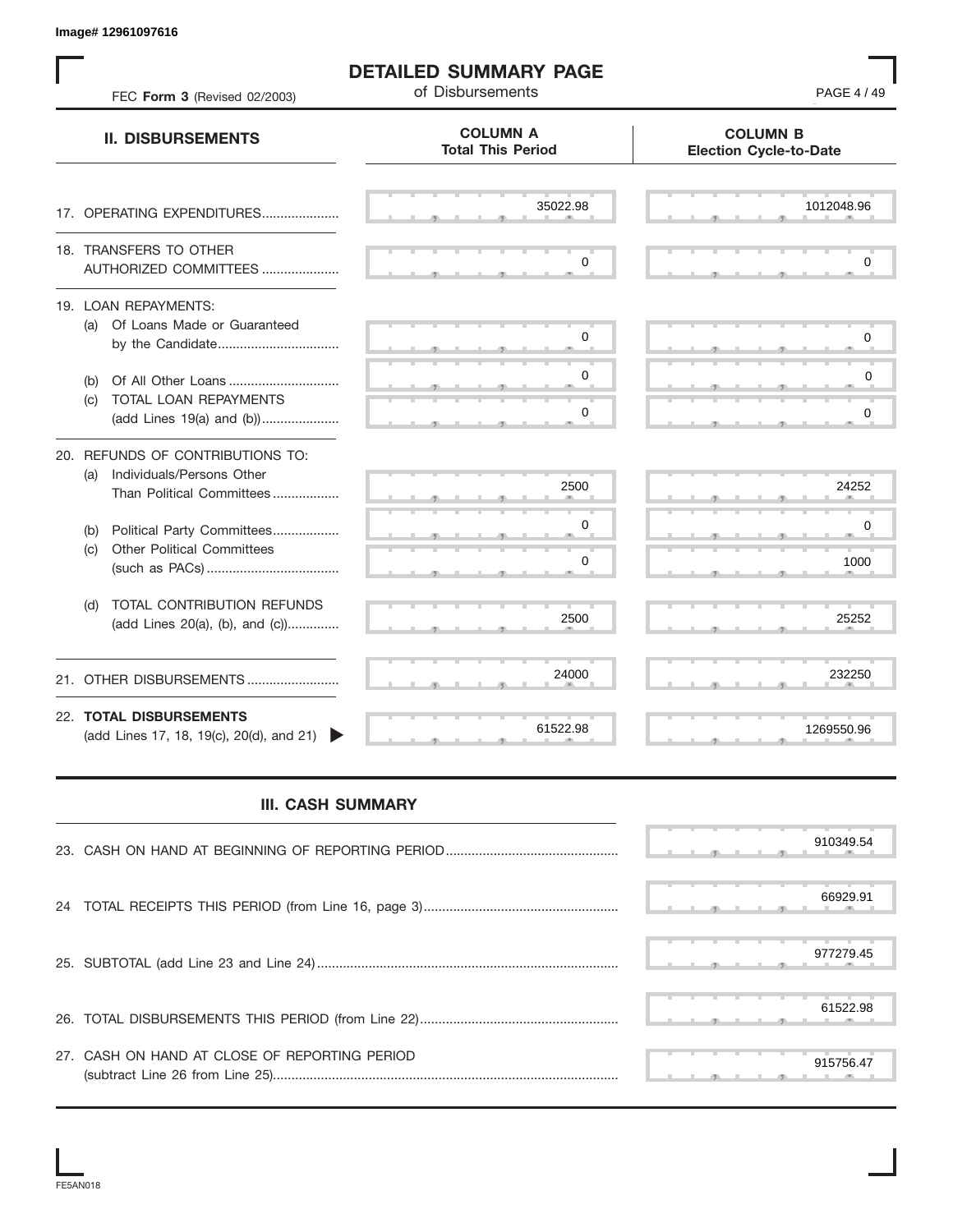Image# 12961097616

# DETAILED SUMMARY PAGE

of Disbursements

FEC **Form 3** (Revised 02/2003)

| **II. DISBURSEMENTS** | **COLUMN A Total This Period** | **COLUMN B Election Cycle-to-Date** |
|---|---|---|
| 17. OPERATING EXPENDITURES.................... | 35022.98 | 1012048.96 |
| 18. TRANSFERS TO OTHER AUTHORIZED COMMITTEES .................... | 0 | 0 |
| 19. LOAN REPAYMENTS: | | |
| (a) Of Loans Made or Guaranteed by the Candidate................................ | 0 | 0 |
| (b) Of All Other Loans ............................. | 0 | 0 |
| (c) TOTAL LOAN REPAYMENTS (add Lines 19(a) and (b))..................... | 0 | 0 |
| 20. REFUNDS OF CONTRIBUTIONS TO: | | |
| (a) Individuals/Persons Other Than Political Committees.................. | 2500 | 24252 |
| (b) Political Party Committees.................. | 0 | 0 |
| (c) Other Political Committees (such as PACs).................................... | 0 | 1000 |
| (d) TOTAL CONTRIBUTION REFUNDS (add Lines 20(a), (b), and (c)).............. | 2500 | 25252 |
| 21. OTHER DISBURSEMENTS......................... | 24000 | 232250 |
| 22. **TOTAL DISBURSEMENTS** (add Lines 17, 18, 19(c), 20(d), and 21) | 61522.98 | 1269550.96 |

## III. CASH SUMMARY

| | |
|---|---|
| 23. CASH ON HAND AT BEGINNING OF REPORTING PERIOD.............................................. | 910349.54 |
| 24 TOTAL RECEIPTS THIS PERIOD (from Line 16, page 3).................................................... | 66929.91 |
| 25. SUBTOTAL (add Line 23 and Line 24)................................................................................. | 977279.45 |
| 26. TOTAL DISBURSEMENTS THIS PERIOD (from Line 22)..................................................... | 61522.98 |
| 27. CASH ON HAND AT CLOSE OF REPORTING PERIOD (subtract Line 26 from Line 25)............................................................................................ | 915756.47 |

FE5AN018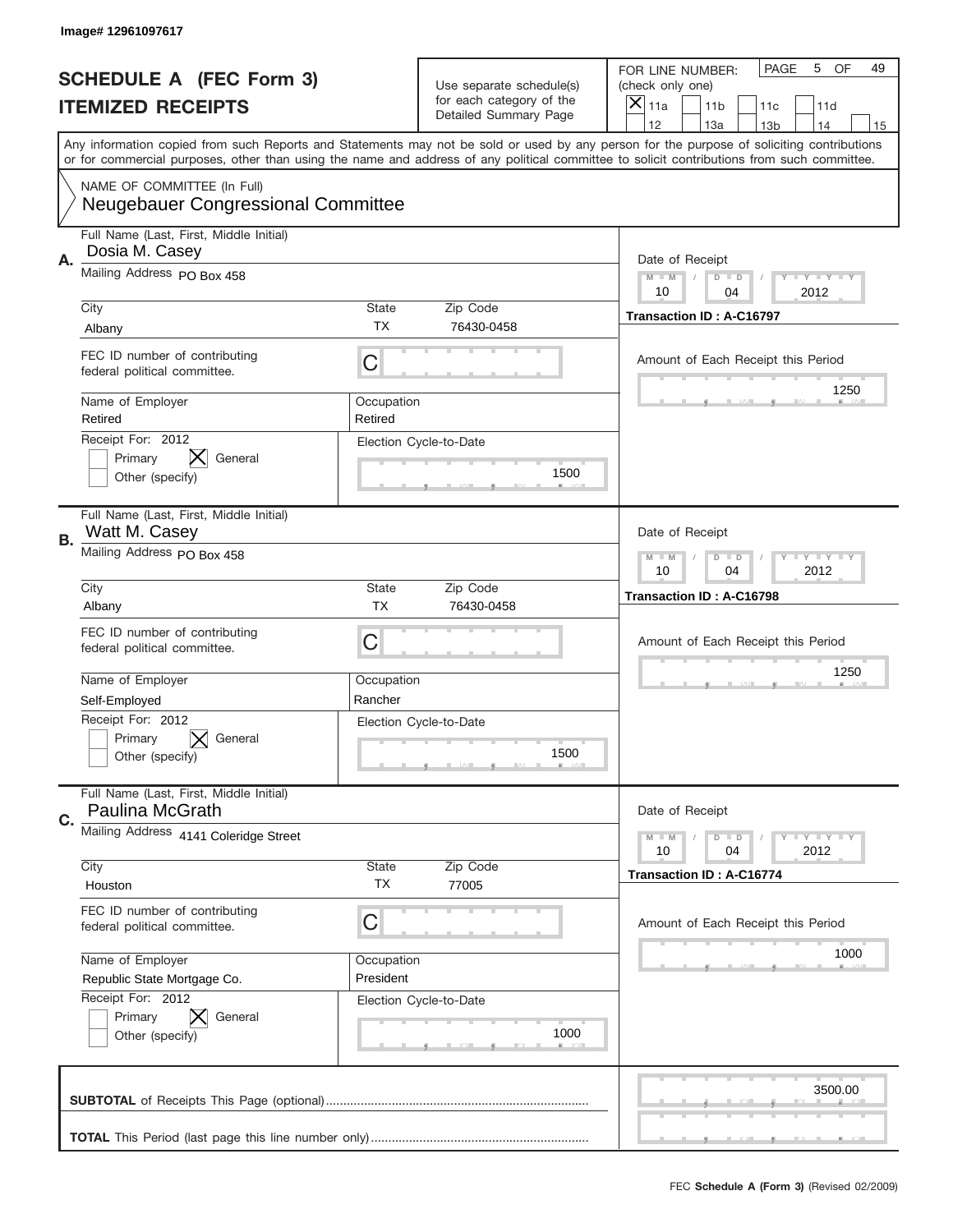Image# 12961097617

# SCHEDULE A (FEC Form 3)
## ITEMIZED RECEIPTS

Use separate schedule(s) for each category of the Detailed Summary Page

FOR LINE NUMBER: (check only one)
[X] 11a [ ] 11b [ ] 11c [ ] 11d [ ] 12 [ ] 13a [ ] 13b [ ] 14 [ ] 15

PAGE 5 OF 49

Any information copied from such Reports and Statements may not be sold or used by any person for the purpose of soliciting contributions or for commercial purposes, other than using the name and address of any political committee to solicit contributions from such committee.

NAME OF COMMITTEE (In Full)
Neugebauer Congressional Committee

---

**A.** Full Name (Last, First, Middle Initial): Dosia M. Casey
Mailing Address: PO Box 458
City: Albany | State: TX | Zip Code: 76430-0458
FEC ID number of contributing federal political committee: C
Name of Employer: Retired
Occupation: Retired
Receipt For: 2012 [ ] Primary [X] General [ ] Other (specify)
Election Cycle-to-Date: 1500
Date of Receipt: 10 / 04 / 2012
Transaction ID : A-C16797
Amount of Each Receipt this Period: 1250

---

**B.** Full Name (Last, First, Middle Initial): Watt M. Casey
Mailing Address: PO Box 458
City: Albany | State: TX | Zip Code: 76430-0458
FEC ID number of contributing federal political committee: C
Name of Employer: Self-Employed
Occupation: Rancher
Receipt For: 2012 [ ] Primary [X] General [ ] Other (specify)
Election Cycle-to-Date: 1500
Date of Receipt: 10 / 04 / 2012
Transaction ID : A-C16798
Amount of Each Receipt this Period: 1250

---

**C.** Full Name (Last, First, Middle Initial): Paulina McGrath
Mailing Address: 4141 Coleridge Street
City: Houston | State: TX | Zip Code: 77005
FEC ID number of contributing federal political committee: C
Name of Employer: Republic State Mortgage Co.
Occupation: President
Receipt For: 2012 [ ] Primary [X] General [ ] Other (specify)
Election Cycle-to-Date: 1000
Date of Receipt: 10 / 04 / 2012
Transaction ID : A-C16774
Amount of Each Receipt this Period: 1000

---

**SUBTOTAL** of Receipts This Page (optional): 3500.00

**TOTAL** This Period (last page this line number only):

FEC **Schedule A (Form 3)** (Revised 02/2009)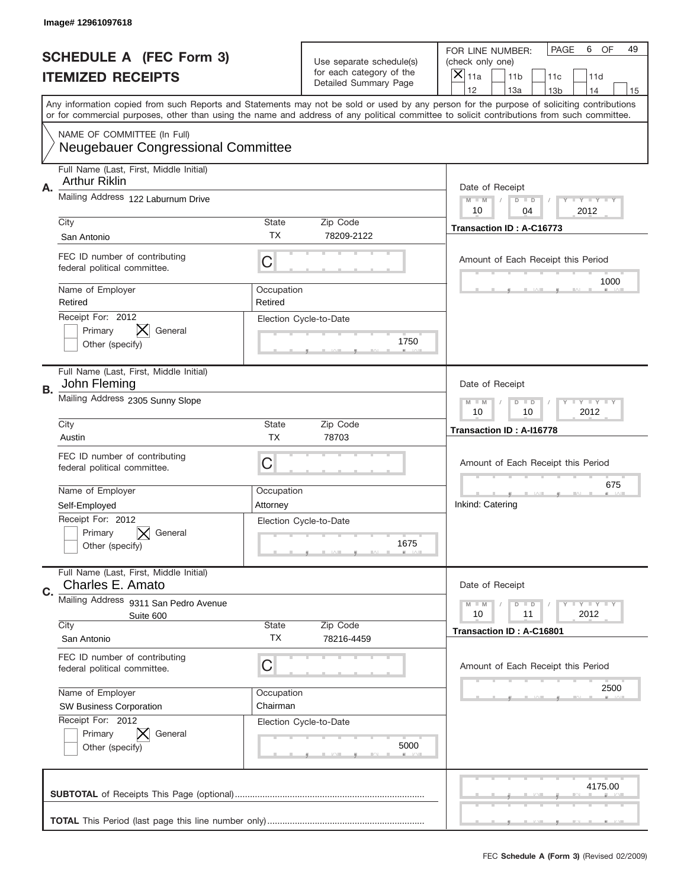Image# 12961097618

# SCHEDULE A (FEC Form 3)
## ITEMIZED RECEIPTS

Use separate schedule(s) for each category of the Detailed Summary Page

FOR LINE NUMBER: (check only one)

- [X] 11a
- [ ] 11b
- [ ] 11c
- [ ] 11d
- [ ] 12
- [ ] 13a
- [ ] 13b
- [ ] 14
- [ ] 15

PAGE 6 OF 49

Any information copied from such Reports and Statements may not be sold or used by any person for the purpose of soliciting contributions or for commercial purposes, other than using the name and address of any political committee to solicit contributions from such committee.

NAME OF COMMITTEE (In Full)
Neugebauer Congressional Committee

---

**A.** Full Name (Last, First, Middle Initial): Arthur Riklin

Mailing Address: 122 Laburnum Drive

City: San Antonio | State: TX | Zip Code: 78209-2122

FEC ID number of contributing federal political committee: C

Name of Employer: Retired | Occupation: Retired

Receipt For: 2012 — [ ] Primary [X] General [ ] Other (specify)

Election Cycle-to-Date: 1750

Date of Receipt: 10 / 04 / 2012

Transaction ID : A-C16773

Amount of Each Receipt this Period: 1000

---

**B.** Full Name (Last, First, Middle Initial): John Fleming

Mailing Address: 2305 Sunny Slope

City: Austin | State: TX | Zip Code: 78703

FEC ID number of contributing federal political committee: C

Name of Employer: Self-Employed | Occupation: Attorney

Receipt For: 2012 — [ ] Primary [X] General [ ] Other (specify)

Election Cycle-to-Date: 1675

Date of Receipt: 10 / 10 / 2012

Transaction ID : A-I16778

Amount of Each Receipt this Period: 675

Inkind: Catering

---

**C.** Full Name (Last, First, Middle Initial): Charles E. Amato

Mailing Address: 9311 San Pedro Avenue, Suite 600

City: San Antonio | State: TX | Zip Code: 78216-4459

FEC ID number of contributing federal political committee: C

Name of Employer: SW Business Corporation | Occupation: Chairman

Receipt For: 2012 — [ ] Primary [X] General [ ] Other (specify)

Election Cycle-to-Date: 5000

Date of Receipt: 10 / 11 / 2012

Transaction ID : A-C16801

Amount of Each Receipt this Period: 2500

---

**SUBTOTAL** of Receipts This Page (optional): 4175.00

**TOTAL** This Period (last page this line number only):

FEC **Schedule A (Form 3)** (Revised 02/2009)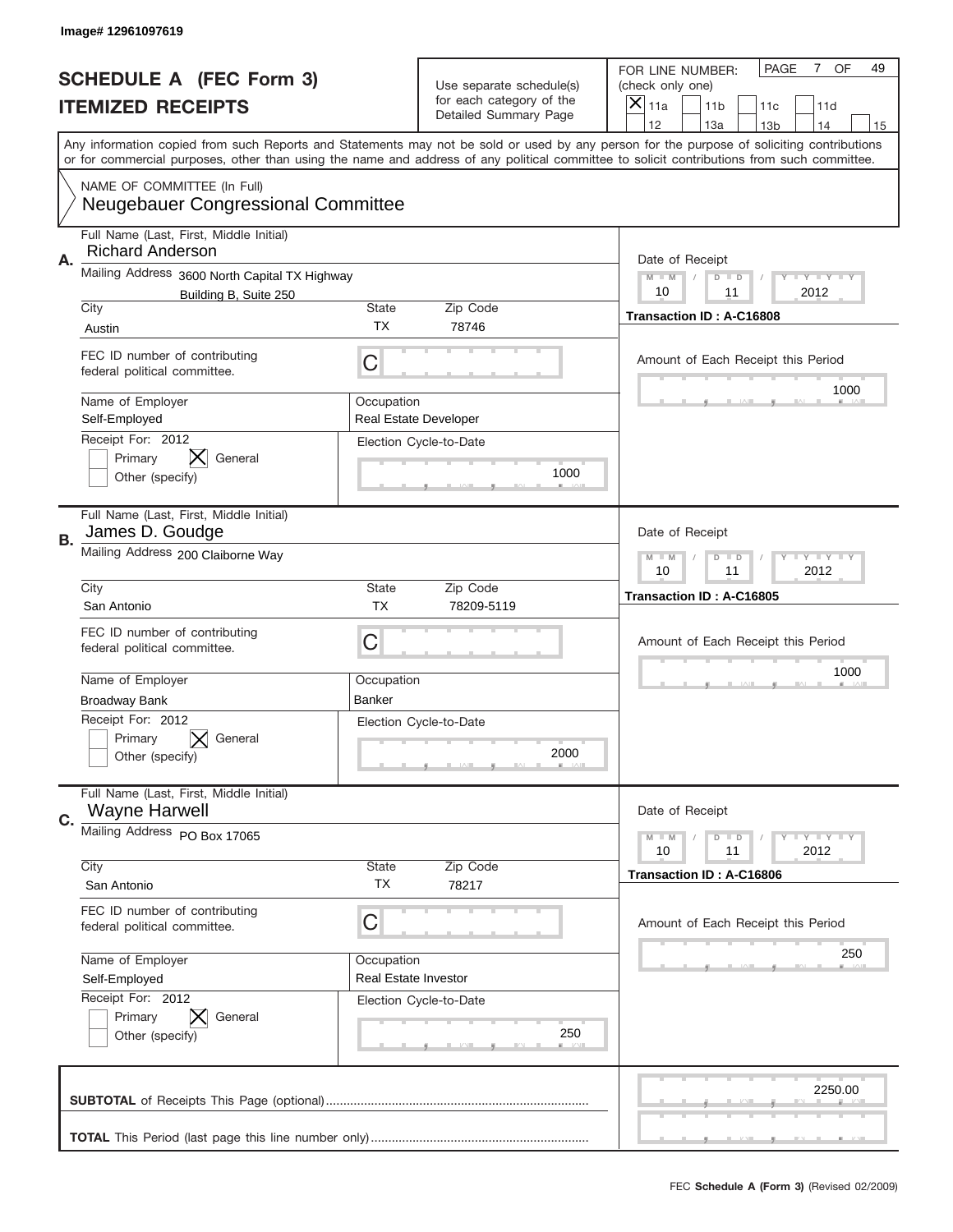Image# 12961097619

# SCHEDULE A (FEC Form 3)
## ITEMIZED RECEIPTS

Use separate schedule(s) for each category of the Detailed Summary Page

FOR LINE NUMBER: (check only one)

- [X] 11a
- [ ] 11b
- [ ] 11c
- [ ] 11d
- [ ] 12
- [ ] 13a
- [ ] 13b
- [ ] 14
- [ ] 15

PAGE 7 OF 49

Any information copied from such Reports and Statements may not be sold or used by any person for the purpose of soliciting contributions or for commercial purposes, other than using the name and address of any political committee to solicit contributions from such committee.

NAME OF COMMITTEE (In Full)
Neugebauer Congressional Committee

---

**A.** Full Name (Last, First, Middle Initial): Richard Anderson

Mailing Address: 3600 North Capital TX Highway, Building B, Suite 250

City: Austin | State: TX | Zip Code: 78746

FEC ID number of contributing federal political committee: C

Name of Employer: Self-Employed

Occupation: Real Estate Developer

Receipt For: 2012 — [ ] Primary [X] General [ ] Other (specify)

Election Cycle-to-Date: 1000

Date of Receipt: 10 / 11 / 2012

Transaction ID : A-C16808

Amount of Each Receipt this Period: 1000

---

**B.** Full Name (Last, First, Middle Initial): James D. Goudge

Mailing Address: 200 Claiborne Way

City: San Antonio | State: TX | Zip Code: 78209-5119

FEC ID number of contributing federal political committee: C

Name of Employer: Broadway Bank

Occupation: Banker

Receipt For: 2012 — [ ] Primary [X] General [ ] Other (specify)

Election Cycle-to-Date: 2000

Date of Receipt: 10 / 11 / 2012

Transaction ID : A-C16805

Amount of Each Receipt this Period: 1000

---

**C.** Full Name (Last, First, Middle Initial): Wayne Harwell

Mailing Address: PO Box 17065

City: San Antonio | State: TX | Zip Code: 78217

FEC ID number of contributing federal political committee: C

Name of Employer: Self-Employed

Occupation: Real Estate Investor

Receipt For: 2012 — [ ] Primary [X] General [ ] Other (specify)

Election Cycle-to-Date: 250

Date of Receipt: 10 / 11 / 2012

Transaction ID : A-C16806

Amount of Each Receipt this Period: 250

---

**SUBTOTAL** of Receipts This Page (optional): 2250.00

**TOTAL** This Period (last page this line number only):

FEC **Schedule A (Form 3)** (Revised 02/2009)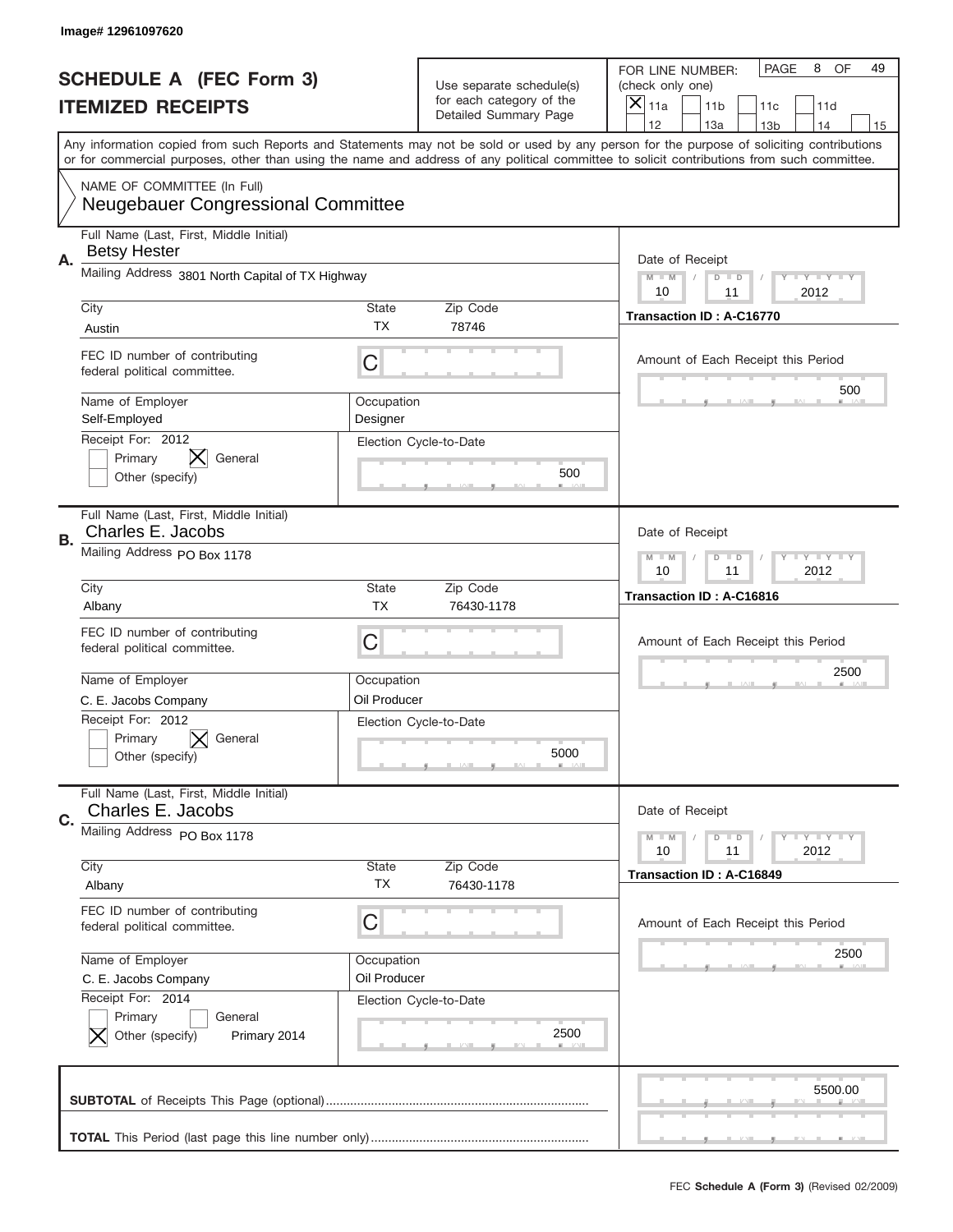Image# 12961097620

# SCHEDULE A (FEC Form 3)
## ITEMIZED RECEIPTS

Use separate schedule(s) for each category of the Detailed Summary Page

FOR LINE NUMBER: (check only one)

[X] 11a [ ] 11b [ ] 11c [ ] 11d [ ] 12 [ ] 13a [ ] 13b [ ] 14 [ ] 15

PAGE 8 OF 49

Any information copied from such Reports and Statements may not be sold or used by any person for the purpose of soliciting contributions or for commercial purposes, other than using the name and address of any political committee to solicit contributions from such committee.

NAME OF COMMITTEE (In Full)
Neugebauer Congressional Committee

---

**A.** Full Name (Last, First, Middle Initial): Betsy Hester

Mailing Address: 3801 North Capital of TX Highway

City: Austin | State: TX | Zip Code: 78746

FEC ID number of contributing federal political committee: C

Name of Employer: Self-Employed | Occupation: Designer

Receipt For: 2012 — [ ] Primary [X] General [ ] Other (specify)

Election Cycle-to-Date: 500

Date of Receipt: 10 / 11 / 2012

Transaction ID : A-C16770

Amount of Each Receipt this Period: 500

---

**B.** Full Name (Last, First, Middle Initial): Charles E. Jacobs

Mailing Address: PO Box 1178

City: Albany | State: TX | Zip Code: 76430-1178

FEC ID number of contributing federal political committee: C

Name of Employer: C. E. Jacobs Company | Occupation: Oil Producer

Receipt For: 2012 — [ ] Primary [X] General [ ] Other (specify)

Election Cycle-to-Date: 5000

Date of Receipt: 10 / 11 / 2012

Transaction ID : A-C16816

Amount of Each Receipt this Period: 2500

---

**C.** Full Name (Last, First, Middle Initial): Charles E. Jacobs

Mailing Address: PO Box 1178

City: Albany | State: TX | Zip Code: 76430-1178

FEC ID number of contributing federal political committee: C

Name of Employer: C. E. Jacobs Company | Occupation: Oil Producer

Receipt For: 2014 — [ ] Primary [ ] General [X] Other (specify): Primary 2014

Election Cycle-to-Date: 2500

Date of Receipt: 10 / 11 / 2012

Transaction ID : A-C16849

Amount of Each Receipt this Period: 2500

---

**SUBTOTAL** of Receipts This Page (optional): 5500.00

**TOTAL** This Period (last page this line number only):

FEC **Schedule A (Form 3)** (Revised 02/2009)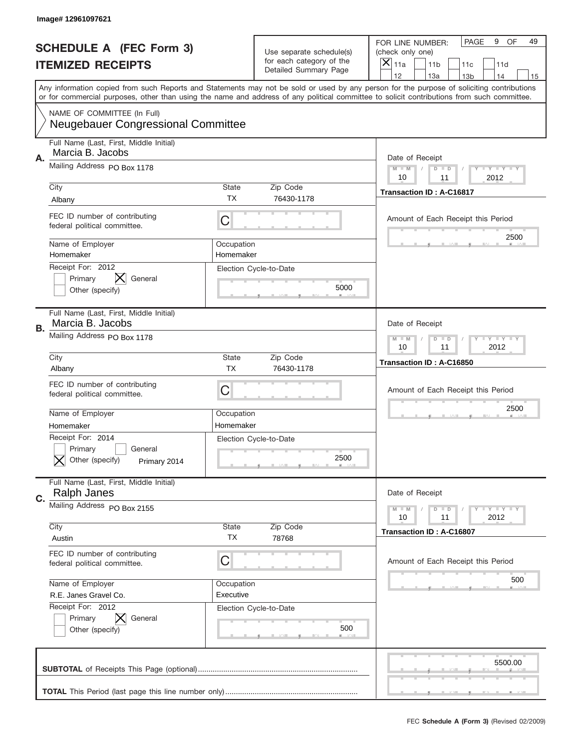Image# 12961097621

# SCHEDULE A (FEC Form 3)
## ITEMIZED RECEIPTS

Use separate schedule(s) for each category of the Detailed Summary Page

FOR LINE NUMBER: (check only one)
[X] 11a [ ] 11b [ ] 11c [ ] 11d
[ ] 12 [ ] 13a [ ] 13b [ ] 14 [ ] 15

PAGE 9 OF 49

Any information copied from such Reports and Statements may not be sold or used by any person for the purpose of soliciting contributions or for commercial purposes, other than using the name and address of any political committee to solicit contributions from such committee.

NAME OF COMMITTEE (In Full)
Neugebauer Congressional Committee

---

**A.** Full Name (Last, First, Middle Initial): Marcia B. Jacobs

Mailing Address: PO Box 1178

City: Albany | State: TX | Zip Code: 76430-1178

FEC ID number of contributing federal political committee: C

Name of Employer: Homemaker | Occupation: Homemaker

Receipt For: 2012 — [ ] Primary [X] General [ ] Other (specify)

Election Cycle-to-Date: 5000

Date of Receipt: 10 / 11 / 2012

Transaction ID : A-C16817

Amount of Each Receipt this Period: 2500

---

**B.** Full Name (Last, First, Middle Initial): Marcia B. Jacobs

Mailing Address: PO Box 1178

City: Albany | State: TX | Zip Code: 76430-1178

FEC ID number of contributing federal political committee: C

Name of Employer: Homemaker | Occupation: Homemaker

Receipt For: 2014 — [ ] Primary [ ] General [X] Other (specify) Primary 2014

Election Cycle-to-Date: 2500

Date of Receipt: 10 / 11 / 2012

Transaction ID : A-C16850

Amount of Each Receipt this Period: 2500

---

**C.** Full Name (Last, First, Middle Initial): Ralph Janes

Mailing Address: PO Box 2155

City: Austin | State: TX | Zip Code: 78768

FEC ID number of contributing federal political committee: C

Name of Employer: R.E. Janes Gravel Co. | Occupation: Executive

Receipt For: 2012 — [ ] Primary [X] General [ ] Other (specify)

Election Cycle-to-Date: 500

Date of Receipt: 10 / 11 / 2012

Transaction ID : A-C16807

Amount of Each Receipt this Period: 500

---

**SUBTOTAL** of Receipts This Page (optional): 5500.00

**TOTAL** This Period (last page this line number only):

FEC **Schedule A (Form 3)** (Revised 02/2009)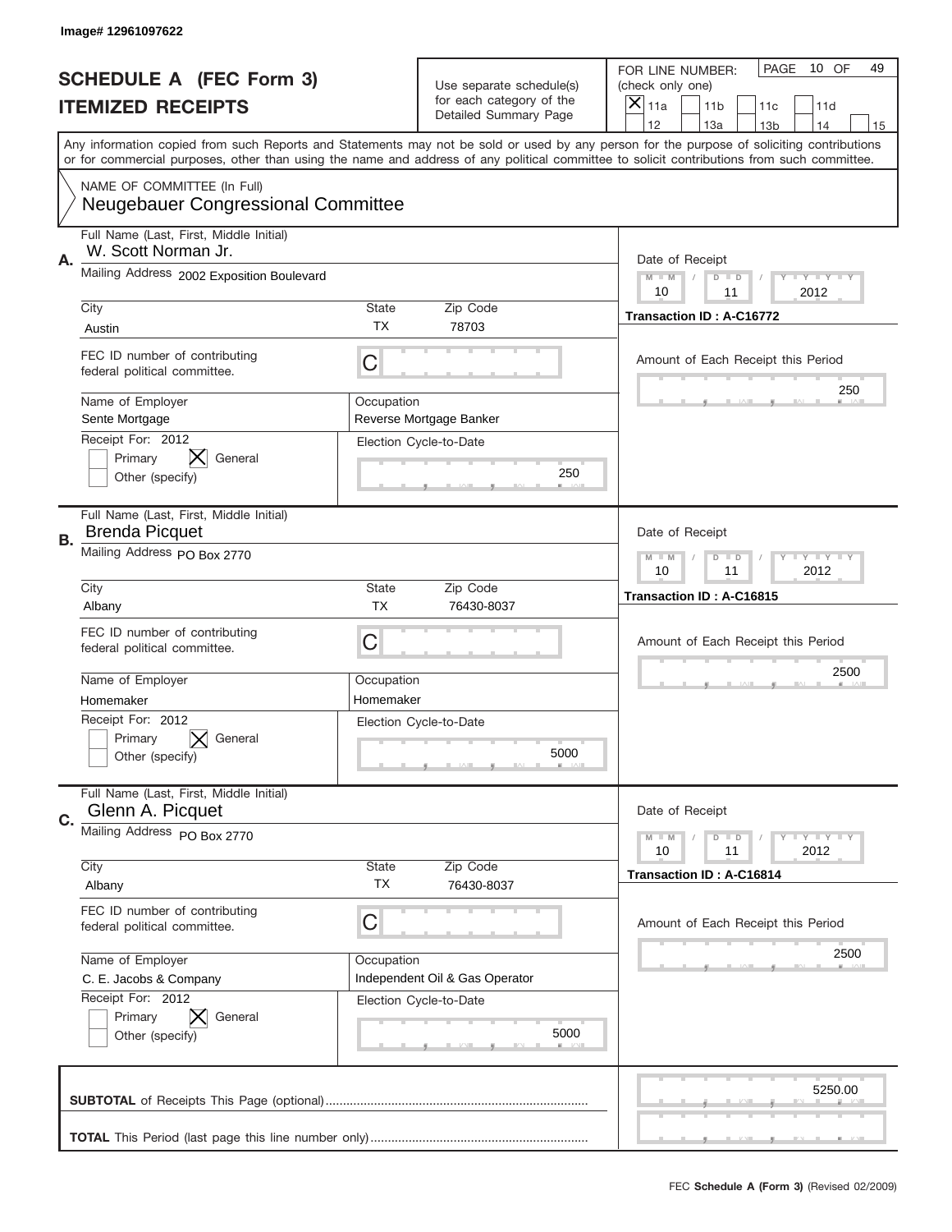Image# 12961097622

# SCHEDULE A (FEC Form 3)
## ITEMIZED RECEIPTS

Use separate schedule(s) for each category of the Detailed Summary Page

FOR LINE NUMBER: (check only one)

[X] 11a  [ ] 11b  [ ] 11c  [ ] 11d  [ ] 12  [ ] 13a  [ ] 13b  [ ] 14  [ ] 15

PAGE 10 OF 49

Any information copied from such Reports and Statements may not be sold or used by any person for the purpose of soliciting contributions or for commercial purposes, other than using the name and address of any political committee to solicit contributions from such committee.

NAME OF COMMITTEE (In Full)
Neugebauer Congressional Committee

---

**A.** Full Name (Last, First, Middle Initial): W. Scott Norman Jr.

Mailing Address: 2002 Exposition Boulevard

| City | State | Zip Code |
|---|---|---|
| Austin | TX | 78703 |

FEC ID number of contributing federal political committee: C

| Name of Employer | Occupation |
|---|---|
| Sente Mortgage | Reverse Mortgage Banker |

Receipt For: 2012 — [ ] Primary [X] General [ ] Other (specify)

Election Cycle-to-Date: 250

Date of Receipt: 10 / 11 / 2012

Transaction ID : A-C16772

Amount of Each Receipt this Period: 250

---

**B.** Full Name (Last, First, Middle Initial): Brenda Picquet

Mailing Address: PO Box 2770

| City | State | Zip Code |
|---|---|---|
| Albany | TX | 76430-8037 |

FEC ID number of contributing federal political committee: C

| Name of Employer | Occupation |
|---|---|
| Homemaker | Homemaker |

Receipt For: 2012 — [ ] Primary [X] General [ ] Other (specify)

Election Cycle-to-Date: 5000

Date of Receipt: 10 / 11 / 2012

Transaction ID : A-C16815

Amount of Each Receipt this Period: 2500

---

**C.** Full Name (Last, First, Middle Initial): Glenn A. Picquet

Mailing Address: PO Box 2770

| City | State | Zip Code |
|---|---|---|
| Albany | TX | 76430-8037 |

FEC ID number of contributing federal political committee: C

| Name of Employer | Occupation |
|---|---|
| C. E. Jacobs & Company | Independent Oil & Gas Operator |

Receipt For: 2012 — [ ] Primary [X] General [ ] Other (specify)

Election Cycle-to-Date: 5000

Date of Receipt: 10 / 11 / 2012

Transaction ID : A-C16814

Amount of Each Receipt this Period: 2500

---

**SUBTOTAL** of Receipts This Page (optional): 5250.00

**TOTAL** This Period (last page this line number only):

FEC Schedule A (Form 3) (Revised 02/2009)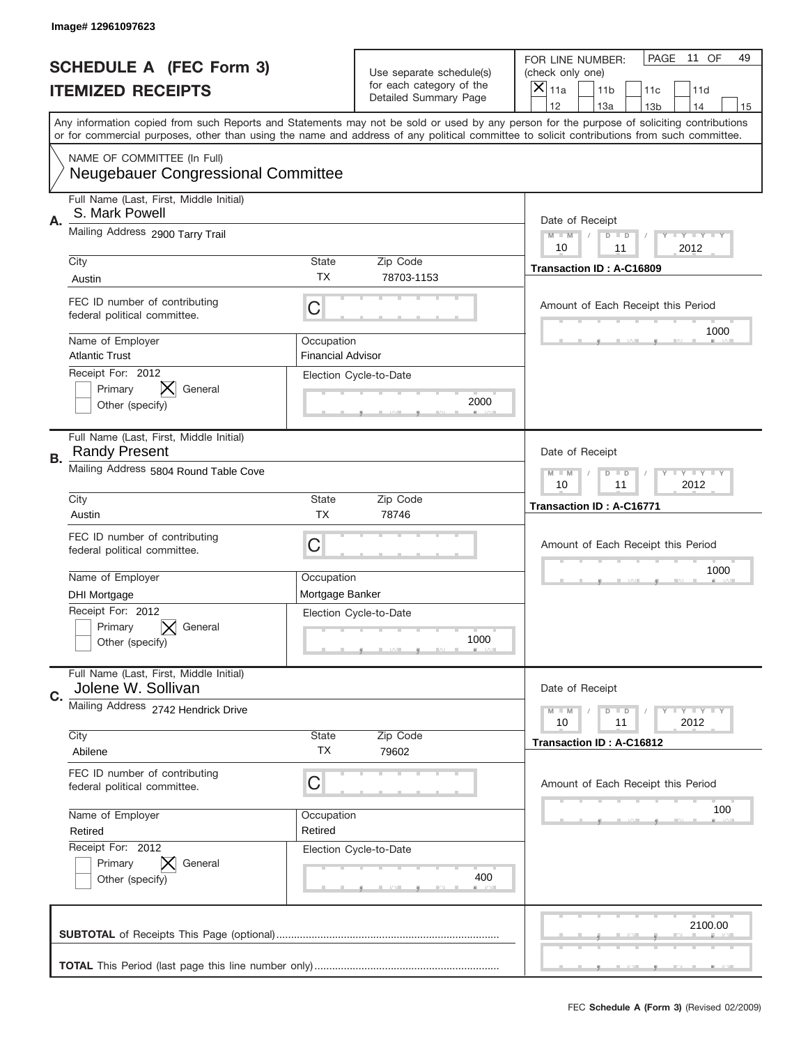Image# 12961097623

# SCHEDULE A (FEC Form 3)
## ITEMIZED RECEIPTS

Use separate schedule(s) for each category of the Detailed Summary Page

FOR LINE NUMBER: (check only one)
[X] 11a [ ] 11b [ ] 11c [ ] 11d [ ] 12 [ ] 13a [ ] 13b [ ] 14 [ ] 15

Any information copied from such Reports and Statements may not be sold or used by any person for the purpose of soliciting contributions or for commercial purposes, other than using the name and address of any political committee to solicit contributions from such committee.

NAME OF COMMITTEE (In Full)
Neugebauer Congressional Committee

---

**A.** Full Name (Last, First, Middle Initial): S. Mark Powell

Mailing Address: 2900 Tarry Trail

City: Austin | State: TX | Zip Code: 78703-1153

FEC ID number of contributing federal political committee: C

Name of Employer: Atlantic Trust | Occupation: Financial Advisor

Receipt For: 2012 — [ ] Primary [X] General [ ] Other (specify)

Election Cycle-to-Date: 2000

Date of Receipt: 10 / 11 / 2012

Transaction ID : A-C16809

Amount of Each Receipt this Period: 1000

---

**B.** Full Name (Last, First, Middle Initial): Randy Present

Mailing Address: 5804 Round Table Cove

City: Austin | State: TX | Zip Code: 78746

FEC ID number of contributing federal political committee: C

Name of Employer: DHI Mortgage | Occupation: Mortgage Banker

Receipt For: 2012 — [ ] Primary [X] General [ ] Other (specify)

Election Cycle-to-Date: 1000

Date of Receipt: 10 / 11 / 2012

Transaction ID : A-C16771

Amount of Each Receipt this Period: 1000

---

**C.** Full Name (Last, First, Middle Initial): Jolene W. Sollivan

Mailing Address: 2742 Hendrick Drive

City: Abilene | State: TX | Zip Code: 79602

FEC ID number of contributing federal political committee: C

Name of Employer: Retired | Occupation: Retired

Receipt For: 2012 — [ ] Primary [X] General [ ] Other (specify)

Election Cycle-to-Date: 400

Date of Receipt: 10 / 11 / 2012

Transaction ID : A-C16812

Amount of Each Receipt this Period: 100

---

**SUBTOTAL** of Receipts This Page (optional): 2100.00

**TOTAL** This Period (last page this line number only):

FEC Schedule A (Form 3) (Revised 02/2009)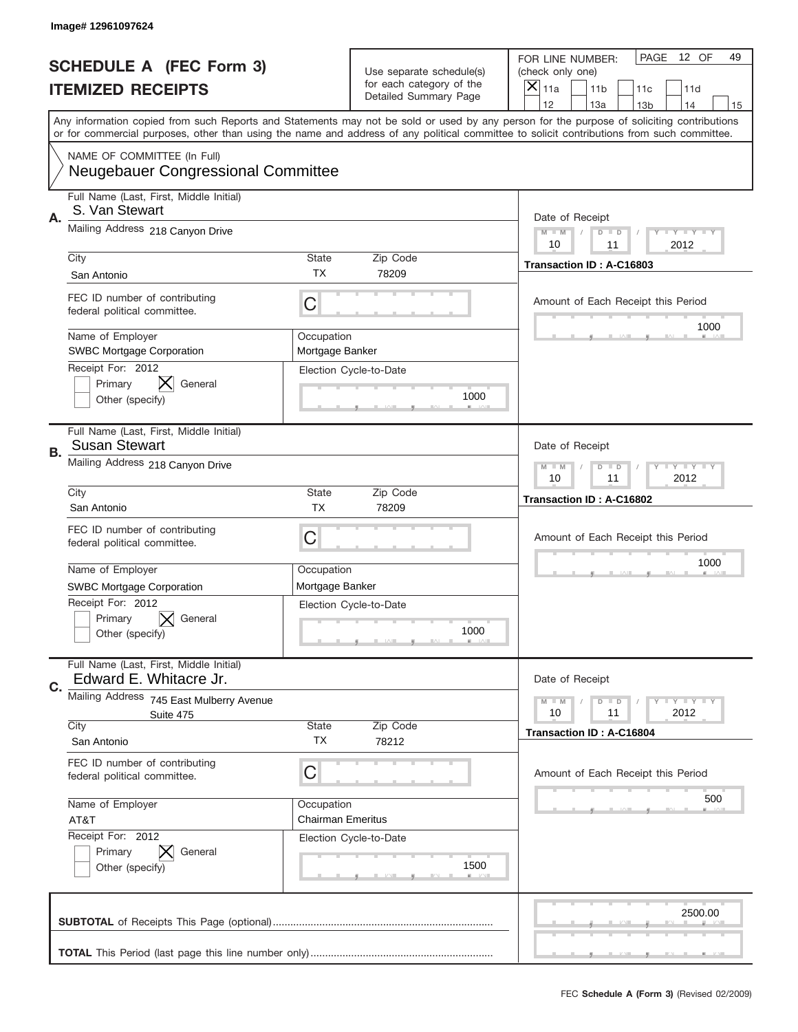Image# 12961097624

# SCHEDULE A (FEC Form 3)
## ITEMIZED RECEIPTS

Use separate schedule(s) for each category of the Detailed Summary Page

FOR LINE NUMBER: (check only one)

- [X] 11a
- [ ] 11b
- [ ] 11c
- [ ] 11d
- [ ] 12
- [ ] 13a
- [ ] 13b
- [ ] 14
- [ ] 15

Any information copied from such Reports and Statements may not be sold or used by any person for the purpose of soliciting contributions or for commercial purposes, other than using the name and address of any political committee to solicit contributions from such committee.

NAME OF COMMITTEE (In Full)
Neugebauer Congressional Committee

---

**A.** Full Name (Last, First, Middle Initial): S. Van Stewart

Mailing Address: 218 Canyon Drive

| City | State | Zip Code |
|---|---|---|
| San Antonio | TX | 78209 |

FEC ID number of contributing federal political committee: C

| Name of Employer | Occupation |
|---|---|
| SWBC Mortgage Corporation | Mortgage Banker |

Receipt For: 2012 — [ ] Primary [X] General [ ] Other (specify)

Election Cycle-to-Date: 1000

Date of Receipt: 10 / 11 / 2012

Transaction ID : A-C16803

Amount of Each Receipt this Period: 1000

---

**B.** Full Name (Last, First, Middle Initial): Susan Stewart

Mailing Address: 218 Canyon Drive

| City | State | Zip Code |
|---|---|---|
| San Antonio | TX | 78209 |

FEC ID number of contributing federal political committee: C

| Name of Employer | Occupation |
|---|---|
| SWBC Mortgage Corporation | Mortgage Banker |

Receipt For: 2012 — [ ] Primary [X] General [ ] Other (specify)

Election Cycle-to-Date: 1000

Date of Receipt: 10 / 11 / 2012

Transaction ID : A-C16802

Amount of Each Receipt this Period: 1000

---

**C.** Full Name (Last, First, Middle Initial): Edward E. Whitacre Jr.

Mailing Address: 745 East Mulberry Avenue, Suite 475

| City | State | Zip Code |
|---|---|---|
| San Antonio | TX | 78212 |

FEC ID number of contributing federal political committee: C

| Name of Employer | Occupation |
|---|---|
| AT&T | Chairman Emeritus |

Receipt For: 2012 — [ ] Primary [X] General [ ] Other (specify)

Election Cycle-to-Date: 1500

Date of Receipt: 10 / 11 / 2012

Transaction ID : A-C16804

Amount of Each Receipt this Period: 500

---

**SUBTOTAL** of Receipts This Page (optional): 2500.00

**TOTAL** This Period (last page this line number only):

FEC Schedule A (Form 3) (Revised 02/2009)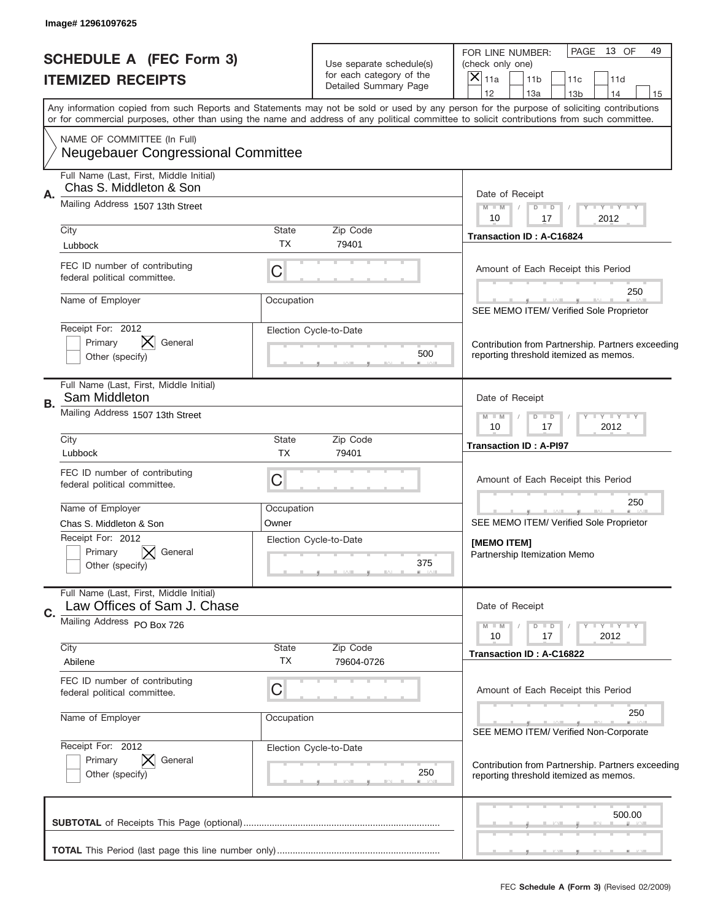Image# 12961097625

# SCHEDULE A (FEC Form 3)
# ITEMIZED RECEIPTS

Use separate schedule(s) for each category of the Detailed Summary Page

FOR LINE NUMBER: (check only one)

- [x] 11a
- [ ] 11b
- [ ] 11c
- [ ] 11d
- [ ] 12
- [ ] 13a
- [ ] 13b
- [ ] 14
- [ ] 15

PAGE 13 OF 49

Any information copied from such Reports and Statements may not be sold or used by any person for the purpose of soliciting contributions or for commercial purposes, other than using the name and address of any political committee to solicit contributions from such committee.

NAME OF COMMITTEE (In Full)
**Neugebauer Congressional Committee**

---

**A.**

Full Name (Last, First, Middle Initial): Chas S. Middleton & Son

Mailing Address: 1507 13th Street

City: Lubbock | State: TX | Zip Code: 79401

FEC ID number of contributing federal political committee: C

Name of Employer: 

Occupation: 

Receipt For: 2012 — [ ] Primary [x] General [ ] Other (specify)

Election Cycle-to-Date: 500

Date of Receipt: 10 / 17 / 2012

Transaction ID : A-C16824

Amount of Each Receipt this Period: 250

SEE MEMO ITEM/ Verified Sole Proprietor

Contribution from Partnership. Partners exceeding reporting threshold itemized as memos.

---

**B.**

Full Name (Last, First, Middle Initial): Sam Middleton

Mailing Address: 1507 13th Street

City: Lubbock | State: TX | Zip Code: 79401

FEC ID number of contributing federal political committee: C

Name of Employer: Chas S. Middleton & Son

Occupation: Owner

Receipt For: 2012 — [ ] Primary [x] General [ ] Other (specify)

Election Cycle-to-Date: 375

Date of Receipt: 10 / 17 / 2012

Transaction ID : A-PI97

Amount of Each Receipt this Period: 250

SEE MEMO ITEM/ Verified Sole Proprietor

[MEMO ITEM]
Partnership Itemization Memo

---

**C.**

Full Name (Last, First, Middle Initial): Law Offices of Sam J. Chase

Mailing Address: PO Box 726

City: Abilene | State: TX | Zip Code: 79604-0726

FEC ID number of contributing federal political committee: C

Name of Employer: 

Occupation: 

Receipt For: 2012 — [ ] Primary [x] General [ ] Other (specify)

Election Cycle-to-Date: 250

Date of Receipt: 10 / 17 / 2012

Transaction ID : A-C16822

Amount of Each Receipt this Period: 250

SEE MEMO ITEM/ Verified Non-Corporate

Contribution from Partnership. Partners exceeding reporting threshold itemized as memos.

---

**SUBTOTAL** of Receipts This Page (optional): 500.00

**TOTAL** This Period (last page this line number only): 

FEC **Schedule A (Form 3)** (Revised 02/2009)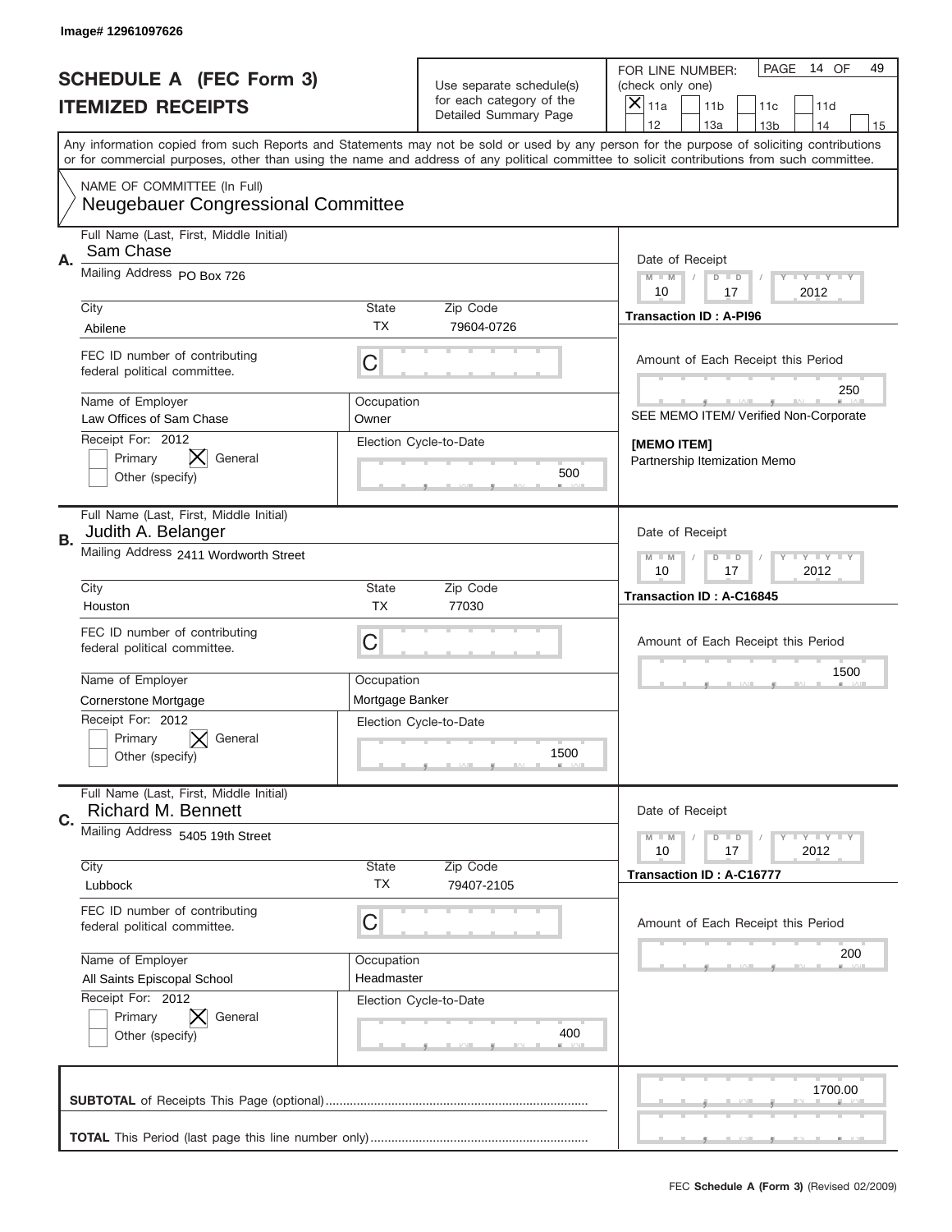Image# 12961097626

# SCHEDULE A (FEC Form 3)
## ITEMIZED RECEIPTS

Use separate schedule(s) for each category of the Detailed Summary Page

FOR LINE NUMBER: (check only one)
[X] 11a [ ] 11b [ ] 11c [ ] 11d [ ] 12 [ ] 13a [ ] 13b [ ] 14 [ ] 15

PAGE 14 OF 49

Any information copied from such Reports and Statements may not be sold or used by any person for the purpose of soliciting contributions or for commercial purposes, other than using the name and address of any political committee to solicit contributions from such committee.

NAME OF COMMITTEE (In Full)
Neugebauer Congressional Committee

---

**A.** Full Name (Last, First, Middle Initial): Sam Chase
Mailing Address: PO Box 726
City: Abilene | State: TX | Zip Code: 79604-0726
FEC ID number of contributing federal political committee: C
Name of Employer: Law Offices of Sam Chase | Occupation: Owner
Receipt For: 2012 — [ ] Primary [X] General [ ] Other (specify)
Election Cycle-to-Date: 500

Date of Receipt: 10 / 17 / 2012
Transaction ID : A-PI96
Amount of Each Receipt this Period: 250
SEE MEMO ITEM/ Verified Non-Corporate

[MEMO ITEM]
Partnership Itemization Memo

---

**B.** Full Name (Last, First, Middle Initial): Judith A. Belanger
Mailing Address: 2411 Wordworth Street
City: Houston | State: TX | Zip Code: 77030
FEC ID number of contributing federal political committee: C
Name of Employer: Cornerstone Mortgage | Occupation: Mortgage Banker
Receipt For: 2012 — [ ] Primary [X] General [ ] Other (specify)
Election Cycle-to-Date: 1500

Date of Receipt: 10 / 17 / 2012
Transaction ID : A-C16845
Amount of Each Receipt this Period: 1500

---

**C.** Full Name (Last, First, Middle Initial): Richard M. Bennett
Mailing Address: 5405 19th Street
City: Lubbock | State: TX | Zip Code: 79407-2105
FEC ID number of contributing federal political committee: C
Name of Employer: All Saints Episcopal School | Occupation: Headmaster
Receipt For: 2012 — [ ] Primary [X] General [ ] Other (specify)
Election Cycle-to-Date: 400

Date of Receipt: 10 / 17 / 2012
Transaction ID : A-C16777
Amount of Each Receipt this Period: 200

---

**SUBTOTAL** of Receipts This Page (optional): 1700.00

**TOTAL** This Period (last page this line number only):

FEC Schedule A (Form 3) (Revised 02/2009)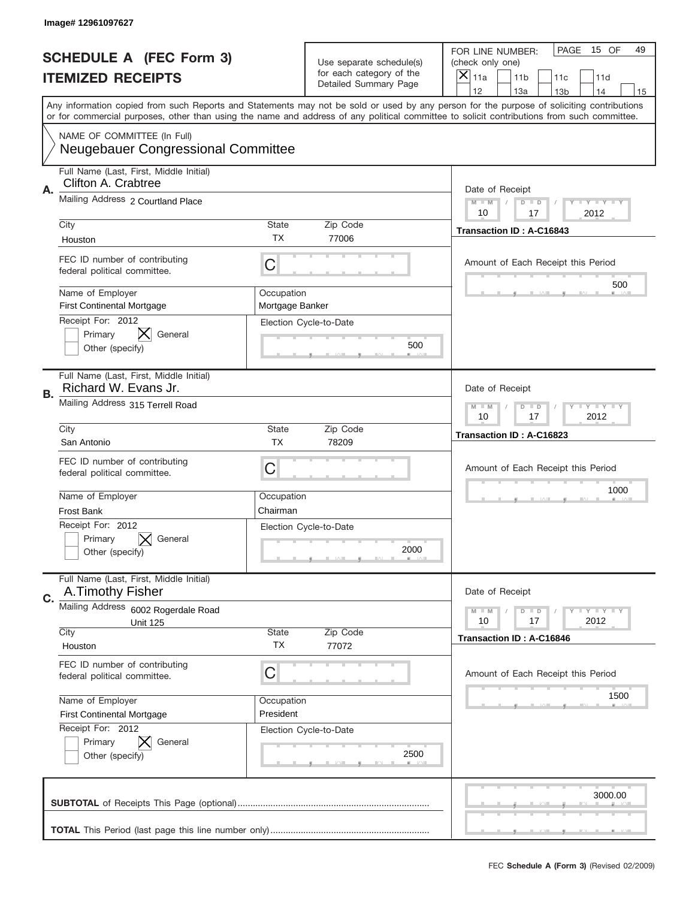Image# 12961097627

# SCHEDULE A (FEC Form 3)
## ITEMIZED RECEIPTS

Use separate schedule(s) for each category of the Detailed Summary Page

FOR LINE NUMBER: (check only one)
[X] 11a [ ] 11b [ ] 11c [ ] 11d [ ] 12 [ ] 13a [ ] 13b [ ] 14 [ ] 15

PAGE 15 OF 49

Any information copied from such Reports and Statements may not be sold or used by any person for the purpose of soliciting contributions or for commercial purposes, other than using the name and address of any political committee to solicit contributions from such committee.

NAME OF COMMITTEE (In Full)
**Neugebauer Congressional Committee**

---

**A.** Full Name (Last, First, Middle Initial): Clifton A. Crabtree

Mailing Address: 2 Courtland Place

City: Houston | State: TX | Zip Code: 77006

FEC ID number of contributing federal political committee: C

Name of Employer: First Continental Mortgage | Occupation: Mortgage Banker

Receipt For: 2012 [ ] Primary [X] General [ ] Other (specify)

Election Cycle-to-Date: 500

Date of Receipt: 10 / 17 / 2012

Transaction ID : A-C16843

Amount of Each Receipt this Period: 500

---

**B.** Full Name (Last, First, Middle Initial): Richard W. Evans Jr.

Mailing Address: 315 Terrell Road

City: San Antonio | State: TX | Zip Code: 78209

FEC ID number of contributing federal political committee: C

Name of Employer: Frost Bank | Occupation: Chairman

Receipt For: 2012 [ ] Primary [X] General [ ] Other (specify)

Election Cycle-to-Date: 2000

Date of Receipt: 10 / 17 / 2012

Transaction ID : A-C16823

Amount of Each Receipt this Period: 1000

---

**C.** Full Name (Last, First, Middle Initial): A.Timothy Fisher

Mailing Address: 6002 Rogerdale Road Unit 125

City: Houston | State: TX | Zip Code: 77072

FEC ID number of contributing federal political committee: C

Name of Employer: First Continental Mortgage | Occupation: President

Receipt For: 2012 [ ] Primary [X] General [ ] Other (specify)

Election Cycle-to-Date: 2500

Date of Receipt: 10 / 17 / 2012

Transaction ID : A-C16846

Amount of Each Receipt this Period: 1500

---

**SUBTOTAL** of Receipts This Page (optional): 3000.00

**TOTAL** This Period (last page this line number only):

FEC **Schedule A (Form 3)** (Revised 02/2009)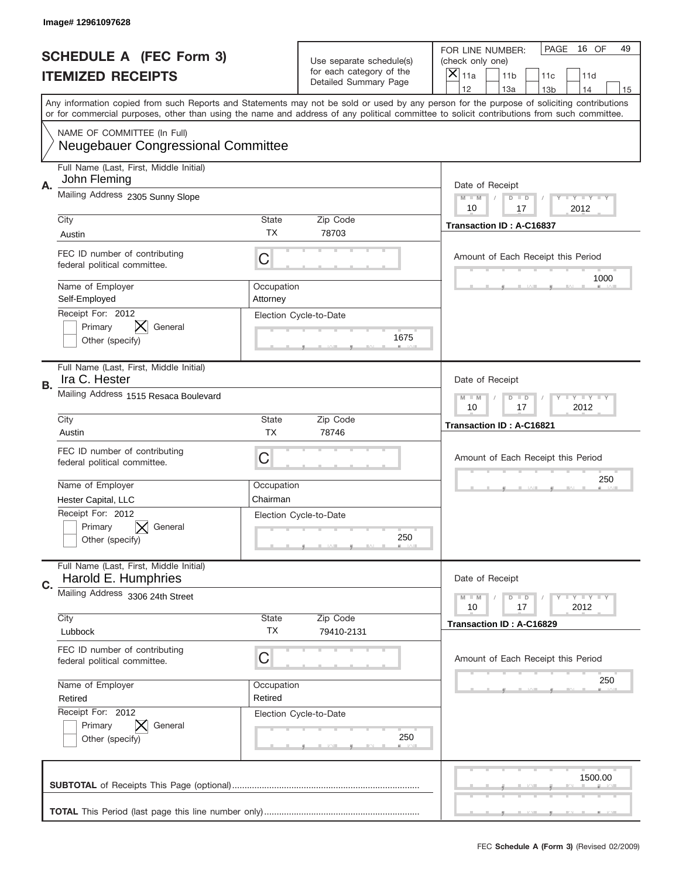Image# 12961097628

# SCHEDULE A (FEC Form 3)
## ITEMIZED RECEIPTS

Use separate schedule(s) for each category of the Detailed Summary Page

FOR LINE NUMBER: (check only one)

- [X] 11a
- [ ] 11b
- [ ] 11c
- [ ] 11d
- [ ] 12
- [ ] 13a
- [ ] 13b
- [ ] 14
- [ ] 15

PAGE 16 OF 49

Any information copied from such Reports and Statements may not be sold or used by any person for the purpose of soliciting contributions or for commercial purposes, other than using the name and address of any political committee to solicit contributions from such committee.

NAME OF COMMITTEE (In Full)
**Neugebauer Congressional Committee**

---

**A.** Full Name (Last, First, Middle Initial): John Fleming

Mailing Address: 2305 Sunny Slope

| City | State | Zip Code |
|---|---|---|
| Austin | TX | 78703 |

FEC ID number of contributing federal political committee: C

| Name of Employer | Occupation |
|---|---|
| Self-Employed | Attorney |

Receipt For: 2012 — [ ] Primary [X] General [ ] Other (specify)

Election Cycle-to-Date: 1675

Date of Receipt: 10 / 17 / 2012

Transaction ID : A-C16837

Amount of Each Receipt this Period: 1000

---

**B.** Full Name (Last, First, Middle Initial): Ira C. Hester

Mailing Address: 1515 Resaca Boulevard

| City | State | Zip Code |
|---|---|---|
| Austin | TX | 78746 |

FEC ID number of contributing federal political committee: C

| Name of Employer | Occupation |
|---|---|
| Hester Capital, LLC | Chairman |

Receipt For: 2012 — [ ] Primary [X] General [ ] Other (specify)

Election Cycle-to-Date: 250

Date of Receipt: 10 / 17 / 2012

Transaction ID : A-C16821

Amount of Each Receipt this Period: 250

---

**C.** Full Name (Last, First, Middle Initial): Harold E. Humphries

Mailing Address: 3306 24th Street

| City | State | Zip Code |
|---|---|---|
| Lubbock | TX | 79410-2131 |

FEC ID number of contributing federal political committee: C

| Name of Employer | Occupation |
|---|---|
| Retired | Retired |

Receipt For: 2012 — [ ] Primary [X] General [ ] Other (specify)

Election Cycle-to-Date: 250

Date of Receipt: 10 / 17 / 2012

Transaction ID : A-C16829

Amount of Each Receipt this Period: 250

---

**SUBTOTAL** of Receipts This Page (optional): 1500.00

**TOTAL** This Period (last page this line number only):

FEC **Schedule A (Form 3)** (Revised 02/2009)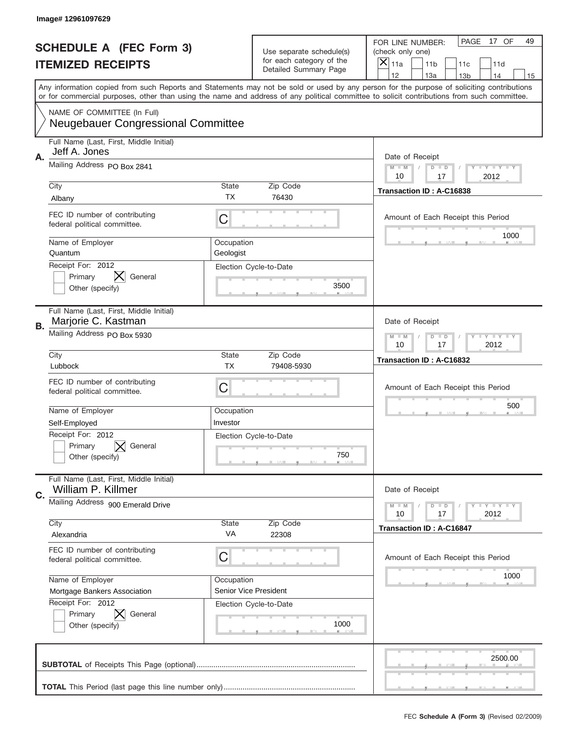Image# 12961097629

# SCHEDULE A (FEC Form 3)
## ITEMIZED RECEIPTS

Use separate schedule(s) for each category of the Detailed Summary Page

FOR LINE NUMBER: (check only one)

- [X] 11a
- [ ] 11b
- [ ] 11c
- [ ] 11d
- [ ] 12
- [ ] 13a
- [ ] 13b
- [ ] 14
- [ ] 15

PAGE 17 OF 49

Any information copied from such Reports and Statements may not be sold or used by any person for the purpose of soliciting contributions or for commercial purposes, other than using the name and address of any political committee to solicit contributions from such committee.

NAME OF COMMITTEE (In Full)
**Neugebauer Congressional Committee**

---

**A.**

Full Name (Last, First, Middle Initial): Jeff A. Jones

Mailing Address: PO Box 2841

City: Albany | State: TX | Zip Code: 76430

FEC ID number of contributing federal political committee: C

Name of Employer: Quantum

Occupation: Geologist

Receipt For: 2012 — Primary [ ] General [X] Other (specify) [ ]

Election Cycle-to-Date: 3500

Date of Receipt: 10 / 17 / 2012

Transaction ID : A-C16838

Amount of Each Receipt this Period: 1000

---

**B.**

Full Name (Last, First, Middle Initial): Marjorie C. Kastman

Mailing Address: PO Box 5930

City: Lubbock | State: TX | Zip Code: 79408-5930

FEC ID number of contributing federal political committee: C

Name of Employer: Self-Employed

Occupation: Investor

Receipt For: 2012 — Primary [ ] General [X] Other (specify) [ ]

Election Cycle-to-Date: 750

Date of Receipt: 10 / 17 / 2012

Transaction ID : A-C16832

Amount of Each Receipt this Period: 500

---

**C.**

Full Name (Last, First, Middle Initial): William P. Killmer

Mailing Address: 900 Emerald Drive

City: Alexandria | State: VA | Zip Code: 22308

FEC ID number of contributing federal political committee: C

Name of Employer: Mortgage Bankers Association

Occupation: Senior Vice President

Receipt For: 2012 — Primary [ ] General [X] Other (specify) [ ]

Election Cycle-to-Date: 1000

Date of Receipt: 10 / 17 / 2012

Transaction ID : A-C16847

Amount of Each Receipt this Period: 1000

---

**SUBTOTAL** of Receipts This Page (optional): 2500.00

**TOTAL** This Period (last page this line number only):

FEC **Schedule A (Form 3)** (Revised 02/2009)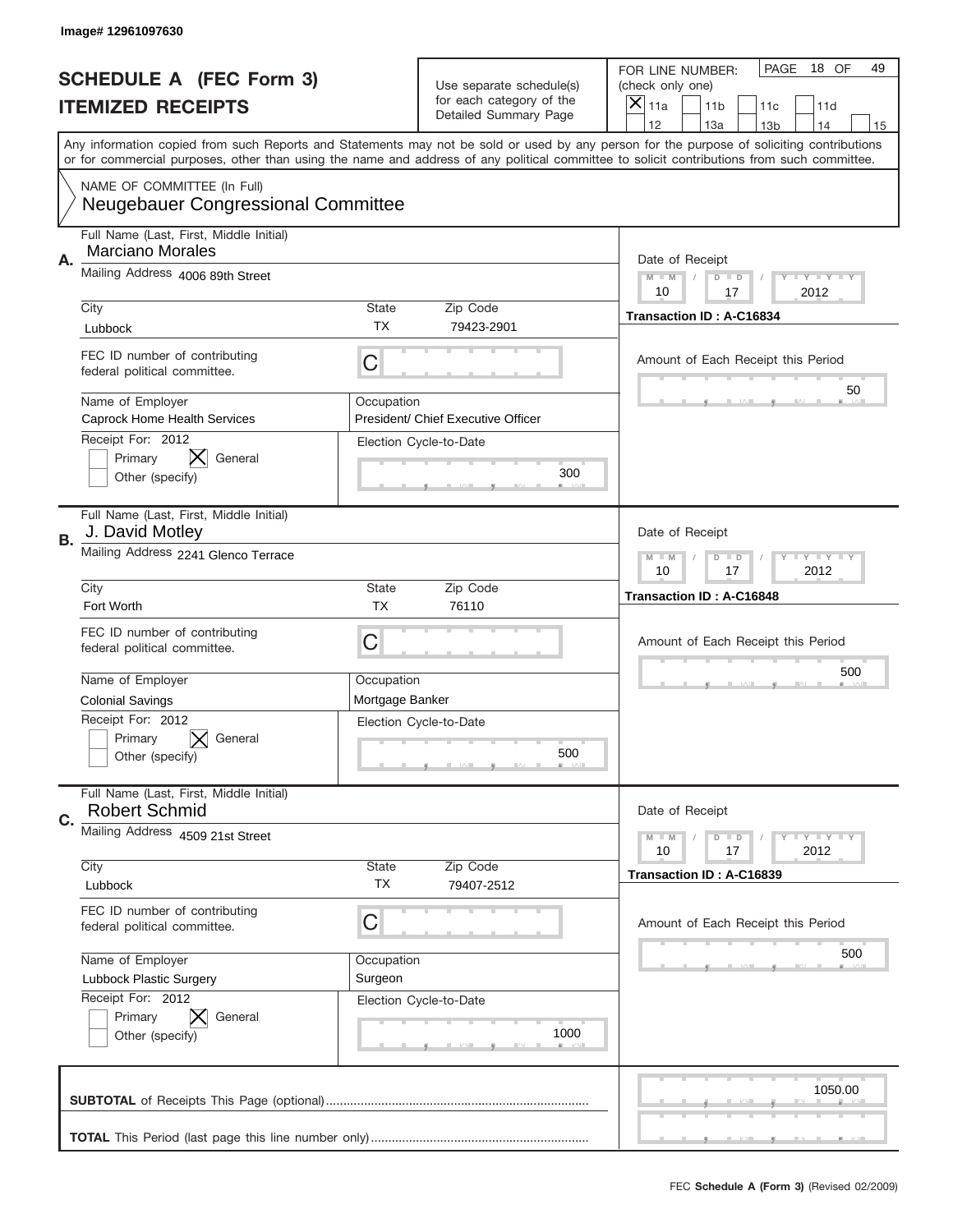Image# 12961097630

# SCHEDULE A (FEC Form 3)
## ITEMIZED RECEIPTS

Use separate schedule(s) for each category of the Detailed Summary Page

FOR LINE NUMBER: (check only one)
☒ 11a ☐ 11b ☐ 11c ☐ 11d ☐ 12 ☐ 13a ☐ 13b ☐ 14 ☐ 15

PAGE 18 OF 49

Any information copied from such Reports and Statements may not be sold or used by any person for the purpose of soliciting contributions or for commercial purposes, other than using the name and address of any political committee to solicit contributions from such committee.

NAME OF COMMITTEE (In Full)
Neugebauer Congressional Committee

---

**A.**
Full Name (Last, First, Middle Initial): Marciano Morales
Mailing Address: 4006 89th Street
City: Lubbock | State: TX | Zip Code: 79423-2901
FEC ID number of contributing federal political committee: C
Name of Employer: Caprock Home Health Services
Occupation: President/ Chief Executive Officer
Receipt For: 2012 ☐ Primary ☒ General ☐ Other (specify)
Election Cycle-to-Date: 300
Date of Receipt: 10 / 17 / 2012
Transaction ID : A-C16834
Amount of Each Receipt this Period: 50

---

**B.**
Full Name (Last, First, Middle Initial): J. David Motley
Mailing Address: 2241 Glenco Terrace
City: Fort Worth | State: TX | Zip Code: 76110
FEC ID number of contributing federal political committee: C
Name of Employer: Colonial Savings
Occupation: Mortgage Banker
Receipt For: 2012 ☐ Primary ☒ General ☐ Other (specify)
Election Cycle-to-Date: 500
Date of Receipt: 10 / 17 / 2012
Transaction ID : A-C16848
Amount of Each Receipt this Period: 500

---

**C.**
Full Name (Last, First, Middle Initial): Robert Schmid
Mailing Address: 4509 21st Street
City: Lubbock | State: TX | Zip Code: 79407-2512
FEC ID number of contributing federal political committee: C
Name of Employer: Lubbock Plastic Surgery
Occupation: Surgeon
Receipt For: 2012 ☐ Primary ☒ General ☐ Other (specify)
Election Cycle-to-Date: 1000
Date of Receipt: 10 / 17 / 2012
Transaction ID : A-C16839
Amount of Each Receipt this Period: 500

---

**SUBTOTAL** of Receipts This Page (optional): 1050.00

**TOTAL** This Period (last page this line number only):

FEC **Schedule A (Form 3)** (Revised 02/2009)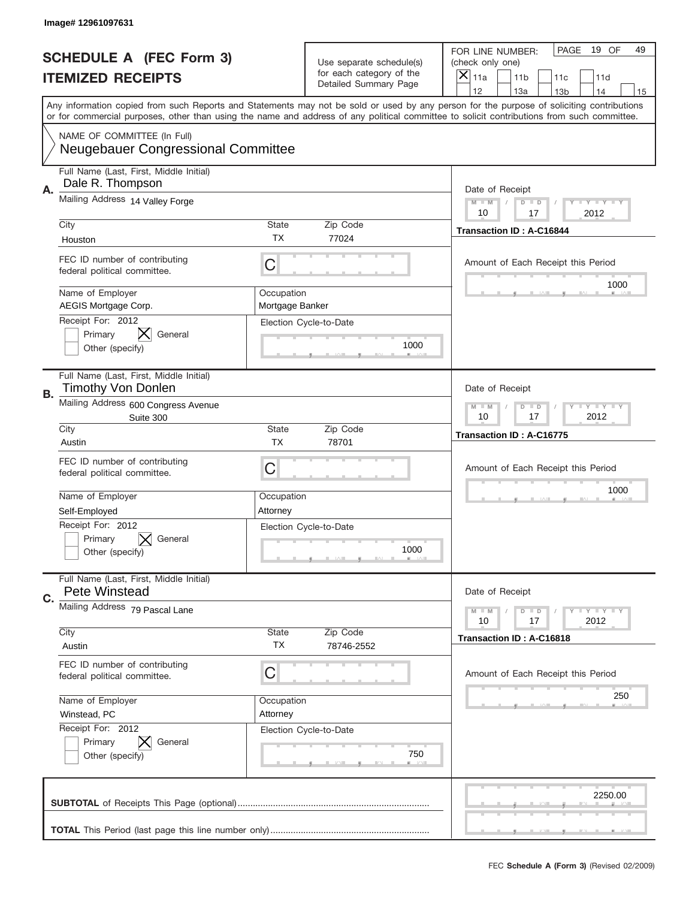Image# 12961097631

# SCHEDULE A (FEC Form 3)
## ITEMIZED RECEIPTS

Use separate schedule(s) for each category of the Detailed Summary Page

FOR LINE NUMBER: (check only one)

- [x] 11a
- [ ] 11b
- [ ] 11c
- [ ] 11d
- [ ] 12
- [ ] 13a
- [ ] 13b
- [ ] 14
- [ ] 15

PAGE 19 OF 49

Any information copied from such Reports and Statements may not be sold or used by any person for the purpose of soliciting contributions or for commercial purposes, other than using the name and address of any political committee to solicit contributions from such committee.

NAME OF COMMITTEE (In Full)
Neugebauer Congressional Committee

---

**A.**

Full Name (Last, First, Middle Initial): Dale R. Thompson

Mailing Address: 14 Valley Forge

City: Houston | State: TX | Zip Code: 77024

FEC ID number of contributing federal political committee: C

Name of Employer: AEGIS Mortgage Corp.

Occupation: Mortgage Banker

Receipt For: 2012 — [ ] Primary [x] General [ ] Other (specify)

Election Cycle-to-Date: 1000

Date of Receipt: 10 / 17 / 2012

Transaction ID : A-C16844

Amount of Each Receipt this Period: 1000

---

**B.**

Full Name (Last, First, Middle Initial): Timothy Von Donlen

Mailing Address: 600 Congress Avenue, Suite 300

City: Austin | State: TX | Zip Code: 78701

FEC ID number of contributing federal political committee: C

Name of Employer: Self-Employed

Occupation: Attorney

Receipt For: 2012 — [ ] Primary [x] General [ ] Other (specify)

Election Cycle-to-Date: 1000

Date of Receipt: 10 / 17 / 2012

Transaction ID : A-C16775

Amount of Each Receipt this Period: 1000

---

**C.**

Full Name (Last, First, Middle Initial): Pete Winstead

Mailing Address: 79 Pascal Lane

City: Austin | State: TX | Zip Code: 78746-2552

FEC ID number of contributing federal political committee: C

Name of Employer: Winstead, PC

Occupation: Attorney

Receipt For: 2012 — [ ] Primary [x] General [ ] Other (specify)

Election Cycle-to-Date: 750

Date of Receipt: 10 / 17 / 2012

Transaction ID : A-C16818

Amount of Each Receipt this Period: 250

---

**SUBTOTAL** of Receipts This Page (optional): 2250.00

**TOTAL** This Period (last page this line number only):

FEC **Schedule A (Form 3)** (Revised 02/2009)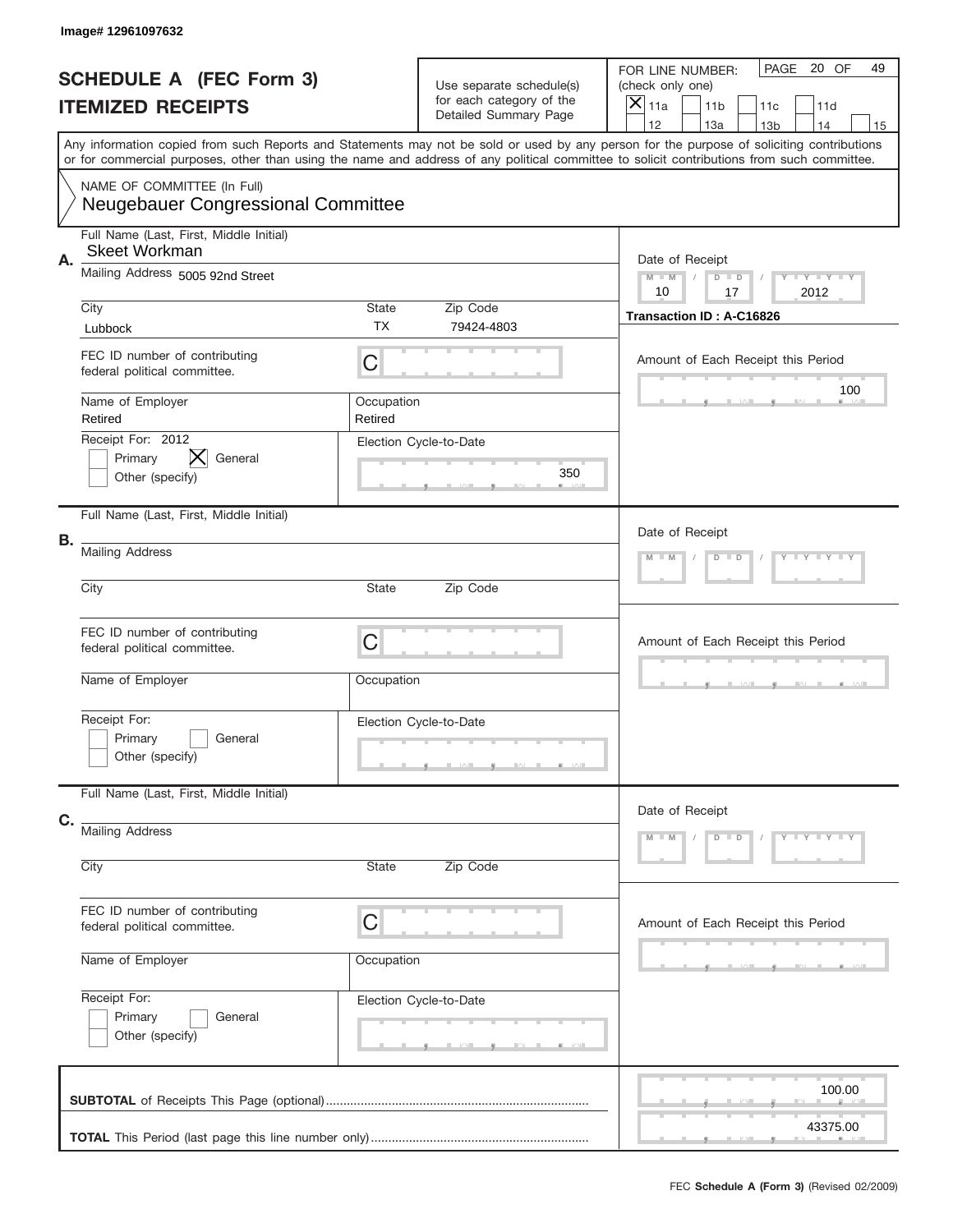Image# 12961097632

# SCHEDULE A (FEC Form 3)
## ITEMIZED RECEIPTS

Use separate schedule(s) for each category of the Detailed Summary Page

FOR LINE NUMBER: (check only one)
[X] 11a [ ] 11b [ ] 11c [ ] 11d [ ] 12 [ ] 13a [ ] 13b [ ] 14 [ ] 15

PAGE 20 OF 49

Any information copied from such Reports and Statements may not be sold or used by any person for the purpose of soliciting contributions or for commercial purposes, other than using the name and address of any political committee to solicit contributions from such committee.

NAME OF COMMITTEE (In Full)
Neugebauer Congressional Committee

**A.**
Full Name (Last, First, Middle Initial): Skeet Workman
Mailing Address: 5005 92nd Street
City: Lubbock | State: TX | Zip Code: 79424-4803
FEC ID number of contributing federal political committee: C
Name of Employer: Retired | Occupation: Retired
Receipt For: 2012 — [ ] Primary [X] General [ ] Other (specify)
Election Cycle-to-Date: 350
Date of Receipt: 10 / 17 / 2012
Transaction ID : A-C16826
Amount of Each Receipt this Period: 100

**B.**
Full Name (Last, First, Middle Initial):
Mailing Address:
City: | State: | Zip Code:
FEC ID number of contributing federal political committee: C
Name of Employer: | Occupation:
Receipt For: [ ] Primary [ ] General [ ] Other (specify)
Election Cycle-to-Date:
Date of Receipt: M M / D D / Y Y Y Y
Amount of Each Receipt this Period:

**C.**
Full Name (Last, First, Middle Initial):
Mailing Address:
City: | State: | Zip Code:
FEC ID number of contributing federal political committee: C
Name of Employer: | Occupation:
Receipt For: [ ] Primary [ ] General [ ] Other (specify)
Election Cycle-to-Date:
Date of Receipt: M M / D D / Y Y Y Y
Amount of Each Receipt this Period:

**SUBTOTAL** of Receipts This Page (optional) .......... 100.00

**TOTAL** This Period (last page this line number only) .......... 43375.00

FEC **Schedule A (Form 3)** (Revised 02/2009)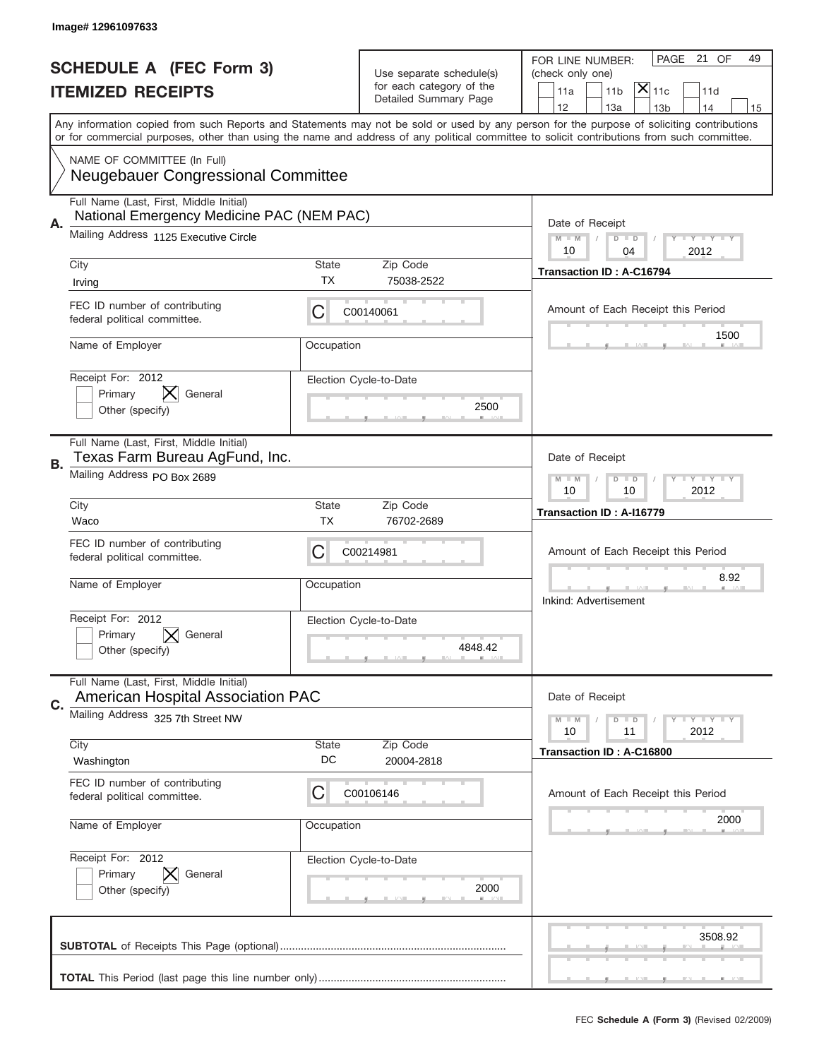Image# 12961097633

# SCHEDULE A (FEC Form 3)
## ITEMIZED RECEIPTS

Use separate schedule(s) for each category of the Detailed Summary Page

FOR LINE NUMBER: (check only one)

☐ 11a ☐ 11b ☒ 11c ☐ 11d
☐ 12 ☐ 13a ☐ 13b ☐ 14 ☐ 15

PAGE 21 OF 49

Any information copied from such Reports and Statements may not be sold or used by any person for the purpose of soliciting contributions or for commercial purposes, other than using the name and address of any political committee to solicit contributions from such committee.

NAME OF COMMITTEE (In Full)
Neugebauer Congressional Committee

---

**A.** Full Name (Last, First, Middle Initial): National Emergency Medicine PAC (NEM PAC)

Mailing Address: 1125 Executive Circle

City: Irving | State: TX | Zip Code: 75038-2522

FEC ID number of contributing federal political committee: C C00140061

Name of Employer: | Occupation:

Receipt For: 2012 ☐ Primary ☒ General ☐ Other (specify)

Election Cycle-to-Date: 2500

Date of Receipt: 10 / 04 / 2012

Transaction ID : A-C16794

Amount of Each Receipt this Period: 1500

---

**B.** Full Name (Last, First, Middle Initial): Texas Farm Bureau AgFund, Inc.

Mailing Address: PO Box 2689

City: Waco | State: TX | Zip Code: 76702-2689

FEC ID number of contributing federal political committee: C C00214981

Name of Employer: | Occupation:

Receipt For: 2012 ☐ Primary ☒ General ☐ Other (specify)

Election Cycle-to-Date: 4848.42

Date of Receipt: 10 / 10 / 2012

Transaction ID : A-I16779

Amount of Each Receipt this Period: 8.92

Inkind: Advertisement

---

**C.** Full Name (Last, First, Middle Initial): American Hospital Association PAC

Mailing Address: 325 7th Street NW

City: Washington | State: DC | Zip Code: 20004-2818

FEC ID number of contributing federal political committee: C C00106146

Name of Employer: | Occupation:

Receipt For: 2012 ☐ Primary ☒ General ☐ Other (specify)

Election Cycle-to-Date: 2000

Date of Receipt: 10 / 11 / 2012

Transaction ID : A-C16800

Amount of Each Receipt this Period: 2000

---

**SUBTOTAL** of Receipts This Page (optional): 3508.92

**TOTAL** This Period (last page this line number only):

FEC **Schedule A (Form 3)** (Revised 02/2009)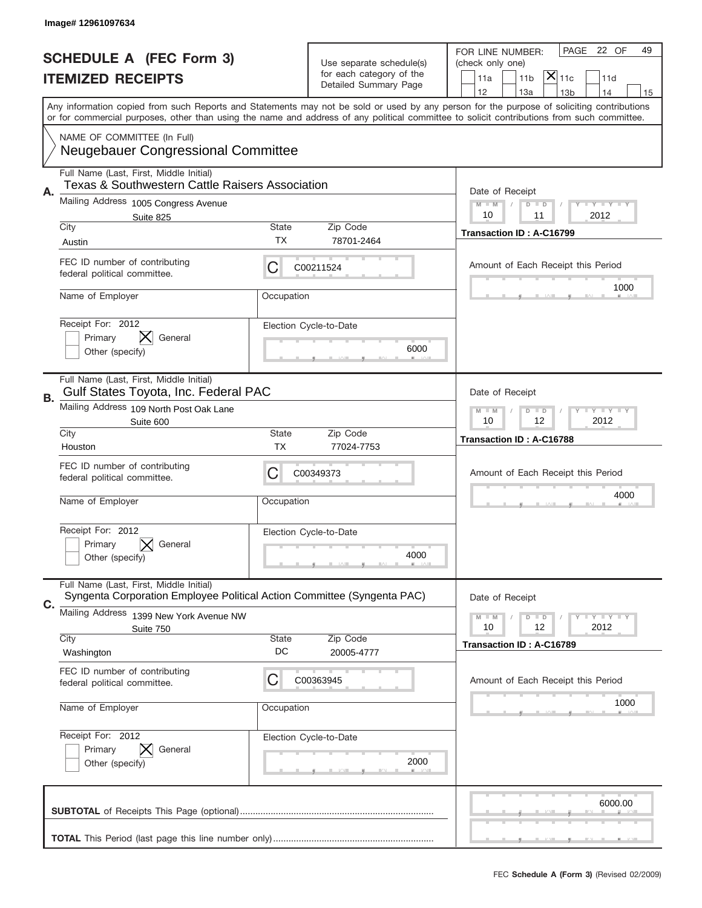Image# 12961097634

# SCHEDULE A (FEC Form 3)
## ITEMIZED RECEIPTS

Use separate schedule(s) for each category of the Detailed Summary Page

FOR LINE NUMBER: (check only one)

PAGE 22 OF 49

- [ ] 11a
- [ ] 11b
- [X] 11c
- [ ] 11d
- [ ] 12
- [ ] 13a
- [ ] 13b
- [ ] 14
- [ ] 15

Any information copied from such Reports and Statements may not be sold or used by any person for the purpose of soliciting contributions or for commercial purposes, other than using the name and address of any political committee to solicit contributions from such committee.

NAME OF COMMITTEE (In Full)
Neugebauer Congressional Committee

---

**A.**

Full Name (Last, First, Middle Initial): Texas & Southwestern Cattle Raisers Association

Mailing Address: 1005 Congress Avenue, Suite 825

City: Austin | State: TX | Zip Code: 78701-2464

FEC ID number of contributing federal political committee: C C00211524

Name of Employer: | Occupation:

Receipt For: 2012 — [ ] Primary [X] General [ ] Other (specify)

Election Cycle-to-Date: 6000

Date of Receipt: 10 / 11 / 2012

Transaction ID : A-C16799

Amount of Each Receipt this Period: 1000

---

**B.**

Full Name (Last, First, Middle Initial): Gulf States Toyota, Inc. Federal PAC

Mailing Address: 109 North Post Oak Lane, Suite 600

City: Houston | State: TX | Zip Code: 77024-7753

FEC ID number of contributing federal political committee: C C00349373

Name of Employer: | Occupation:

Receipt For: 2012 — [ ] Primary [X] General [ ] Other (specify)

Election Cycle-to-Date: 4000

Date of Receipt: 10 / 12 / 2012

Transaction ID : A-C16788

Amount of Each Receipt this Period: 4000

---

**C.**

Full Name (Last, First, Middle Initial): Syngenta Corporation Employee Political Action Committee (Syngenta PAC)

Mailing Address: 1399 New York Avenue NW, Suite 750

City: Washington | State: DC | Zip Code: 20005-4777

FEC ID number of contributing federal political committee: C C00363945

Name of Employer: | Occupation:

Receipt For: 2012 — [ ] Primary [X] General [ ] Other (specify)

Election Cycle-to-Date: 2000

Date of Receipt: 10 / 12 / 2012

Transaction ID : A-C16789

Amount of Each Receipt this Period: 1000

---

**SUBTOTAL** of Receipts This Page (optional): 6000.00

**TOTAL** This Period (last page this line number only):

FEC **Schedule A (Form 3)** (Revised 02/2009)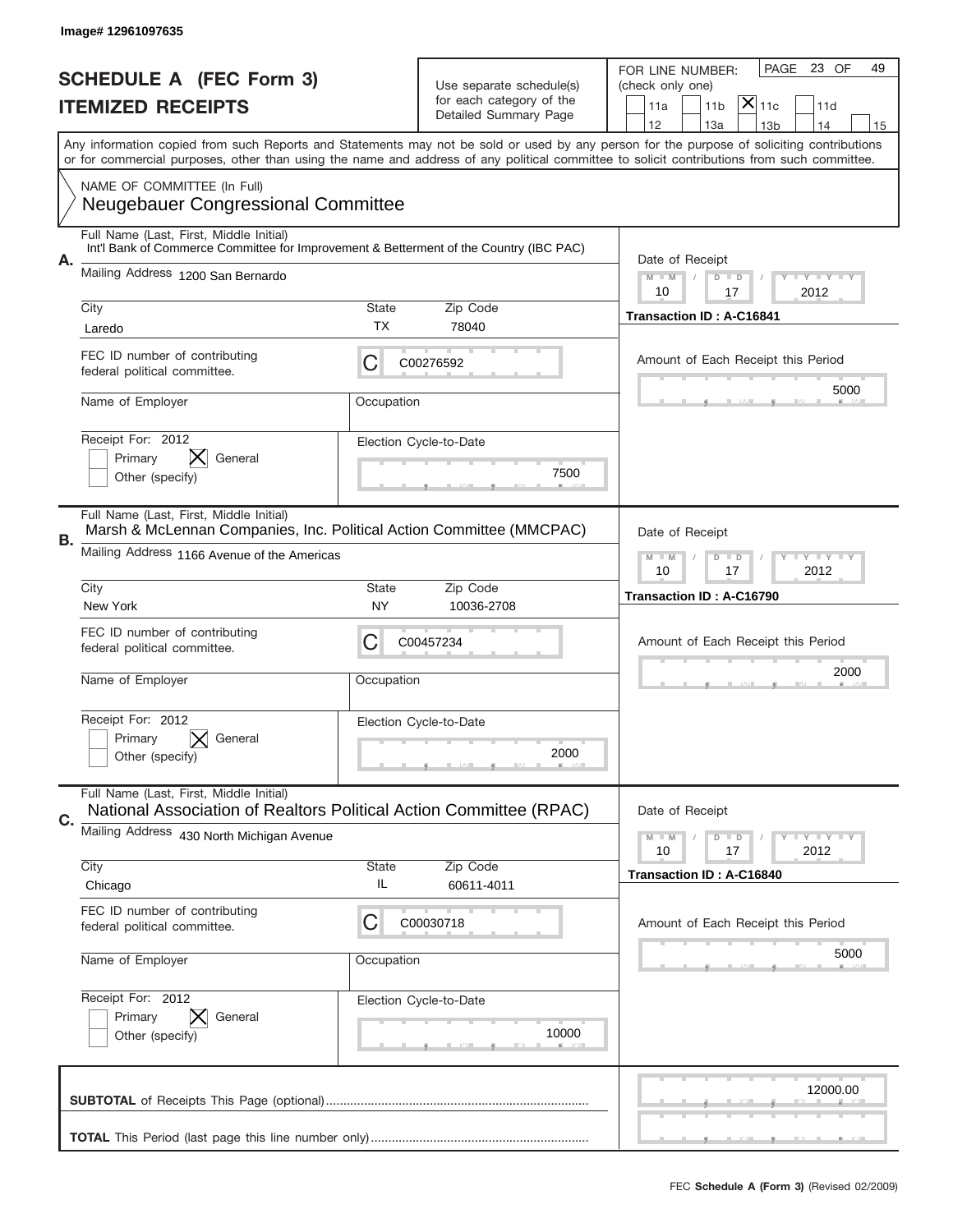Image# 12961097635

# SCHEDULE A (FEC Form 3)
## ITEMIZED RECEIPTS

Use separate schedule(s) for each category of the Detailed Summary Page

FOR LINE NUMBER: (check only one)

11a | 11b | [X] 11c | 11d | 12 | 13a | 13b | 14 | 15

PAGE 23 OF 49

Any information copied from such Reports and Statements may not be sold or used by any person for the purpose of soliciting contributions or for commercial purposes, other than using the name and address of any political committee to solicit contributions from such committee.

NAME OF COMMITTEE (In Full)
Neugebauer Congressional Committee

---

**A.** Full Name (Last, First, Middle Initial)
Int'l Bank of Commerce Committee for Improvement & Betterment of the Country (IBC PAC)

Mailing Address: 1200 San Bernardo

City: Laredo | State: TX | Zip Code: 78040

FEC ID number of contributing federal political committee: C C00276592

Name of Employer: | Occupation:

Receipt For: 2012 — Primary [ ] General [X] Other (specify) [ ]

Election Cycle-to-Date: 7500

Date of Receipt: 10 / 17 / 2012

Transaction ID : A-C16841

Amount of Each Receipt this Period: 5000

---

**B.** Full Name (Last, First, Middle Initial)
Marsh & McLennan Companies, Inc. Political Action Committee (MMCPAC)

Mailing Address: 1166 Avenue of the Americas

City: New York | State: NY | Zip Code: 10036-2708

FEC ID number of contributing federal political committee: C C00457234

Name of Employer: | Occupation:

Receipt For: 2012 — Primary [ ] General [X] Other (specify) [ ]

Election Cycle-to-Date: 2000

Date of Receipt: 10 / 17 / 2012

Transaction ID : A-C16790

Amount of Each Receipt this Period: 2000

---

**C.** Full Name (Last, First, Middle Initial)
National Association of Realtors Political Action Committee (RPAC)

Mailing Address: 430 North Michigan Avenue

City: Chicago | State: IL | Zip Code: 60611-4011

FEC ID number of contributing federal political committee: C C00030718

Name of Employer: | Occupation:

Receipt For: 2012 — Primary [ ] General [X] Other (specify) [ ]

Election Cycle-to-Date: 10000

Date of Receipt: 10 / 17 / 2012

Transaction ID : A-C16840

Amount of Each Receipt this Period: 5000

---

**SUBTOTAL** of Receipts This Page (optional): 12000.00

**TOTAL** This Period (last page this line number only):

FEC **Schedule A (Form 3)** (Revised 02/2009)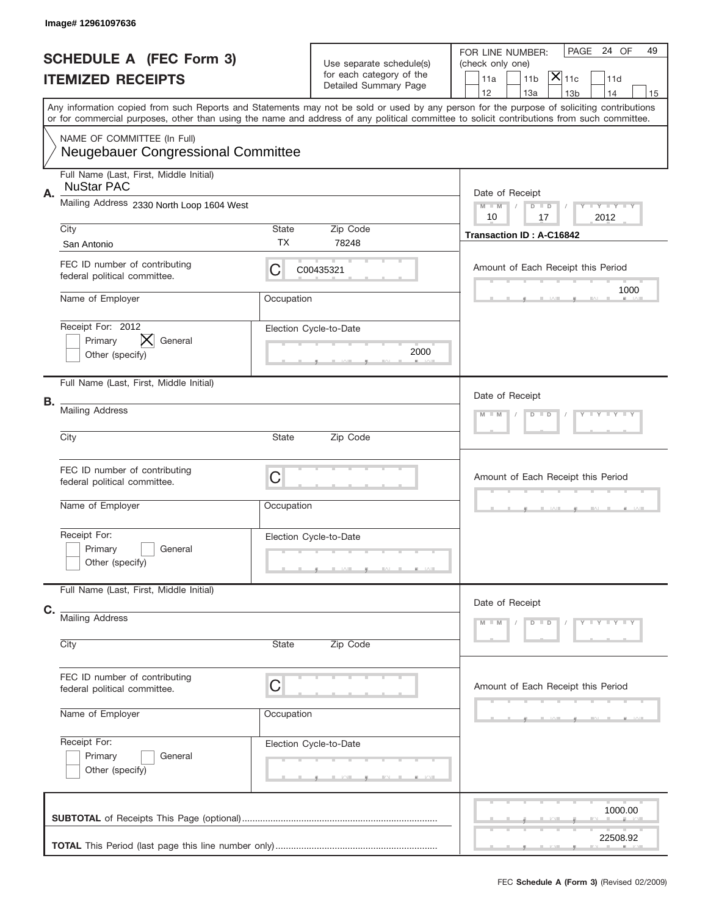Image# 12961097636

# SCHEDULE A (FEC Form 3)
## ITEMIZED RECEIPTS

Use separate schedule(s) for each category of the Detailed Summary Page

FOR LINE NUMBER: (check only one)

- [ ] 11a
- [ ] 11b
- [x] 11c
- [ ] 11d
- [ ] 12
- [ ] 13a
- [ ] 13b
- [ ] 14
- [ ] 15

Any information copied from such Reports and Statements may not be sold or used by any person for the purpose of soliciting contributions or for commercial purposes, other than using the name and address of any political committee to solicit contributions from such committee.

NAME OF COMMITTEE (In Full)
Neugebauer Congressional Committee

**A.**

| Field | Value |
|---|---|
| Full Name (Last, First, Middle Initial) | NuStar PAC |
| Mailing Address | 2330 North Loop 1604 West |
| City | San Antonio |
| State | TX |
| Zip Code | 78248 |
| FEC ID number of contributing federal political committee | C00435321 |
| Name of Employer | |
| Occupation | |
| Receipt For | 2012 General |
| Election Cycle-to-Date | 2000 |
| Date of Receipt | 10 / 17 / 2012 |
| Transaction ID | A-C16842 |
| Amount of Each Receipt this Period | 1000 |

**B.**

| Field | Value |
|---|---|
| Full Name (Last, First, Middle Initial) | |
| Mailing Address | |
| City | |
| State | |
| Zip Code | |
| FEC ID number of contributing federal political committee | C |
| Name of Employer | |
| Occupation | |
| Receipt For | |
| Election Cycle-to-Date | |
| Date of Receipt | |
| Amount of Each Receipt this Period | |

**C.**

| Field | Value |
|---|---|
| Full Name (Last, First, Middle Initial) | |
| Mailing Address | |
| City | |
| State | |
| Zip Code | |
| FEC ID number of contributing federal political committee | C |
| Name of Employer | |
| Occupation | |
| Receipt For | |
| Election Cycle-to-Date | |
| Date of Receipt | |
| Amount of Each Receipt this Period | |

**SUBTOTAL** of Receipts This Page (optional): 1000.00

**TOTAL** This Period (last page this line number only): 22508.92

FEC **Schedule A (Form 3)** (Revised 02/2009)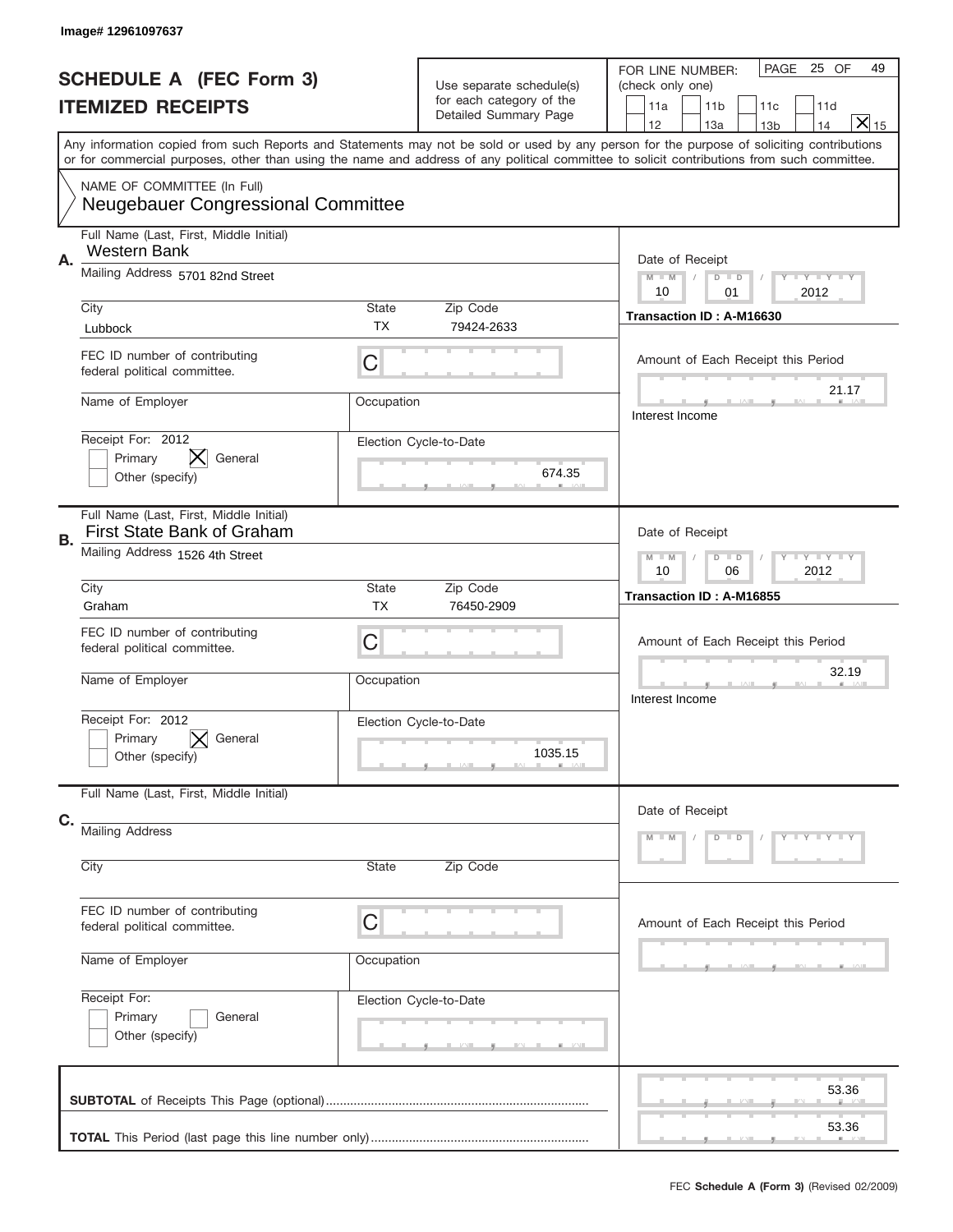Image# 12961097637

# SCHEDULE A (FEC Form 3)
## ITEMIZED RECEIPTS

Use separate schedule(s) for each category of the Detailed Summary Page

FOR LINE NUMBER: (check only one)

11a | 11b | 11c | 11d | 12 | 13a | 13b | 14 | [X] 15

PAGE 25 OF 49

Any information copied from such Reports and Statements may not be sold or used by any person for the purpose of soliciting contributions or for commercial purposes, other than using the name and address of any political committee to solicit contributions from such committee.

NAME OF COMMITTEE (In Full)
Neugebauer Congressional Committee

**A.**
Full Name (Last, First, Middle Initial): Western Bank
Mailing Address: 5701 82nd Street
City: Lubbock | State: TX | Zip Code: 79424-2633
FEC ID number of contributing federal political committee: C
Name of Employer: | Occupation:
Receipt For: 2012 — Primary [ ] General [X] Other (specify) [ ]
Election Cycle-to-Date: 674.35
Date of Receipt: 10 / 01 / 2012
Transaction ID : A-M16630
Amount of Each Receipt this Period: 21.17
Interest Income

**B.**
Full Name (Last, First, Middle Initial): First State Bank of Graham
Mailing Address: 1526 4th Street
City: Graham | State: TX | Zip Code: 76450-2909
FEC ID number of contributing federal political committee: C
Name of Employer: | Occupation:
Receipt For: 2012 — Primary [ ] General [X] Other (specify) [ ]
Election Cycle-to-Date: 1035.15
Date of Receipt: 10 / 06 / 2012
Transaction ID : A-M16855
Amount of Each Receipt this Period: 32.19
Interest Income

**C.**
Full Name (Last, First, Middle Initial):
Mailing Address:
City: | State: | Zip Code:
FEC ID number of contributing federal political committee: C
Name of Employer: | Occupation:
Receipt For: — Primary [ ] General [ ] Other (specify) [ ]
Election Cycle-to-Date:
Date of Receipt:
Amount of Each Receipt this Period:

**SUBTOTAL** of Receipts This Page (optional): 53.36

**TOTAL** This Period (last page this line number only): 53.36

FEC **Schedule A (Form 3)** (Revised 02/2009)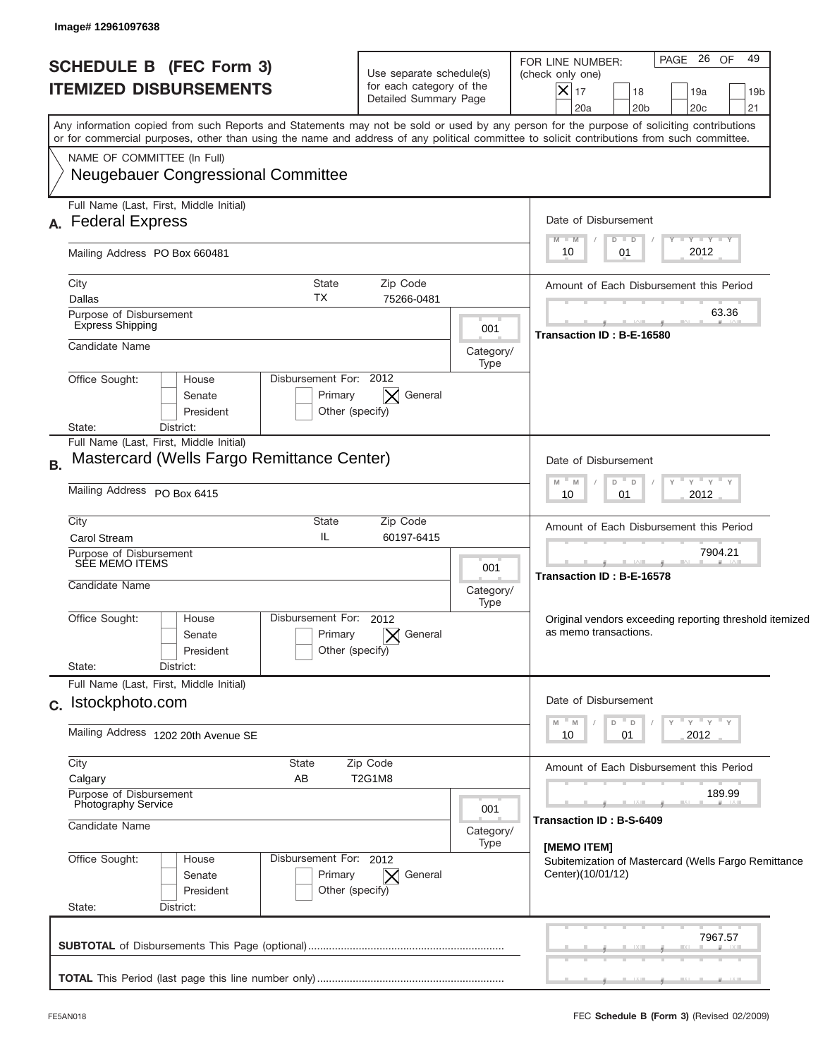Image# 12961097638

# SCHEDULE B (FEC Form 3)
# ITEMIZED DISBURSEMENTS

Use separate schedule(s) for each category of the Detailed Summary Page

FOR LINE NUMBER: (check only one)

[X] 17 [ ] 18 [ ] 19a [ ] 19b [ ] 20a [ ] 20b [ ] 20c [ ] 21

PAGE 26 OF 49

Any information copied from such Reports and Statements may not be sold or used by any person for the purpose of soliciting contributions or for commercial purposes, other than using the name and address of any political committee to solicit contributions from such committee.

NAME OF COMMITTEE (In Full)
Neugebauer Congressional Committee

---

**A.** Full Name (Last, First, Middle Initial): Federal Express

Mailing Address: PO Box 660481

City: Dallas | State: TX | Zip Code: 75266-0481

Purpose of Disbursement: Express Shipping

Category/Type: 001

Candidate Name:

Office Sought: [ ] House [ ] Senate [ ] President

State: District:

Disbursement For: 2012 [ ] Primary [X] General [ ] Other (specify)

Date of Disbursement: 10/01/2012

Amount of Each Disbursement this Period: 63.36

Transaction ID : B-E-16580

---

**B.** Full Name (Last, First, Middle Initial): Mastercard (Wells Fargo Remittance Center)

Mailing Address: PO Box 6415

City: Carol Stream | State: IL | Zip Code: 60197-6415

Purpose of Disbursement: SEE MEMO ITEMS

Category/Type: 001

Candidate Name:

Office Sought: [ ] House [ ] Senate [ ] President

State: District:

Disbursement For: 2012 [ ] Primary [X] General [ ] Other (specify)

Date of Disbursement: 10/01/2012

Amount of Each Disbursement this Period: 7904.21

Transaction ID : B-E-16578

Original vendors exceeding reporting threshold itemized as memo transactions.

---

**C.** Full Name (Last, First, Middle Initial): Istockphoto.com

Mailing Address: 1202 20th Avenue SE

City: Calgary | State: AB | Zip Code: T2G1M8

Purpose of Disbursement: Photography Service

Category/Type: 001

Candidate Name:

Office Sought: [ ] House [ ] Senate [ ] President

State: District:

Disbursement For: 2012 [ ] Primary [X] General [ ] Other (specify)

Date of Disbursement: 10/01/2012

Amount of Each Disbursement this Period: 189.99

Transaction ID : B-S-6409

[MEMO ITEM]
Subitemization of Mastercard (Wells Fargo Remittance Center)(10/01/12)

---

**SUBTOTAL** of Disbursements This Page (optional): 7967.57

**TOTAL** This Period (last page this line number only):

FE5AN018 — FEC **Schedule B (Form 3)** (Revised 02/2009)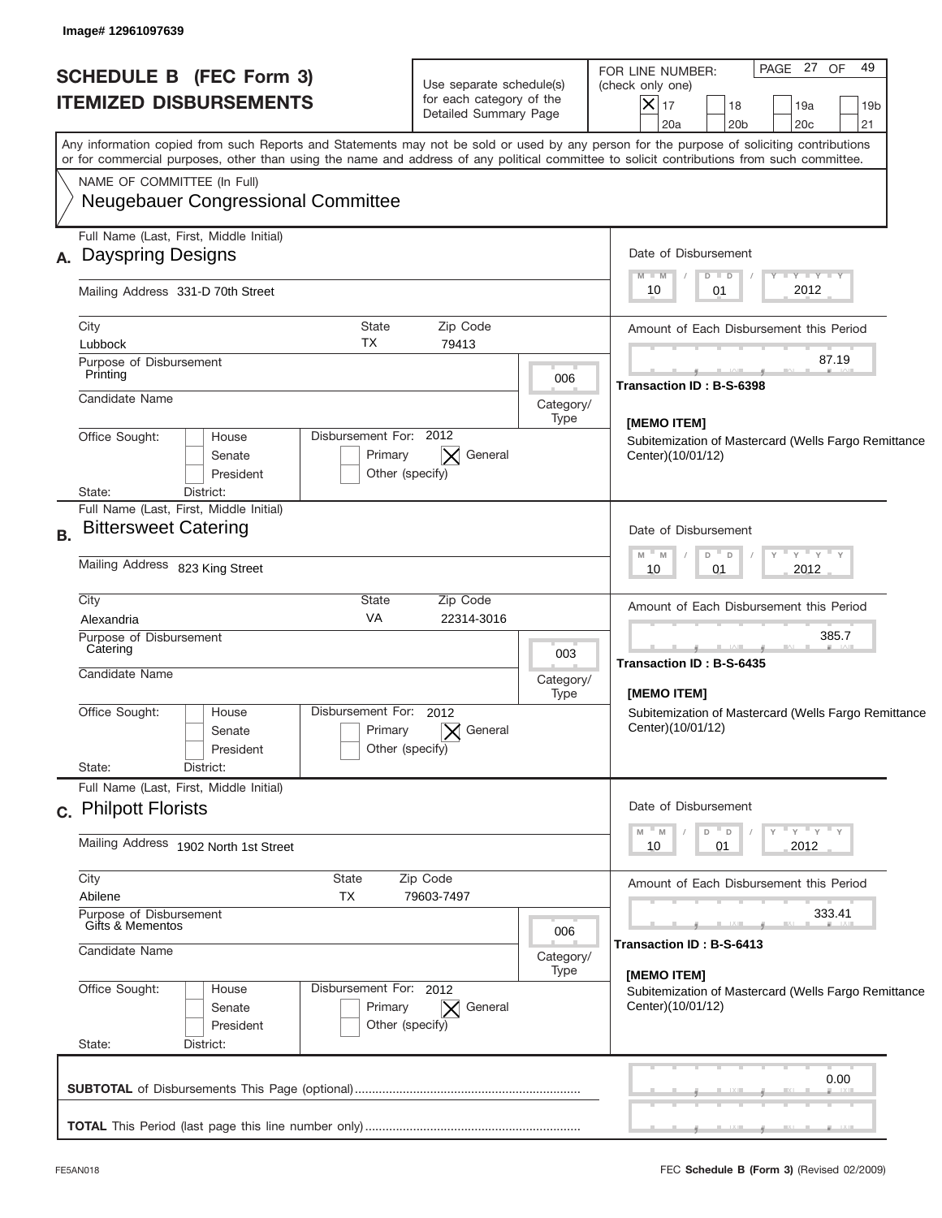Image# 12961097639

# SCHEDULE B (FEC Form 3)
# ITEMIZED DISBURSEMENTS

Use separate schedule(s) for each category of the Detailed Summary Page

FOR LINE NUMBER: (check only one)

[X] 17 [ ] 18 [ ] 19a [ ] 19b [ ] 20a [ ] 20b [ ] 20c [ ] 21

PAGE 27 OF 49

Any information copied from such Reports and Statements may not be sold or used by any person for the purpose of soliciting contributions or for commercial purposes, other than using the name and address of any political committee to solicit contributions from such committee.

NAME OF COMMITTEE (In Full)
Neugebauer Congressional Committee

---

**A.** Full Name (Last, First, Middle Initial): **Dayspring Designs**

Mailing Address: 331-D 70th Street

City: Lubbock | State: TX | Zip Code: 79413

Purpose of Disbursement: Printing

Category/Type: 006

Candidate Name:

Office Sought: [ ] House [ ] Senate [ ] President

State: District:

Disbursement For: 2012 [ ] Primary [X] General [ ] Other (specify)

Date of Disbursement: 10/01/2012

Amount of Each Disbursement this Period: 87.19

Transaction ID : B-S-6398

**[MEMO ITEM]**

Subitemization of Mastercard (Wells Fargo Remittance Center)(10/01/12)

---

**B.** Full Name (Last, First, Middle Initial): **Bittersweet Catering**

Mailing Address: 823 King Street

City: Alexandria | State: VA | Zip Code: 22314-3016

Purpose of Disbursement: Catering

Category/Type: 003

Candidate Name:

Office Sought: [ ] House [ ] Senate [ ] President

State: District:

Disbursement For: 2012 [ ] Primary [X] General [ ] Other (specify)

Date of Disbursement: 10/01/2012

Amount of Each Disbursement this Period: 385.7

Transaction ID : B-S-6435

**[MEMO ITEM]**

Subitemization of Mastercard (Wells Fargo Remittance Center)(10/01/12)

---

**C.** Full Name (Last, First, Middle Initial): **Philpott Florists**

Mailing Address: 1902 North 1st Street

City: Abilene | State: TX | Zip Code: 79603-7497

Purpose of Disbursement: Gifts & Mementos

Category/Type: 006

Candidate Name:

Office Sought: [ ] House [ ] Senate [ ] President

State: District:

Disbursement For: 2012 [ ] Primary [X] General [ ] Other (specify)

Date of Disbursement: 10/01/2012

Amount of Each Disbursement this Period: 333.41

Transaction ID : B-S-6413

**[MEMO ITEM]**

Subitemization of Mastercard (Wells Fargo Remittance Center)(10/01/12)

---

**SUBTOTAL** of Disbursements This Page (optional): 0.00

**TOTAL** This Period (last page this line number only):

FE5AN018 | FEC **Schedule B (Form 3)** (Revised 02/2009)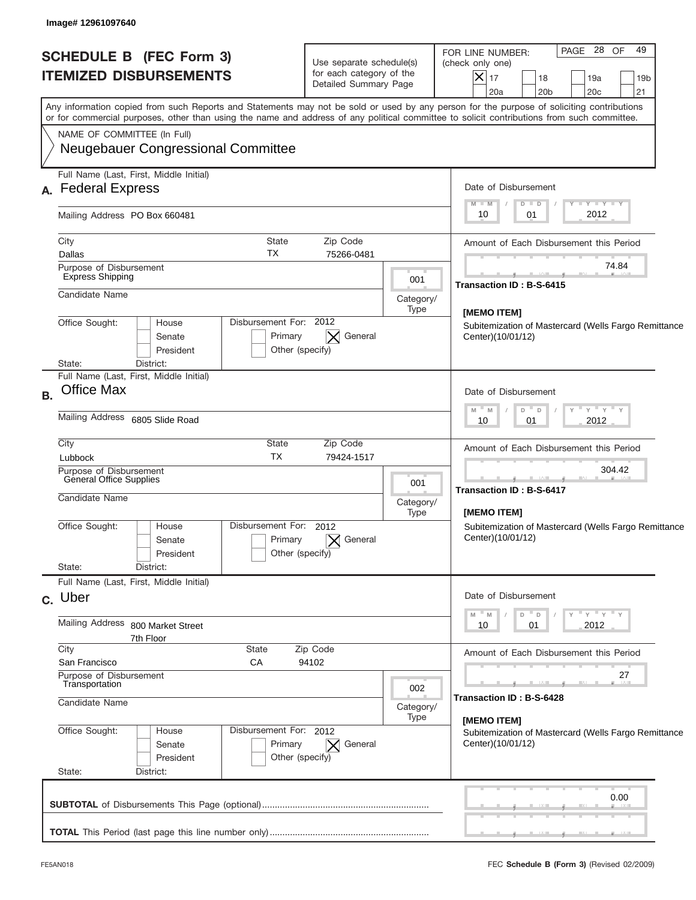Image# 12961097640

# SCHEDULE B (FEC Form 3)
# ITEMIZED DISBURSEMENTS

Use separate schedule(s) for each category of the Detailed Summary Page

FOR LINE NUMBER: (check only one)

- [X] 17
- [ ] 18
- [ ] 19a
- [ ] 19b
- [ ] 20a
- [ ] 20b
- [ ] 20c
- [ ] 21

Any information copied from such Reports and Statements may not be sold or used by any person for the purpose of soliciting contributions or for commercial purposes, other than using the name and address of any political committee to solicit contributions from such committee.

NAME OF COMMITTEE (In Full)
Neugebauer Congressional Committee

---

**A.** Full Name (Last, First, Middle Initial): Federal Express

Mailing Address: PO Box 660481

City: Dallas | State: TX | Zip Code: 75266-0481

Purpose of Disbursement: Express Shipping

Category/Type: 001

Candidate Name:

Office Sought: [ ] House [ ] Senate [ ] President

State: District:

Disbursement For: 2012 [ ] Primary [X] General [ ] Other (specify)

Date of Disbursement: 10 / 01 / 2012

Amount of Each Disbursement this Period: 74.84

Transaction ID : B-S-6415

[MEMO ITEM]
Subitemization of Mastercard (Wells Fargo Remittance Center)(10/01/12)

---

**B.** Full Name (Last, First, Middle Initial): Office Max

Mailing Address: 6805 Slide Road

City: Lubbock | State: TX | Zip Code: 79424-1517

Purpose of Disbursement: General Office Supplies

Category/Type: 001

Candidate Name:

Office Sought: [ ] House [ ] Senate [ ] President

State: District:

Disbursement For: 2012 [ ] Primary [X] General [ ] Other (specify)

Date of Disbursement: 10 / 01 / 2012

Amount of Each Disbursement this Period: 304.42

Transaction ID : B-S-6417

[MEMO ITEM]
Subitemization of Mastercard (Wells Fargo Remittance Center)(10/01/12)

---

**C.** Full Name (Last, First, Middle Initial): Uber

Mailing Address: 800 Market Street, 7th Floor

City: San Francisco | State: CA | Zip Code: 94102

Purpose of Disbursement: Transportation

Category/Type: 002

Candidate Name:

Office Sought: [ ] House [ ] Senate [ ] President

State: District:

Disbursement For: 2012 [ ] Primary [X] General [ ] Other (specify)

Date of Disbursement: 10 / 01 / 2012

Amount of Each Disbursement this Period: 27

Transaction ID : B-S-6428

[MEMO ITEM]
Subitemization of Mastercard (Wells Fargo Remittance Center)(10/01/12)

---

**SUBTOTAL** of Disbursements This Page (optional): 0.00

**TOTAL** This Period (last page this line number only):

FE5AN018

FEC **Schedule B (Form 3)** (Revised 02/2009)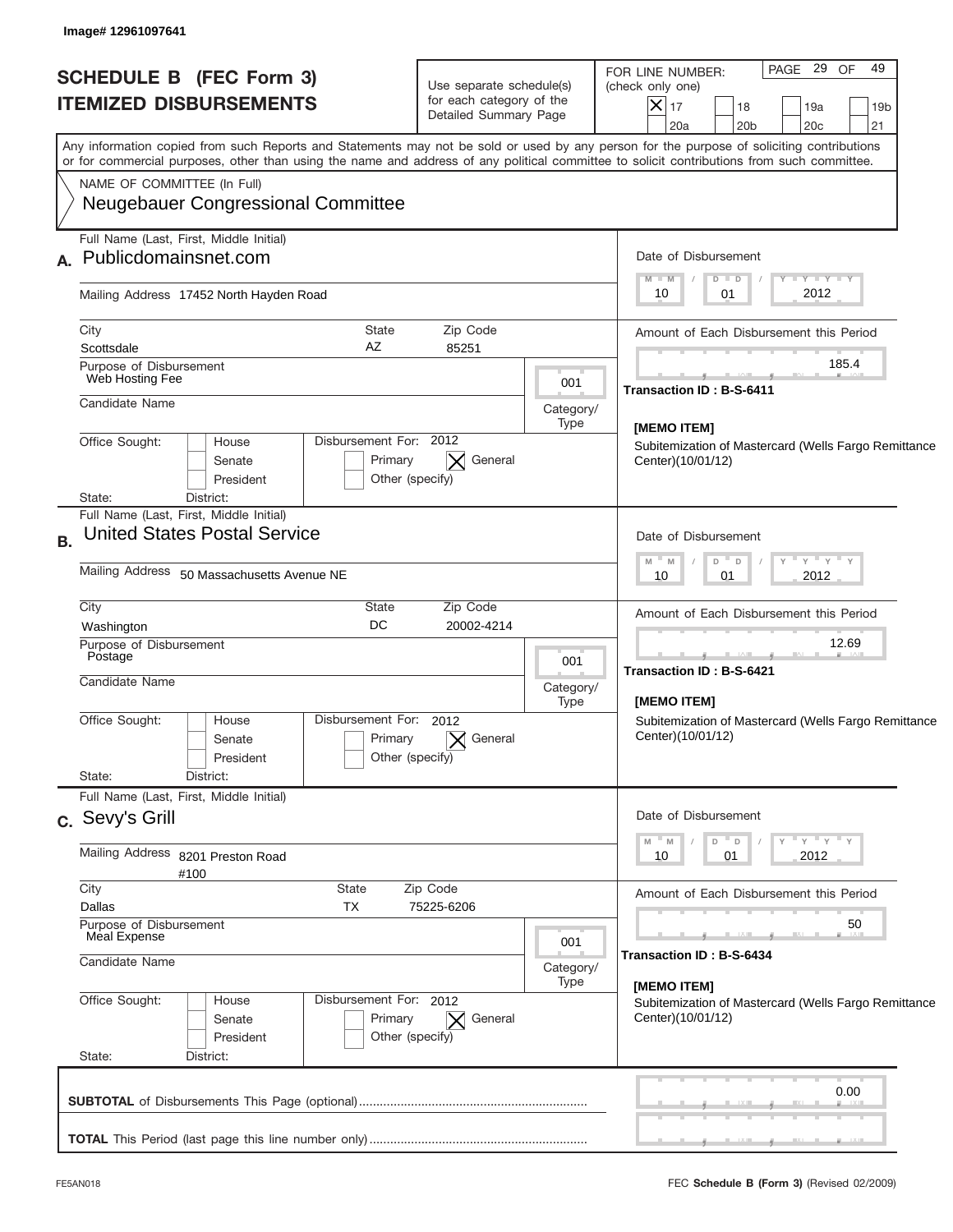Image# 12961097641

# SCHEDULE B (FEC Form 3)
## ITEMIZED DISBURSEMENTS

Use separate schedule(s) for each category of the Detailed Summary Page

FOR LINE NUMBER: (check only one)

[X] 17 [ ] 18 [ ] 19a [ ] 19b [ ] 20a [ ] 20b [ ] 20c [ ] 21

Any information copied from such Reports and Statements may not be sold or used by any person for the purpose of soliciting contributions or for commercial purposes, other than using the name and address of any political committee to solicit contributions from such committee.

NAME OF COMMITTEE (In Full)
Neugebauer Congressional Committee

---

**A.** Full Name (Last, First, Middle Initial): Publicdomainsnet.com

Mailing Address: 17452 North Hayden Road

City: Scottsdale | State: AZ | Zip Code: 85251

Purpose of Disbursement: Web Hosting Fee

Category/Type: 001

Candidate Name:

Office Sought: [ ] House [ ] Senate [ ] President

State: District:

Disbursement For: 2012 [ ] Primary [X] General [ ] Other (specify)

Date of Disbursement: 10/01/2012

Amount of Each Disbursement this Period: 185.4

Transaction ID : B-S-6411

[MEMO ITEM]
Subitemization of Mastercard (Wells Fargo Remittance Center)(10/01/12)

---

**B.** Full Name (Last, First, Middle Initial): United States Postal Service

Mailing Address: 50 Massachusetts Avenue NE

City: Washington | State: DC | Zip Code: 20002-4214

Purpose of Disbursement: Postage

Category/Type: 001

Candidate Name:

Office Sought: [ ] House [ ] Senate [ ] President

State: District:

Disbursement For: 2012 [ ] Primary [X] General [ ] Other (specify)

Date of Disbursement: 10/01/2012

Amount of Each Disbursement this Period: 12.69

Transaction ID : B-S-6421

[MEMO ITEM]
Subitemization of Mastercard (Wells Fargo Remittance Center)(10/01/12)

---

**C.** Full Name (Last, First, Middle Initial): Sevy's Grill

Mailing Address: 8201 Preston Road #100

City: Dallas | State: TX | Zip Code: 75225-6206

Purpose of Disbursement: Meal Expense

Category/Type: 001

Candidate Name:

Office Sought: [ ] House [ ] Senate [ ] President

State: District:

Disbursement For: 2012 [ ] Primary [X] General [ ] Other (specify)

Date of Disbursement: 10/01/2012

Amount of Each Disbursement this Period: 50

Transaction ID : B-S-6434

[MEMO ITEM]
Subitemization of Mastercard (Wells Fargo Remittance Center)(10/01/12)

---

**SUBTOTAL** of Disbursements This Page (optional) .......... 0.00

**TOTAL** This Period (last page this line number only) ..........

FE5AN018

FEC **Schedule B (Form 3)** (Revised 02/2009)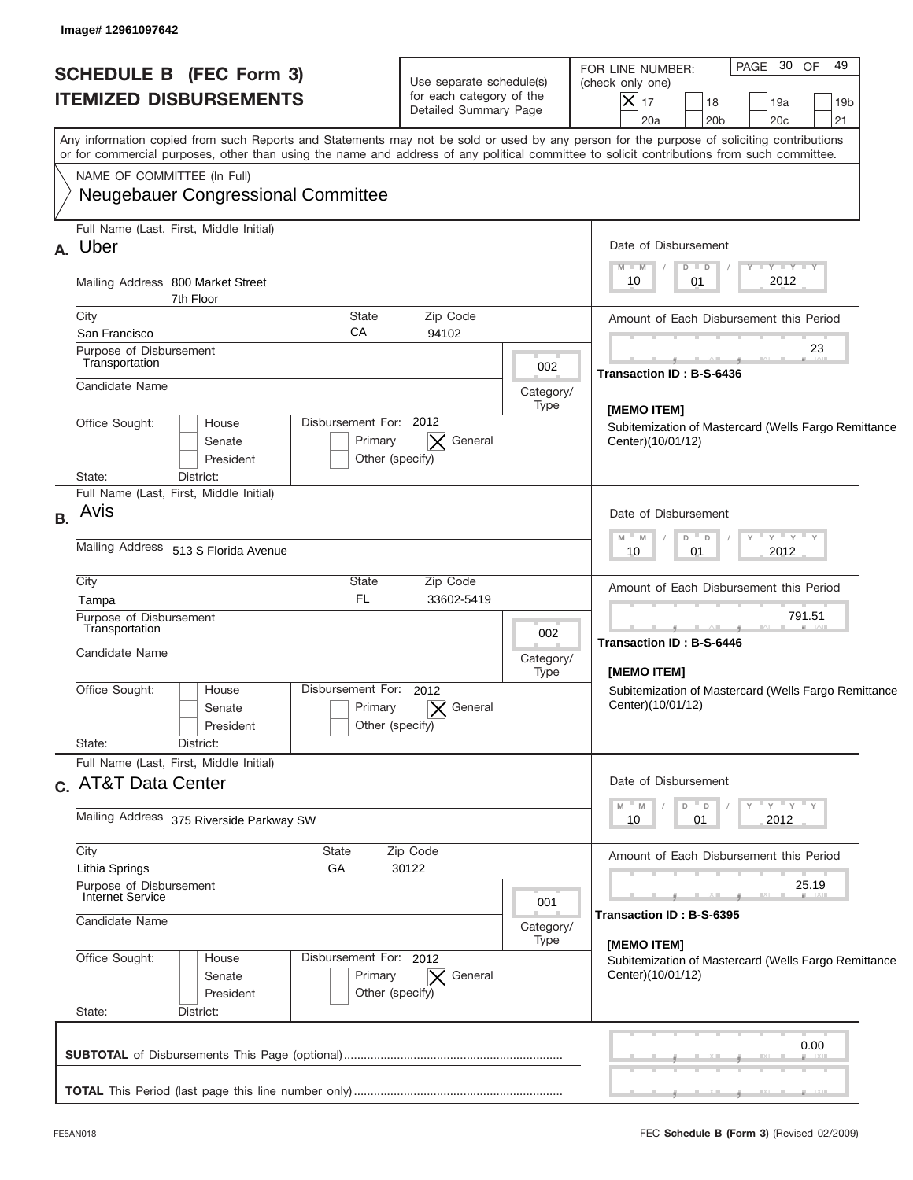Image# 12961097642

# SCHEDULE B (FEC Form 3)
# ITEMIZED DISBURSEMENTS

Use separate schedule(s) for each category of the Detailed Summary Page

FOR LINE NUMBER: (check only one)

- [X] 17
- [ ] 18
- [ ] 19a
- [ ] 19b
- [ ] 20a
- [ ] 20b
- [ ] 20c
- [ ] 21

Any information copied from such Reports and Statements may not be sold or used by any person for the purpose of soliciting contributions or for commercial purposes, other than using the name and address of any political committee to solicit contributions from such committee.

NAME OF COMMITTEE (In Full)

Neugebauer Congressional Committee

---

**A.** Full Name (Last, First, Middle Initial): Uber

Mailing Address: 800 Market Street, 7th Floor

City: San Francisco | State: CA | Zip Code: 94102

Purpose of Disbursement: Transportation

Category/Type: 002

Candidate Name:

Office Sought: [ ] House [ ] Senate [ ] President

State: District:

Disbursement For: 2012 [ ] Primary [X] General [ ] Other (specify)

Date of Disbursement: 10 / 01 / 2012

Amount of Each Disbursement this Period: 23

Transaction ID : B-S-6436

[MEMO ITEM]

Subitemization of Mastercard (Wells Fargo Remittance Center)(10/01/12)

---

**B.** Full Name (Last, First, Middle Initial): Avis

Mailing Address: 513 S Florida Avenue

City: Tampa | State: FL | Zip Code: 33602-5419

Purpose of Disbursement: Transportation

Category/Type: 002

Candidate Name:

Office Sought: [ ] House [ ] Senate [ ] President

State: District:

Disbursement For: 2012 [ ] Primary [X] General [ ] Other (specify)

Date of Disbursement: 10 / 01 / 2012

Amount of Each Disbursement this Period: 791.51

Transaction ID : B-S-6446

[MEMO ITEM]

Subitemization of Mastercard (Wells Fargo Remittance Center)(10/01/12)

---

**C.** Full Name (Last, First, Middle Initial): AT&T Data Center

Mailing Address: 375 Riverside Parkway SW

City: Lithia Springs | State: GA | Zip Code: 30122

Purpose of Disbursement: Internet Service

Category/Type: 001

Candidate Name:

Office Sought: [ ] House [ ] Senate [ ] President

State: District:

Disbursement For: 2012 [ ] Primary [X] General [ ] Other (specify)

Date of Disbursement: 10 / 01 / 2012

Amount of Each Disbursement this Period: 25.19

Transaction ID : B-S-6395

[MEMO ITEM]

Subitemization of Mastercard (Wells Fargo Remittance Center)(10/01/12)

---

**SUBTOTAL** of Disbursements This Page (optional): 0.00

**TOTAL** This Period (last page this line number only):

FE5AN018

FEC **Schedule B (Form 3)** (Revised 02/2009)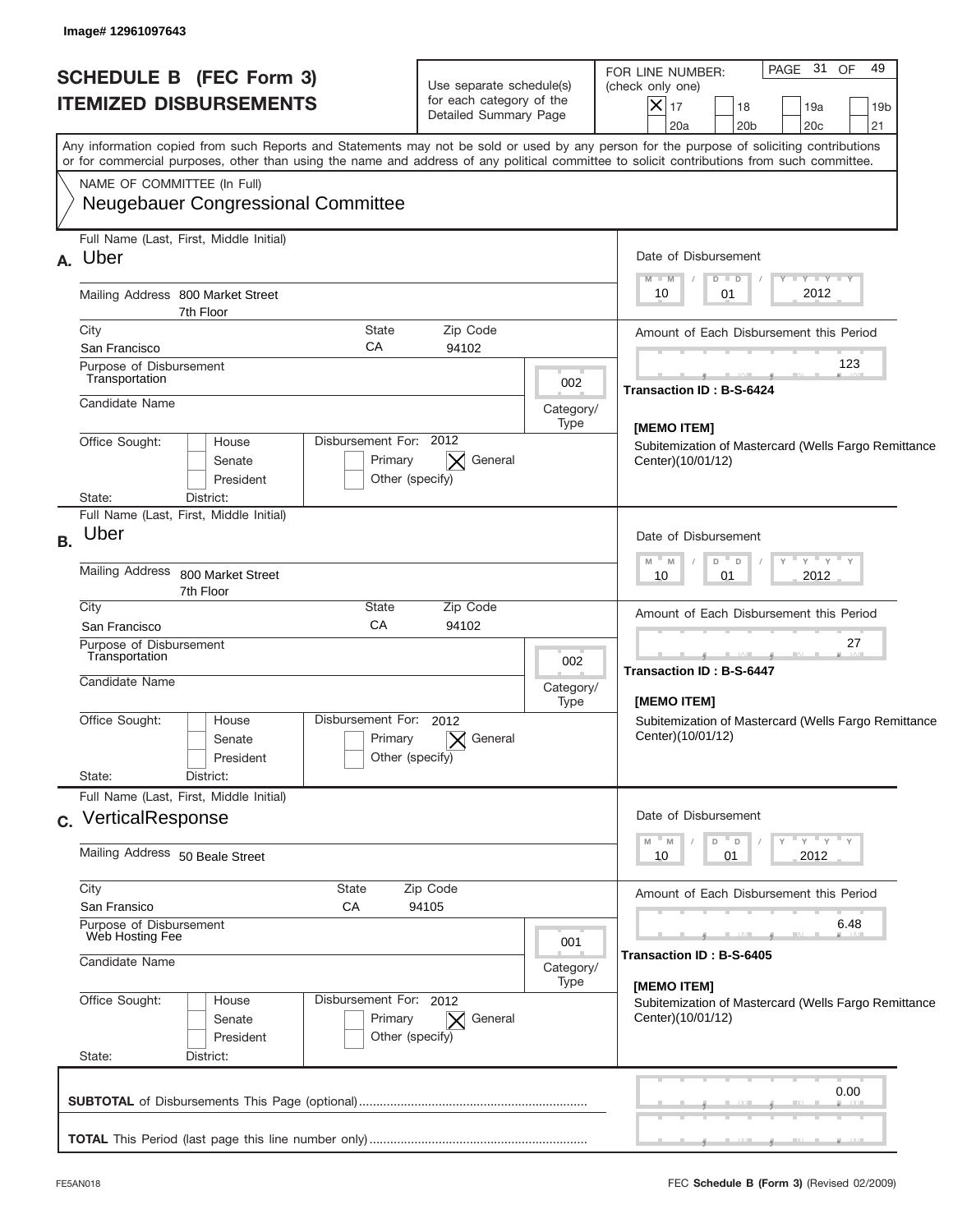Image# 12961097643

# SCHEDULE B (FEC Form 3)
# ITEMIZED DISBURSEMENTS

Use separate schedule(s) for each category of the Detailed Summary Page

FOR LINE NUMBER: (check only one)

- [X] 17
- [ ] 18
- [ ] 19a
- [ ] 19b
- [ ] 20a
- [ ] 20b
- [ ] 20c
- [ ] 21

Any information copied from such Reports and Statements may not be sold or used by any person for the purpose of soliciting contributions or for commercial purposes, other than using the name and address of any political committee to solicit contributions from such committee.

NAME OF COMMITTEE (In Full)
Neugebauer Congressional Committee

---

**A.** Full Name (Last, First, Middle Initial): Uber

Mailing Address: 800 Market Street, 7th Floor

City: San Francisco | State: CA | Zip Code: 94102

Purpose of Disbursement: Transportation

Category/Type: 002

Candidate Name:

Office Sought: [ ] House [ ] Senate [ ] President

State: District:

Disbursement For: 2012 [ ] Primary [X] General [ ] Other (specify)

Date of Disbursement: 10/01/2012

Amount of Each Disbursement this Period: 123

Transaction ID : B-S-6424

[MEMO ITEM]
Subitemization of Mastercard (Wells Fargo Remittance Center)(10/01/12)

---

**B.** Full Name (Last, First, Middle Initial): Uber

Mailing Address: 800 Market Street, 7th Floor

City: San Francisco | State: CA | Zip Code: 94102

Purpose of Disbursement: Transportation

Category/Type: 002

Candidate Name:

Office Sought: [ ] House [ ] Senate [ ] President

State: District:

Disbursement For: 2012 [ ] Primary [X] General [ ] Other (specify)

Date of Disbursement: 10/01/2012

Amount of Each Disbursement this Period: 27

Transaction ID : B-S-6447

[MEMO ITEM]
Subitemization of Mastercard (Wells Fargo Remittance Center)(10/01/12)

---

**C.** Full Name (Last, First, Middle Initial): VerticalResponse

Mailing Address: 50 Beale Street

City: San Fransico | State: CA | Zip Code: 94105

Purpose of Disbursement: Web Hosting Fee

Category/Type: 001

Candidate Name:

Office Sought: [ ] House [ ] Senate [ ] President

State: District:

Disbursement For: 2012 [ ] Primary [X] General [ ] Other (specify)

Date of Disbursement: 10/01/2012

Amount of Each Disbursement this Period: 6.48

Transaction ID : B-S-6405

[MEMO ITEM]
Subitemization of Mastercard (Wells Fargo Remittance Center)(10/01/12)

---

**SUBTOTAL** of Disbursements This Page (optional): 0.00

**TOTAL** This Period (last page this line number only):

FE5AN018

FEC **Schedule B (Form 3)** (Revised 02/2009)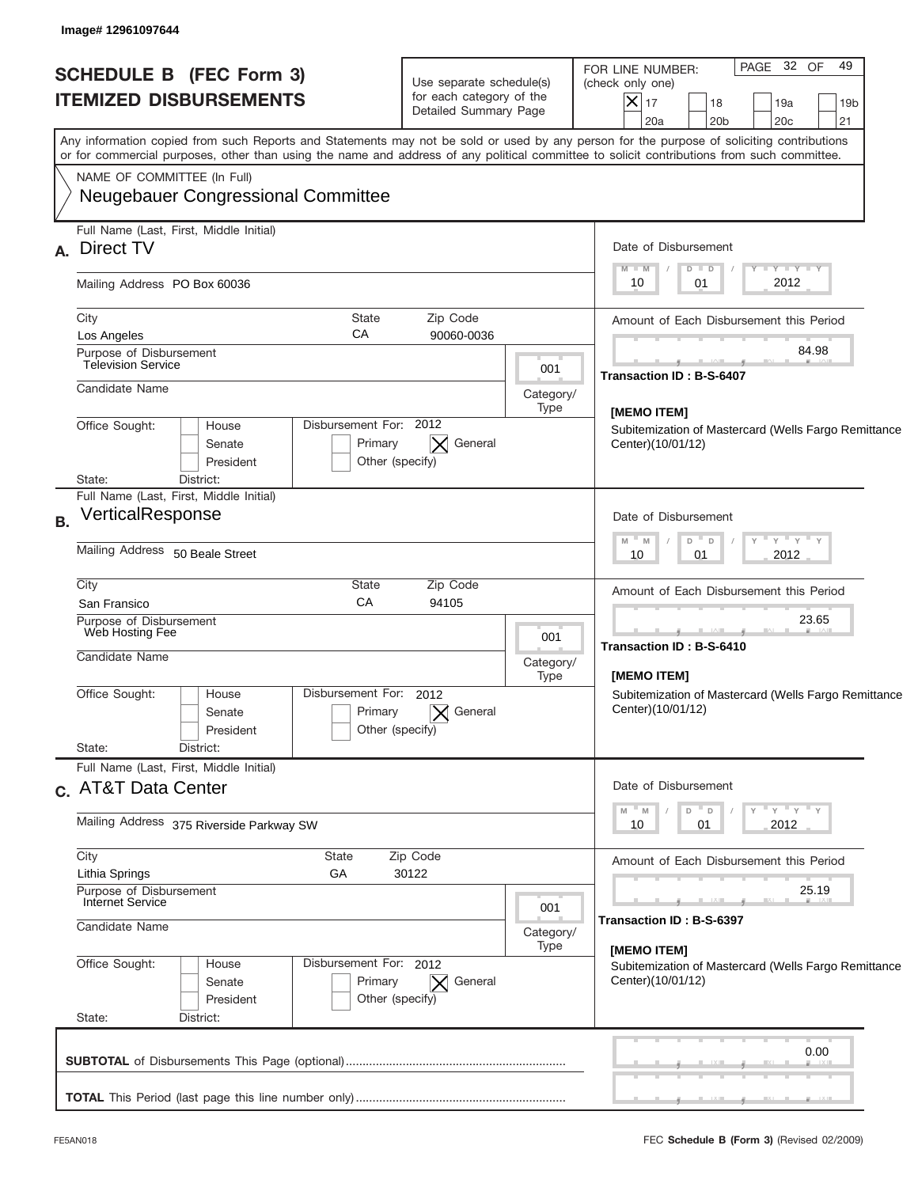Image# 12961097644

# SCHEDULE B (FEC Form 3)
## ITEMIZED DISBURSEMENTS

Use separate schedule(s) for each category of the Detailed Summary Page

FOR LINE NUMBER: (check only one)
[X] 17 [ ] 18 [ ] 19a [ ] 19b [ ] 20a [ ] 20b [ ] 20c [ ] 21

PAGE 32 OF 49

Any information copied from such Reports and Statements may not be sold or used by any person for the purpose of soliciting contributions or for commercial purposes, other than using the name and address of any political committee to solicit contributions from such committee.

NAME OF COMMITTEE (In Full)
Neugebauer Congressional Committee

---

**A.** Full Name (Last, First, Middle Initial): Direct TV

Mailing Address: PO Box 60036

City: Los Angeles | State: CA | Zip Code: 90060-0036

Purpose of Disbursement: Television Service

Category/Type: 001

Candidate Name:

Office Sought: [ ] House [ ] Senate [ ] President

State: District:

Disbursement For: 2012 [ ] Primary [X] General [ ] Other (specify)

Date of Disbursement: 10 / 01 / 2012

Amount of Each Disbursement this Period: 84.98

Transaction ID : B-S-6407

[MEMO ITEM]
Subitemization of Mastercard (Wells Fargo Remittance Center)(10/01/12)

---

**B.** Full Name (Last, First, Middle Initial): VerticalResponse

Mailing Address: 50 Beale Street

City: San Fransico | State: CA | Zip Code: 94105

Purpose of Disbursement: Web Hosting Fee

Category/Type: 001

Candidate Name:

Office Sought: [ ] House [ ] Senate [ ] President

State: District:

Disbursement For: 2012 [ ] Primary [X] General [ ] Other (specify)

Date of Disbursement: 10 / 01 / 2012

Amount of Each Disbursement this Period: 23.65

Transaction ID : B-S-6410

[MEMO ITEM]
Subitemization of Mastercard (Wells Fargo Remittance Center)(10/01/12)

---

**C.** Full Name (Last, First, Middle Initial): AT&T Data Center

Mailing Address: 375 Riverside Parkway SW

City: Lithia Springs | State: GA | Zip Code: 30122

Purpose of Disbursement: Internet Service

Category/Type: 001

Candidate Name:

Office Sought: [ ] House [ ] Senate [ ] President

State: District:

Disbursement For: 2012 [ ] Primary [X] General [ ] Other (specify)

Date of Disbursement: 10 / 01 / 2012

Amount of Each Disbursement this Period: 25.19

Transaction ID : B-S-6397

[MEMO ITEM]
Subitemization of Mastercard (Wells Fargo Remittance Center)(10/01/12)

---

**SUBTOTAL** of Disbursements This Page (optional): 0.00

**TOTAL** This Period (last page this line number only):

FE5AN018 — FEC **Schedule B (Form 3)** (Revised 02/2009)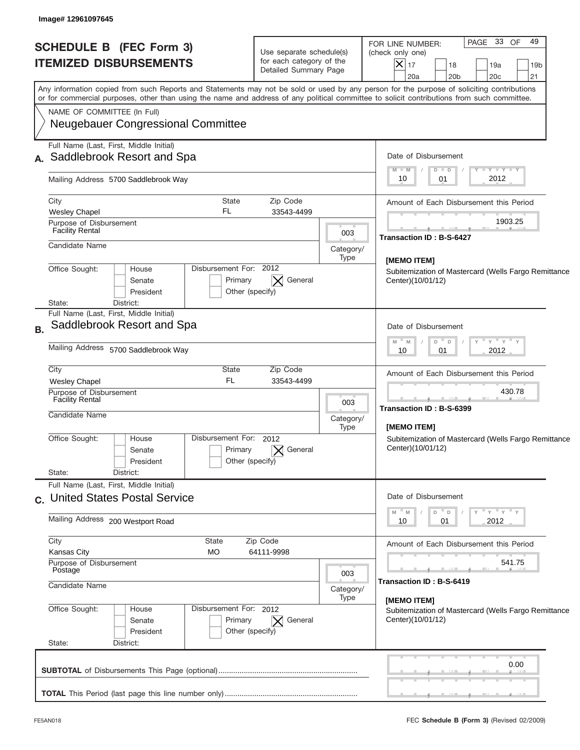Image# 12961097645

# SCHEDULE B (FEC Form 3)
# ITEMIZED DISBURSEMENTS

Use separate schedule(s) for each category of the Detailed Summary Page

FOR LINE NUMBER: (check only one)

- [X] 17
- [ ] 18
- [ ] 19a
- [ ] 19b
- [ ] 20a
- [ ] 20b
- [ ] 20c
- [ ] 21

PAGE 33 OF 49

Any information copied from such Reports and Statements may not be sold or used by any person for the purpose of soliciting contributions or for commercial purposes, other than using the name and address of any political committee to solicit contributions from such committee.

NAME OF COMMITTEE (In Full)
Neugebauer Congressional Committee

---

**A.** Full Name (Last, First, Middle Initial): Saddlebrook Resort and Spa

Mailing Address: 5700 Saddlebrook Way

City: Wesley Chapel | State: FL | Zip Code: 33543-4499

Purpose of Disbursement: Facility Rental

Category/Type: 003

Candidate Name:

Office Sought: [ ] House [ ] Senate [ ] President

State: District:

Disbursement For: 2012 [ ] Primary [X] General [ ] Other (specify)

Date of Disbursement: 10 / 01 / 2012

Amount of Each Disbursement this Period: 1903.25

Transaction ID : B-S-6427

[MEMO ITEM]
Subitemization of Mastercard (Wells Fargo Remittance Center)(10/01/12)

---

**B.** Full Name (Last, First, Middle Initial): Saddlebrook Resort and Spa

Mailing Address: 5700 Saddlebrook Way

City: Wesley Chapel | State: FL | Zip Code: 33543-4499

Purpose of Disbursement: Facility Rental

Category/Type: 003

Candidate Name:

Office Sought: [ ] House [ ] Senate [ ] President

State: District:

Disbursement For: 2012 [ ] Primary [X] General [ ] Other (specify)

Date of Disbursement: 10 / 01 / 2012

Amount of Each Disbursement this Period: 430.78

Transaction ID : B-S-6399

[MEMO ITEM]
Subitemization of Mastercard (Wells Fargo Remittance Center)(10/01/12)

---

**C.** Full Name (Last, First, Middle Initial): United States Postal Service

Mailing Address: 200 Westport Road

City: Kansas City | State: MO | Zip Code: 64111-9998

Purpose of Disbursement: Postage

Category/Type: 003

Candidate Name:

Office Sought: [ ] House [ ] Senate [ ] President

State: District:

Disbursement For: 2012 [ ] Primary [X] General [ ] Other (specify)

Date of Disbursement: 10 / 01 / 2012

Amount of Each Disbursement this Period: 541.75

Transaction ID : B-S-6419

[MEMO ITEM]
Subitemization of Mastercard (Wells Fargo Remittance Center)(10/01/12)

---

**SUBTOTAL** of Disbursements This Page (optional): 0.00

**TOTAL** This Period (last page this line number only):

FE5AN018 — FEC **Schedule B (Form 3)** (Revised 02/2009)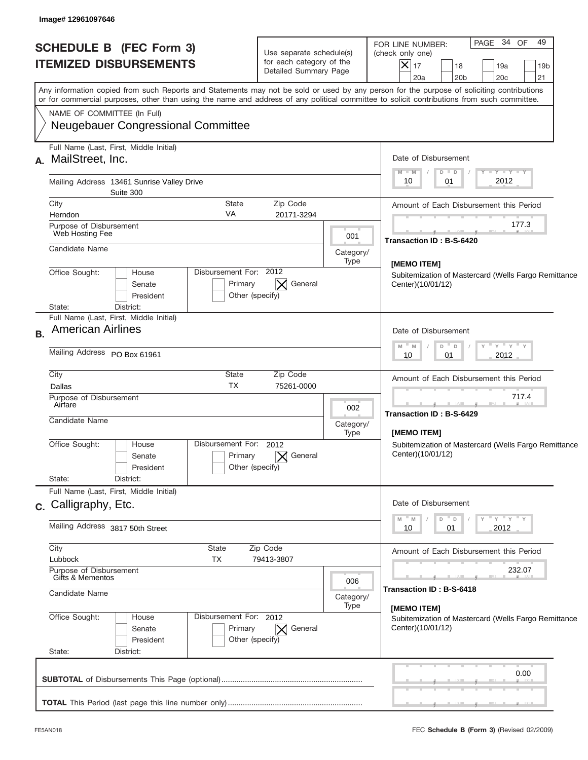Image# 12961097646

# SCHEDULE B (FEC Form 3)
## ITEMIZED DISBURSEMENTS

Use separate schedule(s) for each category of the Detailed Summary Page

FOR LINE NUMBER: (check only one)
[X] 17 [ ] 18 [ ] 19a [ ] 19b [ ] 20a [ ] 20b [ ] 20c [ ] 21

PAGE 34 OF 49

Any information copied from such Reports and Statements may not be sold or used by any person for the purpose of soliciting contributions or for commercial purposes, other than using the name and address of any political committee to solicit contributions from such committee.

NAME OF COMMITTEE (In Full)
Neugebauer Congressional Committee

---

**A.** Full Name (Last, First, Middle Initial): MailStreet, Inc.

Mailing Address: 13461 Sunrise Valley Drive, Suite 300

City: Herndon | State: VA | Zip Code: 20171-3294

Purpose of Disbursement: Web Hosting Fee

Category/Type: 001

Candidate Name:

Office Sought: [ ] House [ ] Senate [ ] President

State: District:

Disbursement For: 2012 [ ] Primary [X] General [ ] Other (specify)

Date of Disbursement: 10 / 01 / 2012

Amount of Each Disbursement this Period: 177.3

Transaction ID : B-S-6420

[MEMO ITEM]
Subitemization of Mastercard (Wells Fargo Remittance Center)(10/01/12)

---

**B.** Full Name (Last, First, Middle Initial): American Airlines

Mailing Address: PO Box 61961

City: Dallas | State: TX | Zip Code: 75261-0000

Purpose of Disbursement: Airfare

Category/Type: 002

Candidate Name:

Office Sought: [ ] House [ ] Senate [ ] President

State: District:

Disbursement For: 2012 [ ] Primary [X] General [ ] Other (specify)

Date of Disbursement: 10 / 01 / 2012

Amount of Each Disbursement this Period: 717.4

Transaction ID : B-S-6429

[MEMO ITEM]
Subitemization of Mastercard (Wells Fargo Remittance Center)(10/01/12)

---

**C.** Full Name (Last, First, Middle Initial): Calligraphy, Etc.

Mailing Address: 3817 50th Street

City: Lubbock | State: TX | Zip Code: 79413-3807

Purpose of Disbursement: Gifts & Mementos

Category/Type: 006

Candidate Name:

Office Sought: [ ] House [ ] Senate [ ] President

State: District:

Disbursement For: 2012 [ ] Primary [X] General [ ] Other (specify)

Date of Disbursement: 10 / 01 / 2012

Amount of Each Disbursement this Period: 232.07

Transaction ID : B-S-6418

[MEMO ITEM]
Subitemization of Mastercard (Wells Fargo Remittance Center)(10/01/12)

---

**SUBTOTAL** of Disbursements This Page (optional): 0.00

**TOTAL** This Period (last page this line number only):

FE5AN018 | FEC **Schedule B (Form 3)** (Revised 02/2009)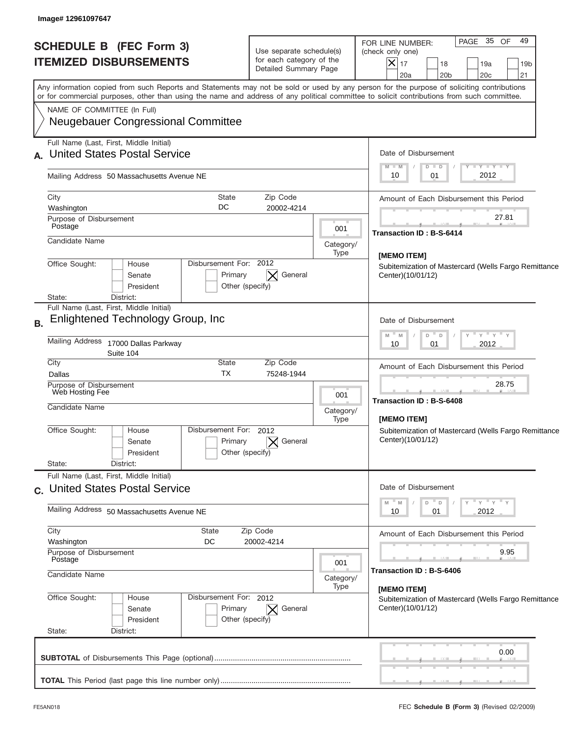Image# 12961097647

# SCHEDULE B (FEC Form 3)
# ITEMIZED DISBURSEMENTS

Use separate schedule(s) for each category of the Detailed Summary Page

FOR LINE NUMBER: (check only one)
[X] 17 [ ] 18 [ ] 19a [ ] 19b [ ] 20a [ ] 20b [ ] 20c [ ] 21

PAGE 35 OF 49

Any information copied from such Reports and Statements may not be sold or used by any person for the purpose of soliciting contributions or for commercial purposes, other than using the name and address of any political committee to solicit contributions from such committee.

NAME OF COMMITTEE (In Full)
Neugebauer Congressional Committee

---

**A.** Full Name (Last, First, Middle Initial): United States Postal Service

Mailing Address: 50 Massachusetts Avenue NE

City: Washington | State: DC | Zip Code: 20002-4214

Purpose of Disbursement: Postage

Category/Type: 001

Candidate Name:

Office Sought: [ ] House [ ] Senate [ ] President

Disbursement For: 2012 [ ] Primary [X] General [ ] Other (specify)

State: District:

Date of Disbursement: 10/01/2012

Amount of Each Disbursement this Period: 27.81

Transaction ID : B-S-6414

[MEMO ITEM]
Subitemization of Mastercard (Wells Fargo Remittance Center)(10/01/12)

---

**B.** Full Name (Last, First, Middle Initial): Enlightened Technology Group, Inc

Mailing Address: 17000 Dallas Parkway Suite 104

City: Dallas | State: TX | Zip Code: 75248-1944

Purpose of Disbursement: Web Hosting Fee

Category/Type: 001

Candidate Name:

Office Sought: [ ] House [ ] Senate [ ] President

Disbursement For: 2012 [ ] Primary [X] General [ ] Other (specify)

State: District:

Date of Disbursement: 10/01/2012

Amount of Each Disbursement this Period: 28.75

Transaction ID : B-S-6408

[MEMO ITEM]
Subitemization of Mastercard (Wells Fargo Remittance Center)(10/01/12)

---

**C.** Full Name (Last, First, Middle Initial): United States Postal Service

Mailing Address: 50 Massachusetts Avenue NE

City: Washington | State: DC | Zip Code: 20002-4214

Purpose of Disbursement: Postage

Category/Type: 001

Candidate Name:

Office Sought: [ ] House [ ] Senate [ ] President

Disbursement For: 2012 [ ] Primary [X] General [ ] Other (specify)

State: District:

Date of Disbursement: 10/01/2012

Amount of Each Disbursement this Period: 9.95

Transaction ID : B-S-6406

[MEMO ITEM]
Subitemization of Mastercard (Wells Fargo Remittance Center)(10/01/12)

---

**SUBTOTAL** of Disbursements This Page (optional): 0.00

**TOTAL** This Period (last page this line number only):

FE5AN018 — FEC **Schedule B (Form 3)** (Revised 02/2009)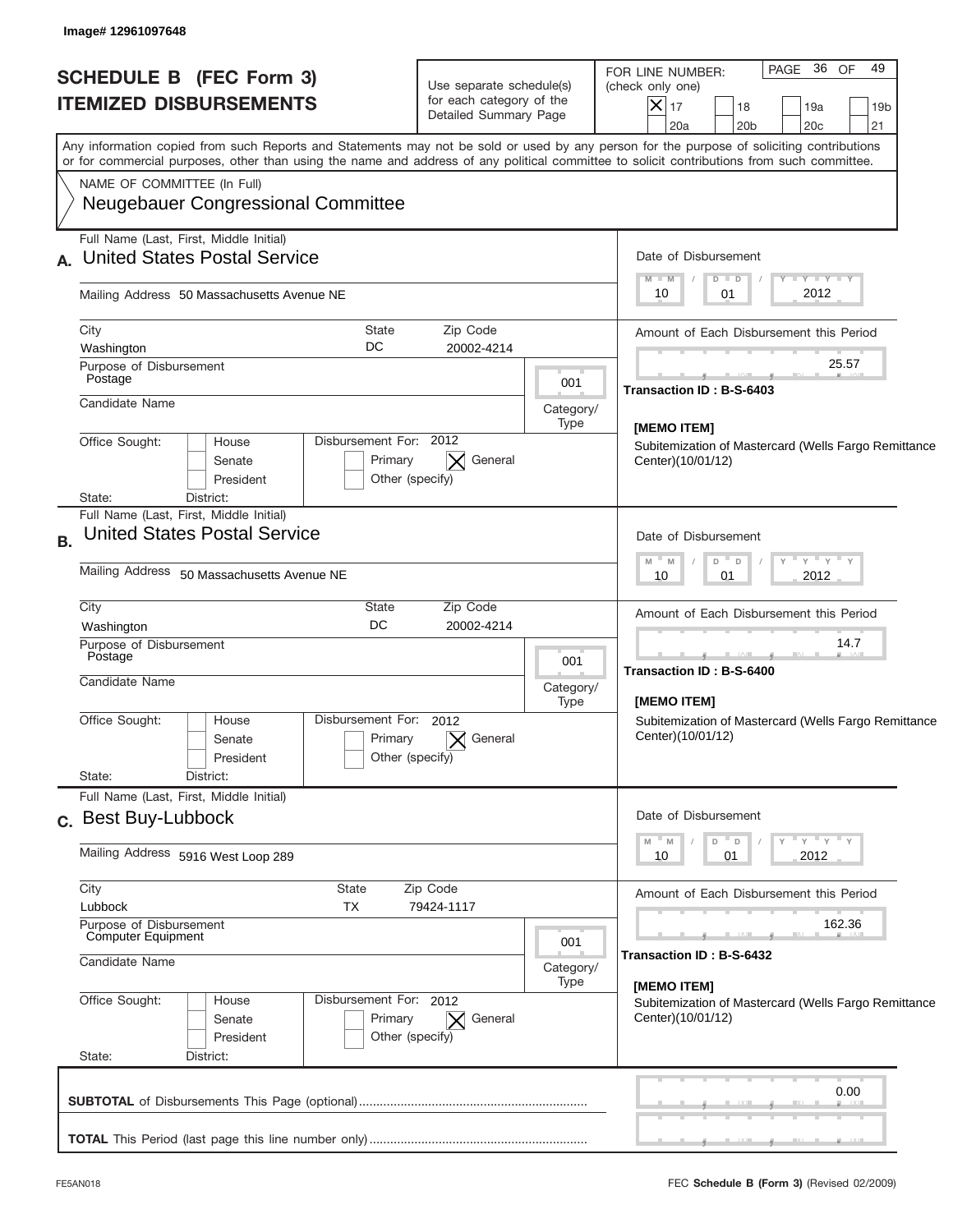Image# 12961097648

# SCHEDULE B (FEC Form 3)
# ITEMIZED DISBURSEMENTS

Use separate schedule(s) for each category of the Detailed Summary Page

FOR LINE NUMBER: (check only one)

[X] 17 [ ] 18 [ ] 19a [ ] 19b [ ] 20a [ ] 20b [ ] 20c [ ] 21

Any information copied from such Reports and Statements may not be sold or used by any person for the purpose of soliciting contributions or for commercial purposes, other than using the name and address of any political committee to solicit contributions from such committee.

NAME OF COMMITTEE (In Full)
Neugebauer Congressional Committee

---

**A.** Full Name (Last, First, Middle Initial): United States Postal Service

Mailing Address: 50 Massachusetts Avenue NE

City: Washington | State: DC | Zip Code: 20002-4214

Purpose of Disbursement: Postage

Category/Type: 001

Candidate Name:

Office Sought: [ ] House [ ] Senate [ ] President

Disbursement For: 2012 [ ] Primary [X] General [ ] Other (specify)

State: District:

Date of Disbursement: 10/01/2012

Amount of Each Disbursement this Period: 25.57

Transaction ID : B-S-6403

[MEMO ITEM]
Subitemization of Mastercard (Wells Fargo Remittance Center)(10/01/12)

---

**B.** Full Name (Last, First, Middle Initial): United States Postal Service

Mailing Address: 50 Massachusetts Avenue NE

City: Washington | State: DC | Zip Code: 20002-4214

Purpose of Disbursement: Postage

Category/Type: 001

Candidate Name:

Office Sought: [ ] House [ ] Senate [ ] President

Disbursement For: 2012 [ ] Primary [X] General [ ] Other (specify)

State: District:

Date of Disbursement: 10/01/2012

Amount of Each Disbursement this Period: 14.7

Transaction ID : B-S-6400

[MEMO ITEM]
Subitemization of Mastercard (Wells Fargo Remittance Center)(10/01/12)

---

**C.** Full Name (Last, First, Middle Initial): Best Buy-Lubbock

Mailing Address: 5916 West Loop 289

City: Lubbock | State: TX | Zip Code: 79424-1117

Purpose of Disbursement: Computer Equipment

Category/Type: 001

Candidate Name:

Office Sought: [ ] House [ ] Senate [ ] President

Disbursement For: 2012 [ ] Primary [X] General [ ] Other (specify)

State: District:

Date of Disbursement: 10/01/2012

Amount of Each Disbursement this Period: 162.36

Transaction ID : B-S-6432

[MEMO ITEM]
Subitemization of Mastercard (Wells Fargo Remittance Center)(10/01/12)

---

**SUBTOTAL** of Disbursements This Page (optional): 0.00

**TOTAL** This Period (last page this line number only):

FE5AN018 FEC **Schedule B (Form 3)** (Revised 02/2009)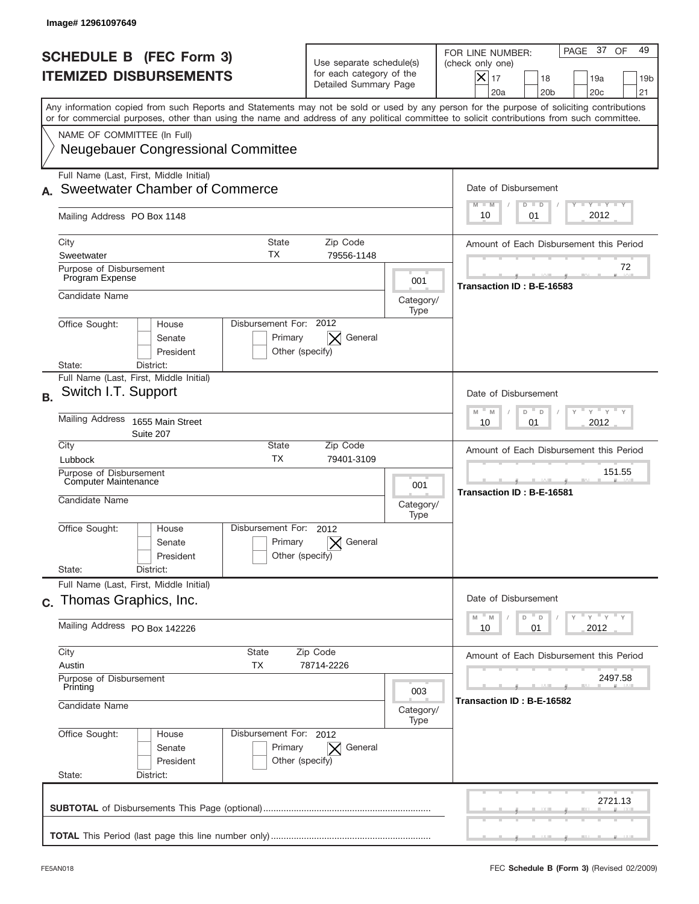Image# 12961097649

# SCHEDULE B (FEC Form 3)
# ITEMIZED DISBURSEMENTS

Use separate schedule(s) for each category of the Detailed Summary Page

FOR LINE NUMBER: (check only one)

- [X] 17
- [ ] 18
- [ ] 19a
- [ ] 19b
- [ ] 20a
- [ ] 20b
- [ ] 20c
- [ ] 21

PAGE 37 OF 49

Any information copied from such Reports and Statements may not be sold or used by any person for the purpose of soliciting contributions or for commercial purposes, other than using the name and address of any political committee to solicit contributions from such committee.

NAME OF COMMITTEE (In Full)
Neugebauer Congressional Committee

---

**A.** Full Name (Last, First, Middle Initial): Sweetwater Chamber of Commerce

Mailing Address: PO Box 1148

City: Sweetwater | State: TX | Zip Code: 79556-1148

Date of Disbursement: 10 / 01 / 2012

Purpose of Disbursement: Program Expense

Category/Type: 001

Candidate Name:

Amount of Each Disbursement this Period: 72

Transaction ID : B-E-16583

Office Sought: [ ] House [ ] Senate [ ] President

Disbursement For: 2012 [ ] Primary [X] General [ ] Other (specify)

State: District:

---

**B.** Full Name (Last, First, Middle Initial): Switch I.T. Support

Mailing Address: 1655 Main Street, Suite 207

City: Lubbock | State: TX | Zip Code: 79401-3109

Date of Disbursement: 10 / 01 / 2012

Purpose of Disbursement: Computer Maintenance

Category/Type: 001

Candidate Name:

Amount of Each Disbursement this Period: 151.55

Transaction ID : B-E-16581

Office Sought: [ ] House [ ] Senate [ ] President

Disbursement For: 2012 [ ] Primary [X] General [ ] Other (specify)

State: District:

---

**C.** Full Name (Last, First, Middle Initial): Thomas Graphics, Inc.

Mailing Address: PO Box 142226

City: Austin | State: TX | Zip Code: 78714-2226

Date of Disbursement: 10 / 01 / 2012

Purpose of Disbursement: Printing

Category/Type: 003

Candidate Name:

Amount of Each Disbursement this Period: 2497.58

Transaction ID : B-E-16582

Office Sought: [ ] House [ ] Senate [ ] President

Disbursement For: 2012 [ ] Primary [X] General [ ] Other (specify)

State: District:

---

**SUBTOTAL** of Disbursements This Page (optional): 2721.13

**TOTAL** This Period (last page this line number only):

FE5AN018 — FEC **Schedule B (Form 3)** (Revised 02/2009)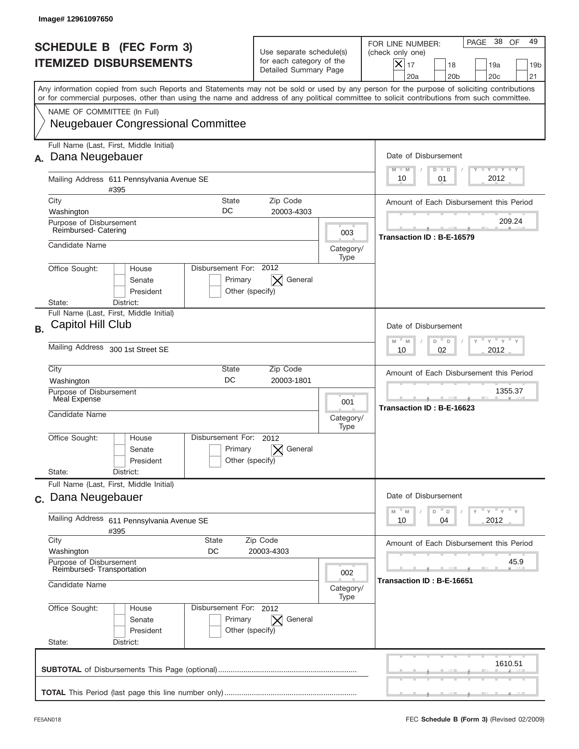Image# 12961097650

# SCHEDULE B (FEC Form 3)
## ITEMIZED DISBURSEMENTS

Use separate schedule(s) for each category of the Detailed Summary Page

FOR LINE NUMBER: (check only one)
☒ 17 ☐ 18 ☐ 19a ☐ 19b ☐ 20a ☐ 20b ☐ 20c ☐ 21

PAGE 38 OF 49

Any information copied from such Reports and Statements may not be sold or used by any person for the purpose of soliciting contributions or for commercial purposes, other than using the name and address of any political committee to solicit contributions from such committee.

NAME OF COMMITTEE (In Full)
Neugebauer Congressional Committee

---

**A.** Full Name (Last, First, Middle Initial): Dana Neugebauer

Mailing Address: 611 Pennsylvania Avenue SE #395

City: Washington | State: DC | Zip Code: 20003-4303

Purpose of Disbursement: Reimbursed- Catering

Category/Type: 003

Candidate Name:

Office Sought: ☐ House ☐ Senate ☐ President
State: District:

Disbursement For: 2012 ☐ Primary ☒ General ☐ Other (specify)

Date of Disbursement: 10 / 01 / 2012

Amount of Each Disbursement this Period: 209.24

Transaction ID : B-E-16579

---

**B.** Full Name (Last, First, Middle Initial): Capitol Hill Club

Mailing Address: 300 1st Street SE

City: Washington | State: DC | Zip Code: 20003-1801

Purpose of Disbursement: Meal Expense

Category/Type: 001

Candidate Name:

Office Sought: ☐ House ☐ Senate ☐ President
State: District:

Disbursement For: 2012 ☐ Primary ☒ General ☐ Other (specify)

Date of Disbursement: 10 / 02 / 2012

Amount of Each Disbursement this Period: 1355.37

Transaction ID : B-E-16623

---

**C.** Full Name (Last, First, Middle Initial): Dana Neugebauer

Mailing Address: 611 Pennsylvania Avenue SE #395

City: Washington | State: DC | Zip Code: 20003-4303

Purpose of Disbursement: Reimbursed- Transportation

Category/Type: 002

Candidate Name:

Office Sought: ☐ House ☐ Senate ☐ President
State: District:

Disbursement For: 2012 ☐ Primary ☒ General ☐ Other (specify)

Date of Disbursement: 10 / 04 / 2012

Amount of Each Disbursement this Period: 45.9

Transaction ID : B-E-16651

---

**SUBTOTAL** of Disbursements This Page (optional): 1610.51

**TOTAL** This Period (last page this line number only):

FE5AN018 — FEC **Schedule B (Form 3)** (Revised 02/2009)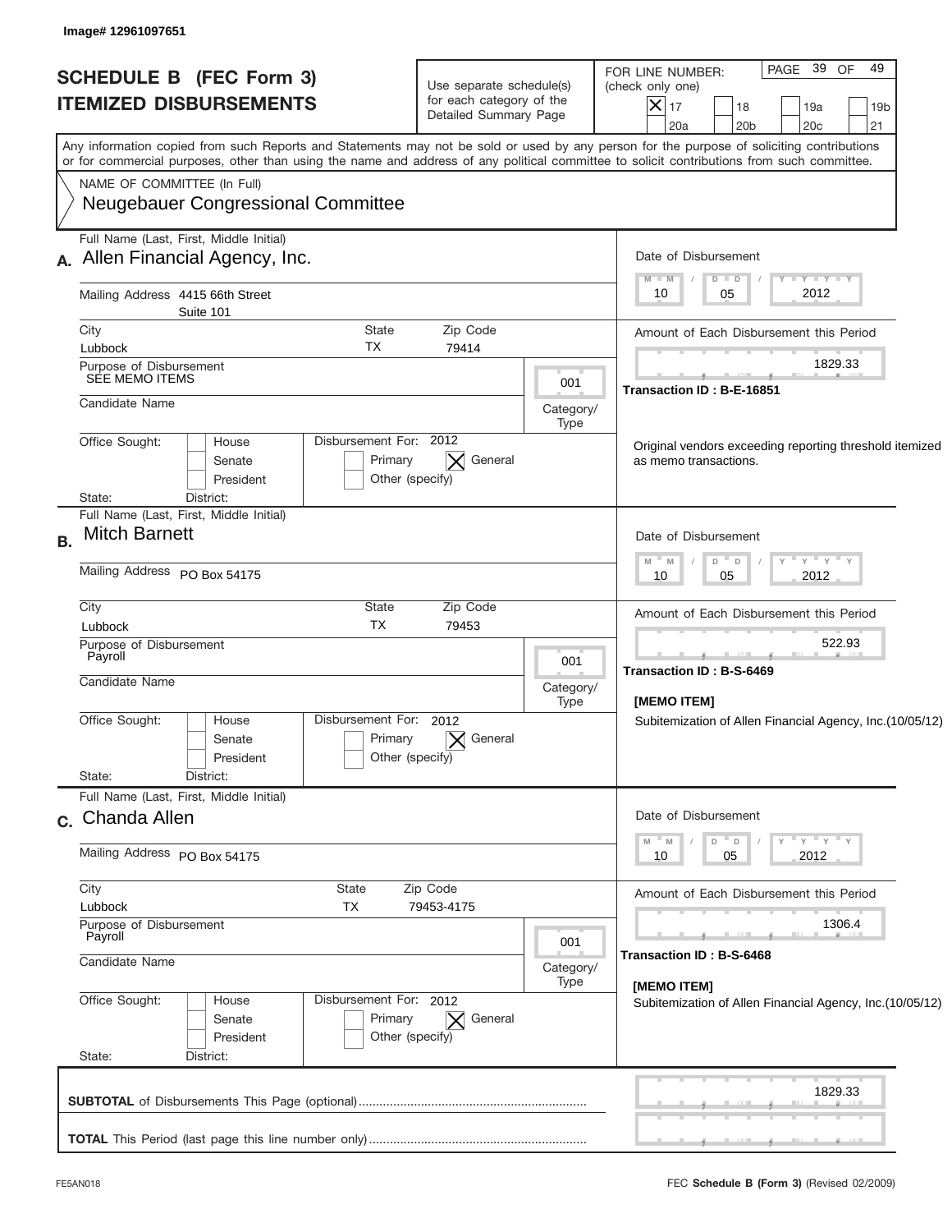Image# 12961097651

# SCHEDULE B (FEC Form 3)
# ITEMIZED DISBURSEMENTS

Use separate schedule(s) for each category of the Detailed Summary Page

FOR LINE NUMBER: (check only one)
[X] 17 [ ] 18 [ ] 19a [ ] 19b [ ] 20a [ ] 20b [ ] 20c [ ] 21

PAGE 39 OF 49

Any information copied from such Reports and Statements may not be sold or used by any person for the purpose of soliciting contributions or for commercial purposes, other than using the name and address of any political committee to solicit contributions from such committee.

NAME OF COMMITTEE (In Full)
Neugebauer Congressional Committee

---

**A.** Full Name (Last, First, Middle Initial): Allen Financial Agency, Inc.

Mailing Address: 4415 66th Street, Suite 101

City: Lubbock | State: TX | Zip Code: 79414

Purpose of Disbursement: SEE MEMO ITEMS

Category/Type: 001

Candidate Name:

Office Sought: [ ] House [ ] Senate [ ] President
State: District:

Disbursement For: 2012 [ ] Primary [X] General [ ] Other (specify)

Date of Disbursement: 10/05/2012

Amount of Each Disbursement this Period: 1829.33

Transaction ID : B-E-16851

Original vendors exceeding reporting threshold itemized as memo transactions.

---

**B.** Full Name (Last, First, Middle Initial): Mitch Barnett

Mailing Address: PO Box 54175

City: Lubbock | State: TX | Zip Code: 79453

Purpose of Disbursement: Payroll

Category/Type: 001

Candidate Name:

Office Sought: [ ] House [ ] Senate [ ] President
State: District:

Disbursement For: 2012 [ ] Primary [X] General [ ] Other (specify)

Date of Disbursement: 10/05/2012

Amount of Each Disbursement this Period: 522.93

Transaction ID : B-S-6469

**[MEMO ITEM]**
Subitemization of Allen Financial Agency, Inc.(10/05/12)

---

**C.** Full Name (Last, First, Middle Initial): Chanda Allen

Mailing Address: PO Box 54175

City: Lubbock | State: TX | Zip Code: 79453-4175

Purpose of Disbursement: Payroll

Category/Type: 001

Candidate Name:

Office Sought: [ ] House [ ] Senate [ ] President
State: District:

Disbursement For: 2012 [ ] Primary [X] General [ ] Other (specify)

Date of Disbursement: 10/05/2012

Amount of Each Disbursement this Period: 1306.4

Transaction ID : B-S-6468

**[MEMO ITEM]**
Subitemization of Allen Financial Agency, Inc.(10/05/12)

---

**SUBTOTAL** of Disbursements This Page (optional): 1829.33

**TOTAL** This Period (last page this line number only):

FE5AN018 FEC **Schedule B (Form 3)** (Revised 02/2009)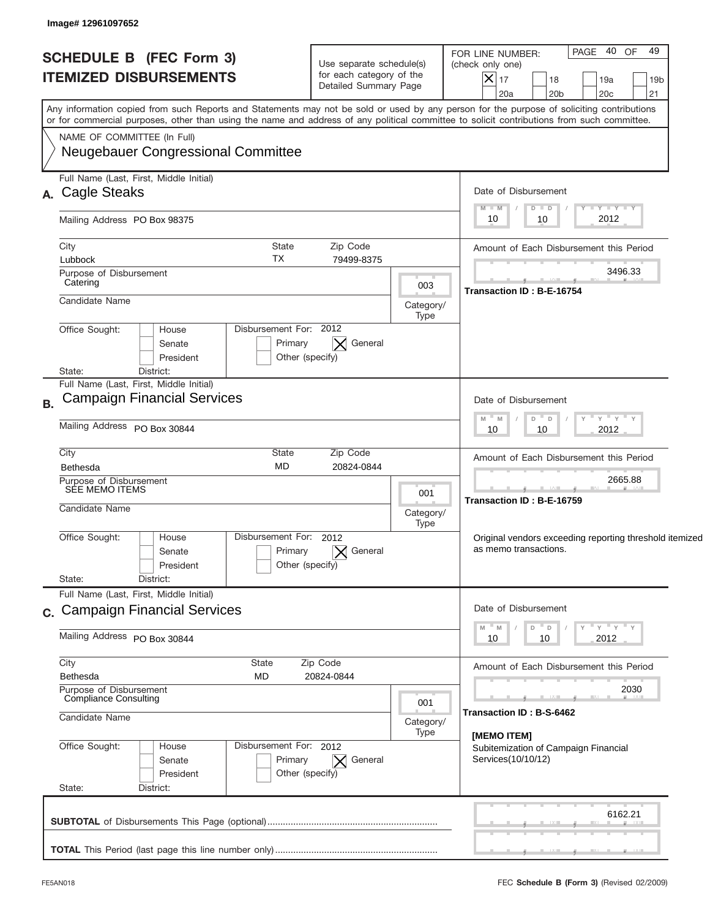Image# 12961097652

# SCHEDULE B (FEC Form 3)
# ITEMIZED DISBURSEMENTS

Use separate schedule(s) for each category of the Detailed Summary Page

FOR LINE NUMBER: (check only one)

- [X] 17
- [ ] 18
- [ ] 19a
- [ ] 19b
- [ ] 20a
- [ ] 20b
- [ ] 20c
- [ ] 21

PAGE 40 OF 49

Any information copied from such Reports and Statements may not be sold or used by any person for the purpose of soliciting contributions or for commercial purposes, other than using the name and address of any political committee to solicit contributions from such committee.

NAME OF COMMITTEE (In Full)
Neugebauer Congressional Committee

---

**A.** Full Name (Last, First, Middle Initial): Cagle Steaks

Mailing Address: PO Box 98375

City: Lubbock | State: TX | Zip Code: 79499-8375

Purpose of Disbursement: Catering

Category/Type: 003

Candidate Name:

Office Sought: [ ] House [ ] Senate [ ] President

State: District:

Disbursement For: 2012 [ ] Primary [X] General [ ] Other (specify)

Date of Disbursement: 10/10/2012

Amount of Each Disbursement this Period: 3496.33

Transaction ID : B-E-16754

---

**B.** Full Name (Last, First, Middle Initial): Campaign Financial Services

Mailing Address: PO Box 30844

City: Bethesda | State: MD | Zip Code: 20824-0844

Purpose of Disbursement: SEE MEMO ITEMS

Category/Type: 001

Candidate Name:

Office Sought: [ ] House [ ] Senate [ ] President

State: District:

Disbursement For: 2012 [ ] Primary [X] General [ ] Other (specify)

Date of Disbursement: 10/10/2012

Amount of Each Disbursement this Period: 2665.88

Transaction ID : B-E-16759

Original vendors exceeding reporting threshold itemized as memo transactions.

---

**C.** Full Name (Last, First, Middle Initial): Campaign Financial Services

Mailing Address: PO Box 30844

City: Bethesda | State: MD | Zip Code: 20824-0844

Purpose of Disbursement: Compliance Consulting

Category/Type: 001

Candidate Name:

Office Sought: [ ] House [ ] Senate [ ] President

State: District:

Disbursement For: 2012 [ ] Primary [X] General [ ] Other (specify)

Date of Disbursement: 10/10/2012

Amount of Each Disbursement this Period: 2030

Transaction ID : B-S-6462

[MEMO ITEM]
Subitemization of Campaign Financial Services(10/10/12)

---

**SUBTOTAL** of Disbursements This Page (optional): 6162.21

**TOTAL** This Period (last page this line number only):

FE5AN018 FEC **Schedule B (Form 3)** (Revised 02/2009)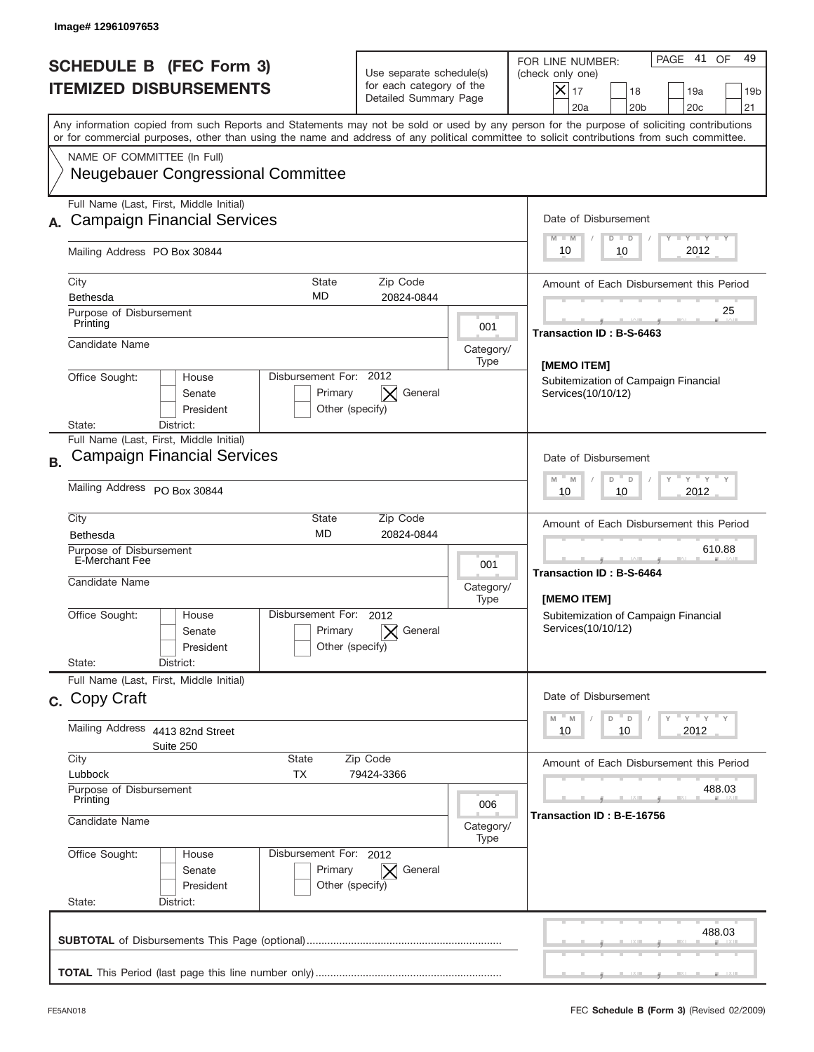Image# 12961097653

# SCHEDULE B (FEC Form 3)
## ITEMIZED DISBURSEMENTS

Use separate schedule(s) for each category of the Detailed Summary Page

FOR LINE NUMBER: (check only one)

[X] 17 [ ] 18 [ ] 19a [ ] 19b [ ] 20a [ ] 20b [ ] 20c [ ] 21

PAGE 41 OF 49

Any information copied from such Reports and Statements may not be sold or used by any person for the purpose of soliciting contributions or for commercial purposes, other than using the name and address of any political committee to solicit contributions from such committee.

NAME OF COMMITTEE (In Full)
Neugebauer Congressional Committee

---

**A.** Full Name (Last, First, Middle Initial): Campaign Financial Services

Mailing Address: PO Box 30844

City: Bethesda | State: MD | Zip Code: 20824-0844

Purpose of Disbursement: Printing

Category/Type: 001

Candidate Name:

Office Sought: [ ] House [ ] Senate [ ] President

State: District:

Disbursement For: 2012 [ ] Primary [X] General [ ] Other (specify)

Date of Disbursement: 10 / 10 / 2012

Amount of Each Disbursement this Period: 25

Transaction ID : B-S-6463

[MEMO ITEM]
Subitemization of Campaign Financial Services(10/10/12)

---

**B.** Full Name (Last, First, Middle Initial): Campaign Financial Services

Mailing Address: PO Box 30844

City: Bethesda | State: MD | Zip Code: 20824-0844

Purpose of Disbursement: E-Merchant Fee

Category/Type: 001

Candidate Name:

Office Sought: [ ] House [ ] Senate [ ] President

State: District:

Disbursement For: 2012 [ ] Primary [X] General [ ] Other (specify)

Date of Disbursement: 10 / 10 / 2012

Amount of Each Disbursement this Period: 610.88

Transaction ID : B-S-6464

[MEMO ITEM]
Subitemization of Campaign Financial Services(10/10/12)

---

**C.** Full Name (Last, First, Middle Initial): Copy Craft

Mailing Address: 4413 82nd Street, Suite 250

City: Lubbock | State: TX | Zip Code: 79424-3366

Purpose of Disbursement: Printing

Category/Type: 006

Candidate Name:

Office Sought: [ ] House [ ] Senate [ ] President

State: District:

Disbursement For: 2012 [ ] Primary [X] General [ ] Other (specify)

Date of Disbursement: 10 / 10 / 2012

Amount of Each Disbursement this Period: 488.03

Transaction ID : B-E-16756

---

**SUBTOTAL** of Disbursements This Page (optional): 488.03

**TOTAL** This Period (last page this line number only):

FE5AN018 — FEC **Schedule B (Form 3)** (Revised 02/2009)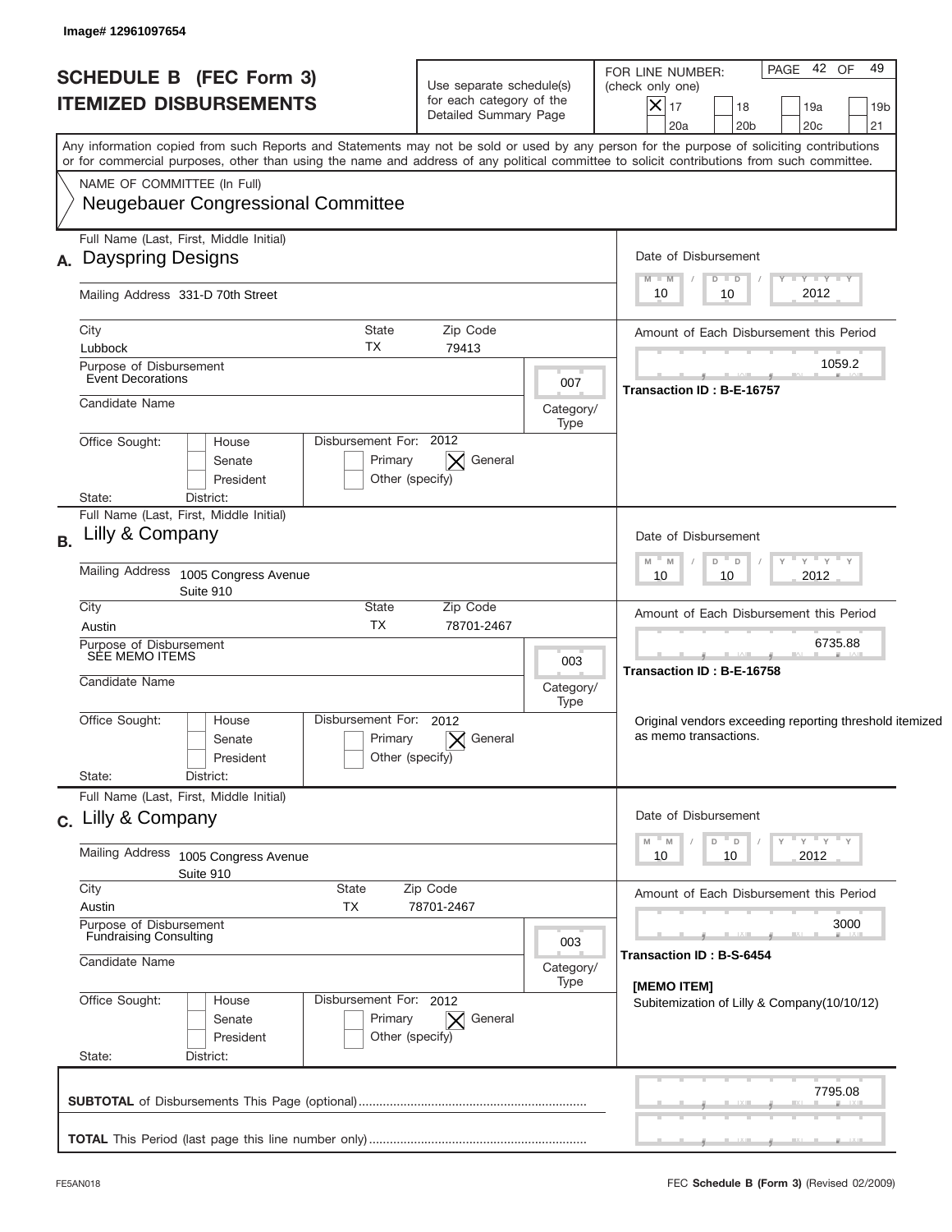Image# 12961097654

# SCHEDULE B (FEC Form 3)
# ITEMIZED DISBURSEMENTS

Use separate schedule(s) for each category of the Detailed Summary Page

FOR LINE NUMBER: (check only one)

- [X] 17
- [ ] 18
- [ ] 19a
- [ ] 19b
- [ ] 20a
- [ ] 20b
- [ ] 20c
- [ ] 21

PAGE 42 OF 49

Any information copied from such Reports and Statements may not be sold or used by any person for the purpose of soliciting contributions or for commercial purposes, other than using the name and address of any political committee to solicit contributions from such committee.

NAME OF COMMITTEE (In Full)
Neugebauer Congressional Committee

---

**A.** Full Name (Last, First, Middle Initial): Dayspring Designs

Mailing Address: 331-D 70th Street

City: Lubbock | State: TX | Zip Code: 79413

Purpose of Disbursement: Event Decorations

Category/Type: 007

Candidate Name:

Office Sought: [ ] House [ ] Senate [ ] President

State: District:

Disbursement For: 2012 [ ] Primary [X] General [ ] Other (specify)

Date of Disbursement: 10 / 10 / 2012

Amount of Each Disbursement this Period: 1059.2

Transaction ID : B-E-16757

---

**B.** Full Name (Last, First, Middle Initial): Lilly & Company

Mailing Address: 1005 Congress Avenue, Suite 910

City: Austin | State: TX | Zip Code: 78701-2467

Purpose of Disbursement: SEE MEMO ITEMS

Category/Type: 003

Candidate Name:

Office Sought: [ ] House [ ] Senate [ ] President

State: District:

Disbursement For: 2012 [ ] Primary [X] General [ ] Other (specify)

Date of Disbursement: 10 / 10 / 2012

Amount of Each Disbursement this Period: 6735.88

Transaction ID : B-E-16758

Original vendors exceeding reporting threshold itemized as memo transactions.

---

**C.** Full Name (Last, First, Middle Initial): Lilly & Company

Mailing Address: 1005 Congress Avenue, Suite 910

City: Austin | State: TX | Zip Code: 78701-2467

Purpose of Disbursement: Fundraising Consulting

Category/Type: 003

Candidate Name:

Office Sought: [ ] House [ ] Senate [ ] President

State: District:

Disbursement For: 2012 [ ] Primary [X] General [ ] Other (specify)

Date of Disbursement: 10 / 10 / 2012

Amount of Each Disbursement this Period: 3000

Transaction ID : B-S-6454

[MEMO ITEM]
Subitemization of Lilly & Company(10/10/12)

---

**SUBTOTAL** of Disbursements This Page (optional): 7795.08

**TOTAL** This Period (last page this line number only):

FE5AN018 FEC **Schedule B (Form 3)** (Revised 02/2009)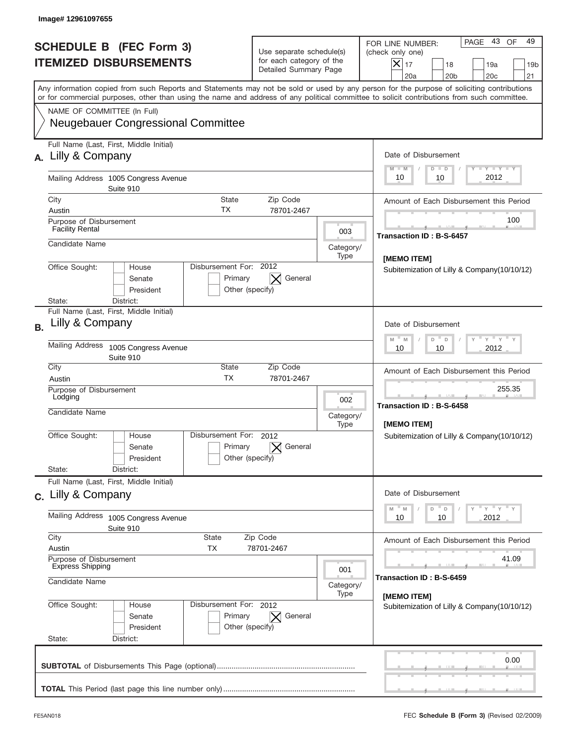Image# 12961097655

# SCHEDULE B (FEC Form 3)
## ITEMIZED DISBURSEMENTS

Use separate schedule(s) for each category of the Detailed Summary Page

FOR LINE NUMBER: (check only one)

- [X] 17
- [ ] 18
- [ ] 19a
- [ ] 19b
- [ ] 20a
- [ ] 20b
- [ ] 20c
- [ ] 21

PAGE 43 OF 49

Any information copied from such Reports and Statements may not be sold or used by any person for the purpose of soliciting contributions or for commercial purposes, other than using the name and address of any political committee to solicit contributions from such committee.

NAME OF COMMITTEE (In Full)
Neugebauer Congressional Committee

---

**A.** Full Name (Last, First, Middle Initial): Lilly & Company

Mailing Address: 1005 Congress Avenue, Suite 910

City: Austin | State: TX | Zip Code: 78701-2467

Purpose of Disbursement: Facility Rental

Category/Type: 003

Candidate Name:

Office Sought: [ ] House [ ] Senate [ ] President

State: District:

Disbursement For: 2012 [ ] Primary [X] General [ ] Other (specify)

Date of Disbursement: 10/10/2012

Amount of Each Disbursement this Period: 100

Transaction ID : B-S-6457

[MEMO ITEM]
Subitemization of Lilly & Company(10/10/12)

---

**B.** Full Name (Last, First, Middle Initial): Lilly & Company

Mailing Address: 1005 Congress Avenue, Suite 910

City: Austin | State: TX | Zip Code: 78701-2467

Purpose of Disbursement: Lodging

Category/Type: 002

Candidate Name:

Office Sought: [ ] House [ ] Senate [ ] President

State: District:

Disbursement For: 2012 [ ] Primary [X] General [ ] Other (specify)

Date of Disbursement: 10/10/2012

Amount of Each Disbursement this Period: 255.35

Transaction ID : B-S-6458

[MEMO ITEM]
Subitemization of Lilly & Company(10/10/12)

---

**C.** Full Name (Last, First, Middle Initial): Lilly & Company

Mailing Address: 1005 Congress Avenue, Suite 910

City: Austin | State: TX | Zip Code: 78701-2467

Purpose of Disbursement: Express Shipping

Category/Type: 001

Candidate Name:

Office Sought: [ ] House [ ] Senate [ ] President

State: District:

Disbursement For: 2012 [ ] Primary [X] General [ ] Other (specify)

Date of Disbursement: 10/10/2012

Amount of Each Disbursement this Period: 41.09

Transaction ID : B-S-6459

[MEMO ITEM]
Subitemization of Lilly & Company(10/10/12)

---

**SUBTOTAL** of Disbursements This Page (optional): 0.00

**TOTAL** This Period (last page this line number only):

FE5AN018 | FEC **Schedule B (Form 3)** (Revised 02/2009)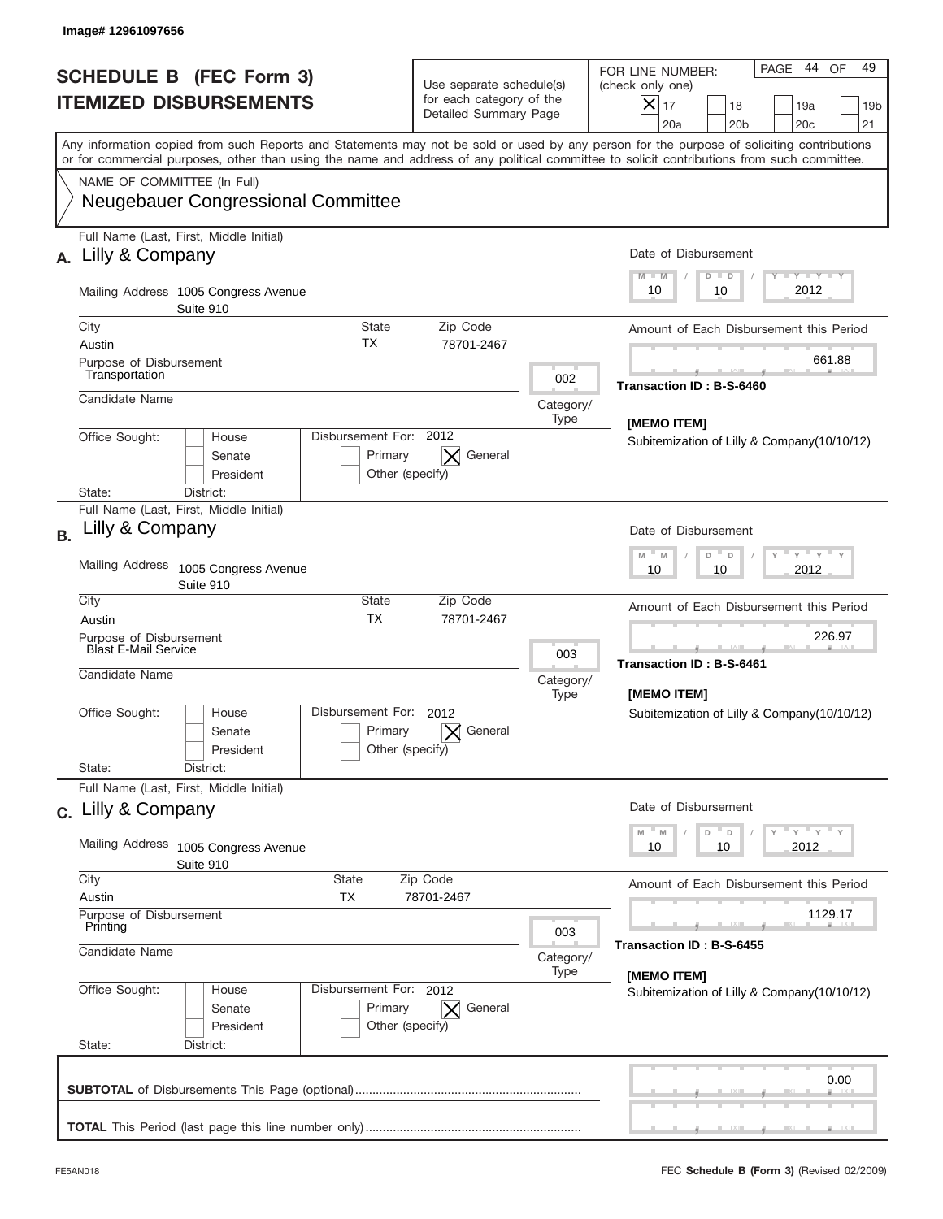Image# 12961097656

# SCHEDULE B (FEC Form 3)
# ITEMIZED DISBURSEMENTS

Use separate schedule(s) for each category of the Detailed Summary Page

FOR LINE NUMBER: (check only one)

- [X] 17
- [ ] 18
- [ ] 19a
- [ ] 19b
- [ ] 20a
- [ ] 20b
- [ ] 20c
- [ ] 21

Any information copied from such Reports and Statements may not be sold or used by any person for the purpose of soliciting contributions or for commercial purposes, other than using the name and address of any political committee to solicit contributions from such committee.

NAME OF COMMITTEE (In Full)

Neugebauer Congressional Committee

---

**A.** Full Name (Last, First, Middle Initial): Lilly & Company

Mailing Address: 1005 Congress Avenue, Suite 910

City: Austin | State: TX | Zip Code: 78701-2467

Purpose of Disbursement: Transportation

Category/Type: 002

Candidate Name:

Office Sought: House / Senate / President

State: District:

Disbursement For: 2012 — Primary / [X] General / Other (specify)

Date of Disbursement: 10/10/2012

Amount of Each Disbursement this Period: 661.88

Transaction ID : B-S-6460

[MEMO ITEM]

Subitemization of Lilly & Company(10/10/12)

---

**B.** Full Name (Last, First, Middle Initial): Lilly & Company

Mailing Address: 1005 Congress Avenue, Suite 910

City: Austin | State: TX | Zip Code: 78701-2467

Purpose of Disbursement: Blast E-Mail Service

Category/Type: 003

Candidate Name:

Office Sought: House / Senate / President

State: District:

Disbursement For: 2012 — Primary / [X] General / Other (specify)

Date of Disbursement: 10/10/2012

Amount of Each Disbursement this Period: 226.97

Transaction ID : B-S-6461

[MEMO ITEM]

Subitemization of Lilly & Company(10/10/12)

---

**C.** Full Name (Last, First, Middle Initial): Lilly & Company

Mailing Address: 1005 Congress Avenue, Suite 910

City: Austin | State: TX | Zip Code: 78701-2467

Purpose of Disbursement: Printing

Category/Type: 003

Candidate Name:

Office Sought: House / Senate / President

State: District:

Disbursement For: 2012 — Primary / [X] General / Other (specify)

Date of Disbursement: 10/10/2012

Amount of Each Disbursement this Period: 1129.17

Transaction ID : B-S-6455

[MEMO ITEM]

Subitemization of Lilly & Company(10/10/12)

---

**SUBTOTAL** of Disbursements This Page (optional): 0.00

**TOTAL** This Period (last page this line number only):

FE5AN018 — FEC **Schedule B (Form 3)** (Revised 02/2009)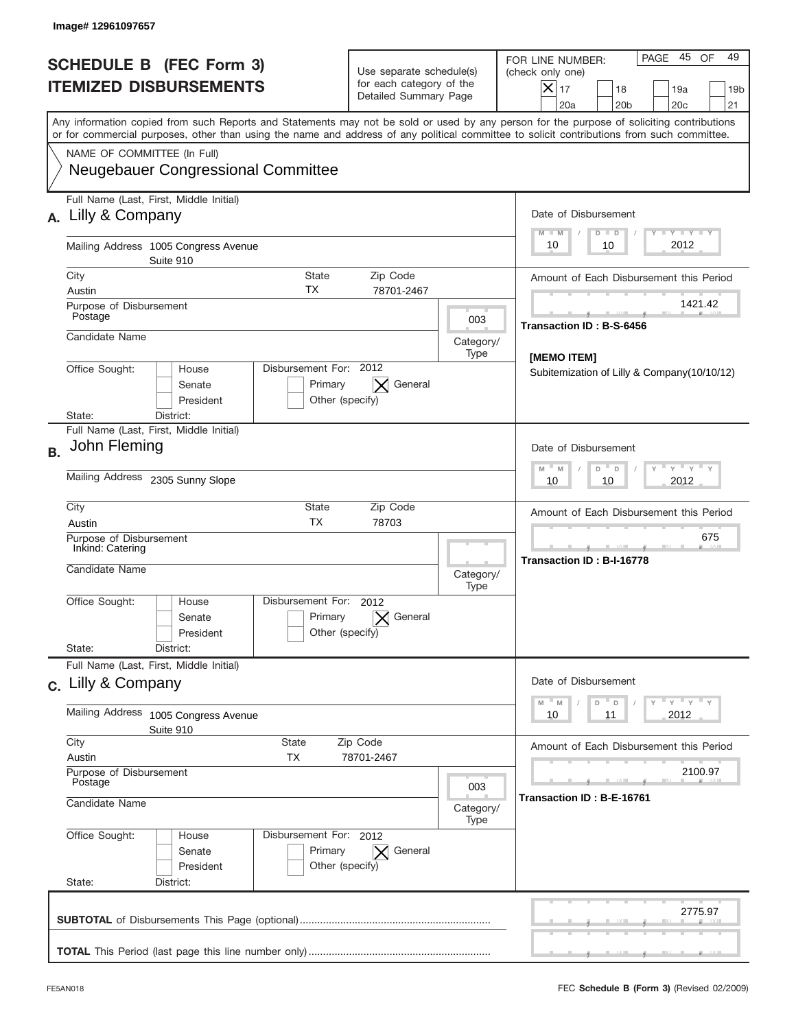Image# 12961097657

# SCHEDULE B (FEC Form 3)
# ITEMIZED DISBURSEMENTS

Use separate schedule(s) for each category of the Detailed Summary Page

FOR LINE NUMBER: (check only one)

- [x] 17
- [ ] 18
- [ ] 19a
- [ ] 19b
- [ ] 20a
- [ ] 20b
- [ ] 20c
- [ ] 21

PAGE 45 OF 49

Any information copied from such Reports and Statements may not be sold or used by any person for the purpose of soliciting contributions or for commercial purposes, other than using the name and address of any political committee to solicit contributions from such committee.

NAME OF COMMITTEE (In Full)
Neugebauer Congressional Committee

---

**A.** Full Name (Last, First, Middle Initial): Lilly & Company

Mailing Address: 1005 Congress Avenue, Suite 910

City: Austin | State: TX | Zip Code: 78701-2467

Purpose of Disbursement: Postage

Category/Type: 003

Candidate Name:

Office Sought: [ ] House [ ] Senate [ ] President

State: District:

Disbursement For: 2012 [ ] Primary [x] General [ ] Other (specify)

Date of Disbursement: 10 / 10 / 2012

Amount of Each Disbursement this Period: 1421.42

Transaction ID : B-S-6456

[MEMO ITEM]
Subitemization of Lilly & Company(10/10/12)

---

**B.** Full Name (Last, First, Middle Initial): John Fleming

Mailing Address: 2305 Sunny Slope

City: Austin | State: TX | Zip Code: 78703

Purpose of Disbursement: Inkind: Catering

Category/Type:

Candidate Name:

Office Sought: [ ] House [ ] Senate [ ] President

State: District:

Disbursement For: 2012 [ ] Primary [x] General [ ] Other (specify)

Date of Disbursement: 10 / 10 / 2012

Amount of Each Disbursement this Period: 675

Transaction ID : B-I-16778

---

**C.** Full Name (Last, First, Middle Initial): Lilly & Company

Mailing Address: 1005 Congress Avenue, Suite 910

City: Austin | State: TX | Zip Code: 78701-2467

Purpose of Disbursement: Postage

Category/Type: 003

Candidate Name:

Office Sought: [ ] House [ ] Senate [ ] President

State: District:

Disbursement For: 2012 [ ] Primary [x] General [ ] Other (specify)

Date of Disbursement: 10 / 11 / 2012

Amount of Each Disbursement this Period: 2100.97

Transaction ID : B-E-16761

---

**SUBTOTAL** of Disbursements This Page (optional): 2775.97

**TOTAL** This Period (last page this line number only):

FE5AN018 FEC **Schedule B (Form 3)** (Revised 02/2009)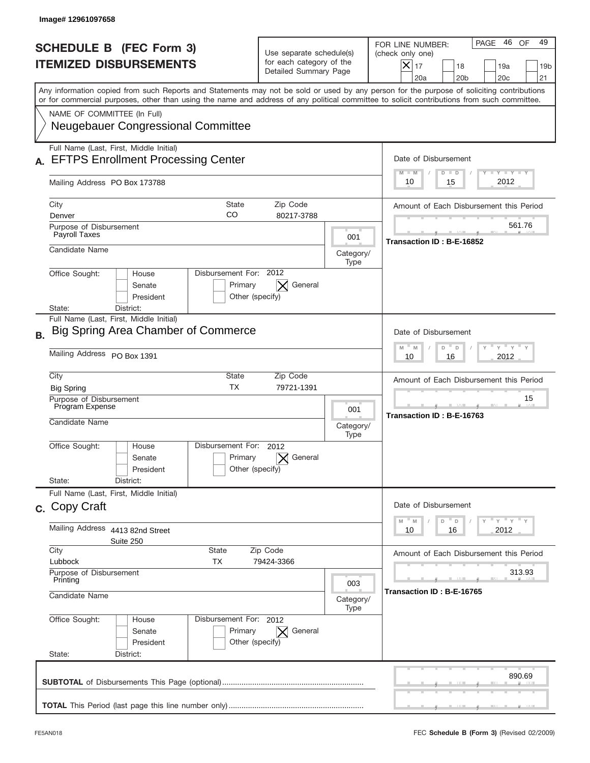Image# 12961097658

# SCHEDULE B (FEC Form 3)
# ITEMIZED DISBURSEMENTS

Use separate schedule(s) for each category of the Detailed Summary Page

FOR LINE NUMBER: (check only one)

- [X] 17
- [ ] 18
- [ ] 19a
- [ ] 19b
- [ ] 20a
- [ ] 20b
- [ ] 20c
- [ ] 21

PAGE 46 OF 49

Any information copied from such Reports and Statements may not be sold or used by any person for the purpose of soliciting contributions or for commercial purposes, other than using the name and address of any political committee to solicit contributions from such committee.

NAME OF COMMITTEE (In Full)
Neugebauer Congressional Committee

---

**A.** Full Name (Last, First, Middle Initial): EFTPS Enrollment Processing Center

Mailing Address: PO Box 173788

City: Denver | State: CO | Zip Code: 80217-3788

Purpose of Disbursement: Payroll Taxes

Category/Type: 001

Candidate Name:

Office Sought: [ ] House [ ] Senate [ ] President

State: District:

Disbursement For: 2012 [ ] Primary [X] General [ ] Other (specify)

Date of Disbursement: 10/15/2012

Amount of Each Disbursement this Period: 561.76

Transaction ID : B-E-16852

---

**B.** Full Name (Last, First, Middle Initial): Big Spring Area Chamber of Commerce

Mailing Address: PO Box 1391

City: Big Spring | State: TX | Zip Code: 79721-1391

Purpose of Disbursement: Program Expense

Category/Type: 001

Candidate Name:

Office Sought: [ ] House [ ] Senate [ ] President

State: District:

Disbursement For: 2012 [ ] Primary [X] General [ ] Other (specify)

Date of Disbursement: 10/16/2012

Amount of Each Disbursement this Period: 15

Transaction ID : B-E-16763

---

**C.** Full Name (Last, First, Middle Initial): Copy Craft

Mailing Address: 4413 82nd Street, Suite 250

City: Lubbock | State: TX | Zip Code: 79424-3366

Purpose of Disbursement: Printing

Category/Type: 003

Candidate Name:

Office Sought: [ ] House [ ] Senate [ ] President

State: District:

Disbursement For: 2012 [ ] Primary [X] General [ ] Other (specify)

Date of Disbursement: 10/16/2012

Amount of Each Disbursement this Period: 313.93

Transaction ID : B-E-16765

---

**SUBTOTAL** of Disbursements This Page (optional): 890.69

**TOTAL** This Period (last page this line number only):

FE5AN018 FEC **Schedule B (Form 3)** (Revised 02/2009)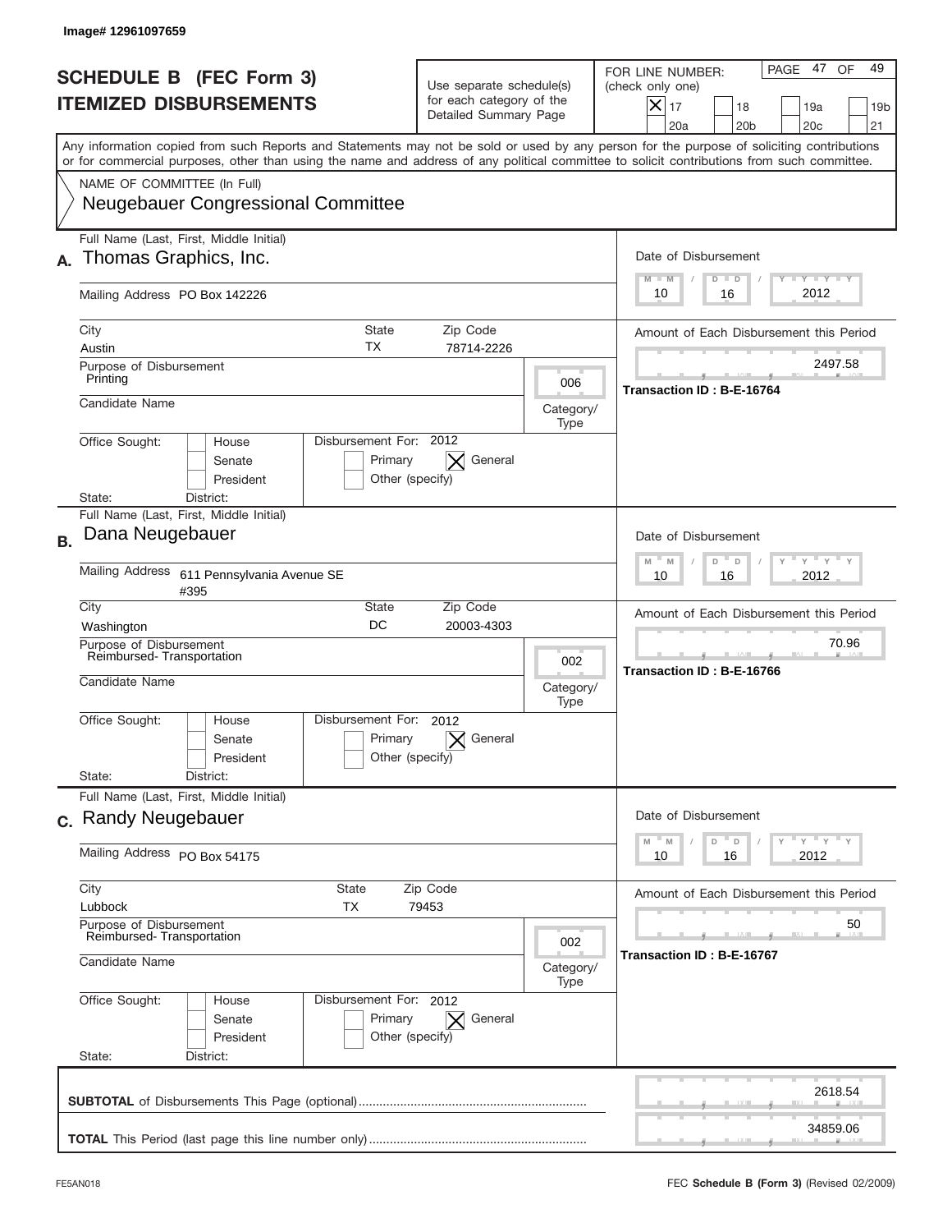Image# 12961097659

# SCHEDULE B (FEC Form 3)
## ITEMIZED DISBURSEMENTS

Use separate schedule(s) for each category of the Detailed Summary Page

FOR LINE NUMBER: (check only one)

| | | | | | | | |
|---|---|---|---|---|---|---|---|
| X | 17 | | 18 | | 19a | | 19b |
| | 20a | | 20b | | 20c | | 21 |

Any information copied from such Reports and Statements may not be sold or used by any person for the purpose of soliciting contributions or for commercial purposes, other than using the name and address of any political committee to solicit contributions from such committee.

NAME OF COMMITTEE (In Full)
Neugebauer Congressional Committee

---

**A.** Full Name (Last, First, Middle Initial): Thomas Graphics, Inc.

Mailing Address: PO Box 142226

City: Austin | State: TX | Zip Code: 78714-2226

Date of Disbursement: 10 / 16 / 2012

Amount of Each Disbursement this Period: 2497.58

Transaction ID : B-E-16764

Purpose of Disbursement: Printing

Category/Type: 006

Candidate Name:

Office Sought: [ ] House [ ] Senate [ ] President

Disbursement For: 2012 [ ] Primary [X] General [ ] Other (specify)

State: District:

---

**B.** Full Name (Last, First, Middle Initial): Dana Neugebauer

Mailing Address: 611 Pennsylvania Avenue SE #395

City: Washington | State: DC | Zip Code: 20003-4303

Date of Disbursement: 10 / 16 / 2012

Amount of Each Disbursement this Period: 70.96

Transaction ID : B-E-16766

Purpose of Disbursement: Reimbursed- Transportation

Category/Type: 002

Candidate Name:

Office Sought: [ ] House [ ] Senate [ ] President

Disbursement For: 2012 [ ] Primary [X] General [ ] Other (specify)

State: District:

---

**C.** Full Name (Last, First, Middle Initial): Randy Neugebauer

Mailing Address: PO Box 54175

City: Lubbock | State: TX | Zip Code: 79453

Date of Disbursement: 10 / 16 / 2012

Amount of Each Disbursement this Period: 50

Transaction ID : B-E-16767

Purpose of Disbursement: Reimbursed- Transportation

Category/Type: 002

Candidate Name:

Office Sought: [ ] House [ ] Senate [ ] President

Disbursement For: 2012 [ ] Primary [X] General [ ] Other (specify)

State: District:

---

**SUBTOTAL** of Disbursements This Page (optional): 2618.54

**TOTAL** This Period (last page this line number only): 34859.06

FE5AN018 — FEC **Schedule B** (Form 3) (Revised 02/2009)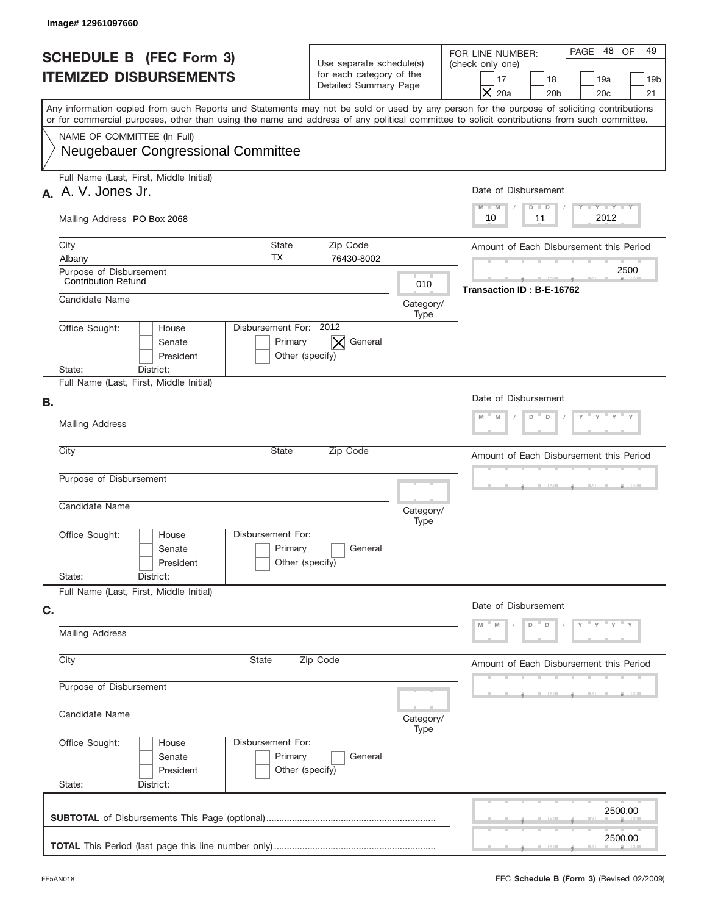Image# 12961097660

# SCHEDULE B (FEC Form 3)
# ITEMIZED DISBURSEMENTS

Use separate schedule(s) for each category of the Detailed Summary Page

FOR LINE NUMBER: (check only one)

| | | | |
|---|---|---|---|
| [ ] 17 | [ ] 18 | [ ] 19a | [ ] 19b |
| [X] 20a | [ ] 20b | [ ] 20c | [ ] 21 |

PAGE 48 OF 49

Any information copied from such Reports and Statements may not be sold or used by any person for the purpose of soliciting contributions or for commercial purposes, other than using the name and address of any political committee to solicit contributions from such committee.

NAME OF COMMITTEE (In Full)
Neugebauer Congressional Committee

**A.**
Full Name (Last, First, Middle Initial): A. V. Jones Jr.
Mailing Address: PO Box 2068
City: Albany | State: TX | Zip Code: 76430-8002
Purpose of Disbursement: Contribution Refund
Category/Type: 010
Candidate Name:
Office Sought: [ ] House [ ] Senate [ ] President
State: District:
Disbursement For: 2012 [ ] Primary [X] General [ ] Other (specify)

Date of Disbursement: 10 / 11 / 2012
Amount of Each Disbursement this Period: 2500
Transaction ID : B-E-16762

**B.**
Full Name (Last, First, Middle Initial):
Mailing Address:
City: State: Zip Code:
Purpose of Disbursement:
Candidate Name: Category/Type:
Office Sought: [ ] House [ ] Senate [ ] President
State: District:
Disbursement For: [ ] Primary [ ] General [ ] Other (specify)

Date of Disbursement: M M / D D / Y Y Y Y
Amount of Each Disbursement this Period:

**C.**
Full Name (Last, First, Middle Initial):
Mailing Address:
City: State: Zip Code:
Purpose of Disbursement:
Candidate Name: Category/Type:
Office Sought: [ ] House [ ] Senate [ ] President
State: District:
Disbursement For: [ ] Primary [ ] General [ ] Other (specify)

Date of Disbursement: M M / D D / Y Y Y Y
Amount of Each Disbursement this Period:

**SUBTOTAL** of Disbursements This Page (optional): 2500.00

**TOTAL** This Period (last page this line number only): 2500.00

FE5AN018 — FEC **Schedule B (Form 3)** (Revised 02/2009)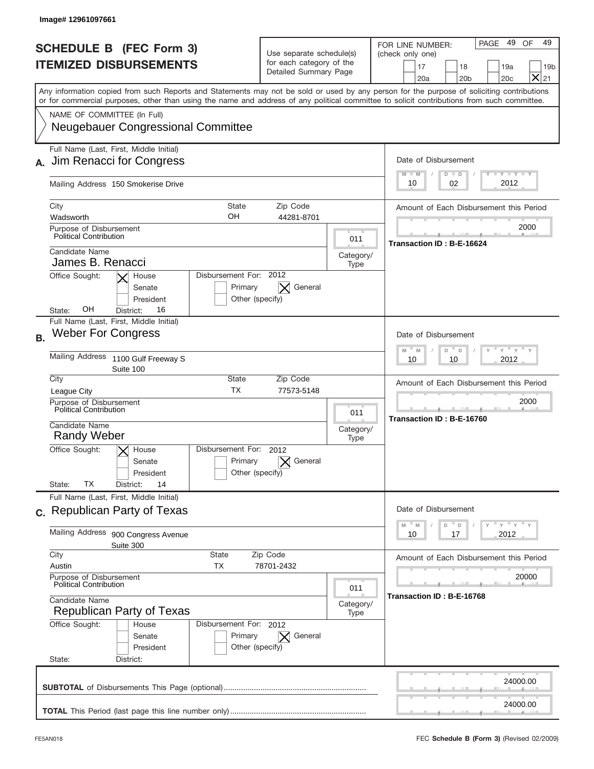Image# 12961097661

# SCHEDULE B (FEC Form 3)
## ITEMIZED DISBURSEMENTS

Use separate schedule(s) for each category of the Detailed Summary Page

FOR LINE NUMBER: (check only one)
17 | 18 | 19a | 19b | 20a | 20b | 20c | X 21

PAGE 49 OF 49

Any information copied from such Reports and Statements may not be sold or used by any person for the purpose of soliciting contributions or for commercial purposes, other than using the name and address of any political committee to solicit contributions from such committee.

NAME OF COMMITTEE (In Full)
Neugebauer Congressional Committee

---

**A.** Full Name (Last, First, Middle Initial): Jim Renacci for Congress

Mailing Address: 150 Smokerise Drive

City: Wadsworth | State: OH | Zip Code: 44281-8701

Purpose of Disbursement: Political Contribution

Category/Type: 011

Candidate Name: James B. Renacci

Office Sought: X House | Senate | President

State: OH | District: 16

Disbursement For: 2012 | Primary | X General | Other (specify)

Date of Disbursement: 10 / 02 / 2012

Amount of Each Disbursement this Period: 2000

Transaction ID : B-E-16624

---

**B.** Full Name (Last, First, Middle Initial): Weber For Congress

Mailing Address: 1100 Gulf Freeway S, Suite 100

City: League City | State: TX | Zip Code: 77573-5148

Purpose of Disbursement: Political Contribution

Category/Type: 011

Candidate Name: Randy Weber

Office Sought: X House | Senate | President

State: TX | District: 14

Disbursement For: 2012 | Primary | X General | Other (specify)

Date of Disbursement: 10 / 10 / 2012

Amount of Each Disbursement this Period: 2000

Transaction ID : B-E-16760

---

**C.** Full Name (Last, First, Middle Initial): Republican Party of Texas

Mailing Address: 900 Congress Avenue, Suite 300

City: Austin | State: TX | Zip Code: 78701-2432

Purpose of Disbursement: Political Contribution

Category/Type: 011

Candidate Name: Republican Party of Texas

Office Sought: House | Senate | President

State: | District:

Disbursement For: 2012 | Primary | X General | Other (specify)

Date of Disbursement: 10 / 17 / 2012

Amount of Each Disbursement this Period: 20000

Transaction ID : B-E-16768

---

**SUBTOTAL** of Disbursements This Page (optional): 24000.00

**TOTAL** This Period (last page this line number only): 24000.00

FE5AN018

FEC **Schedule B (Form 3)** (Revised 02/2009)